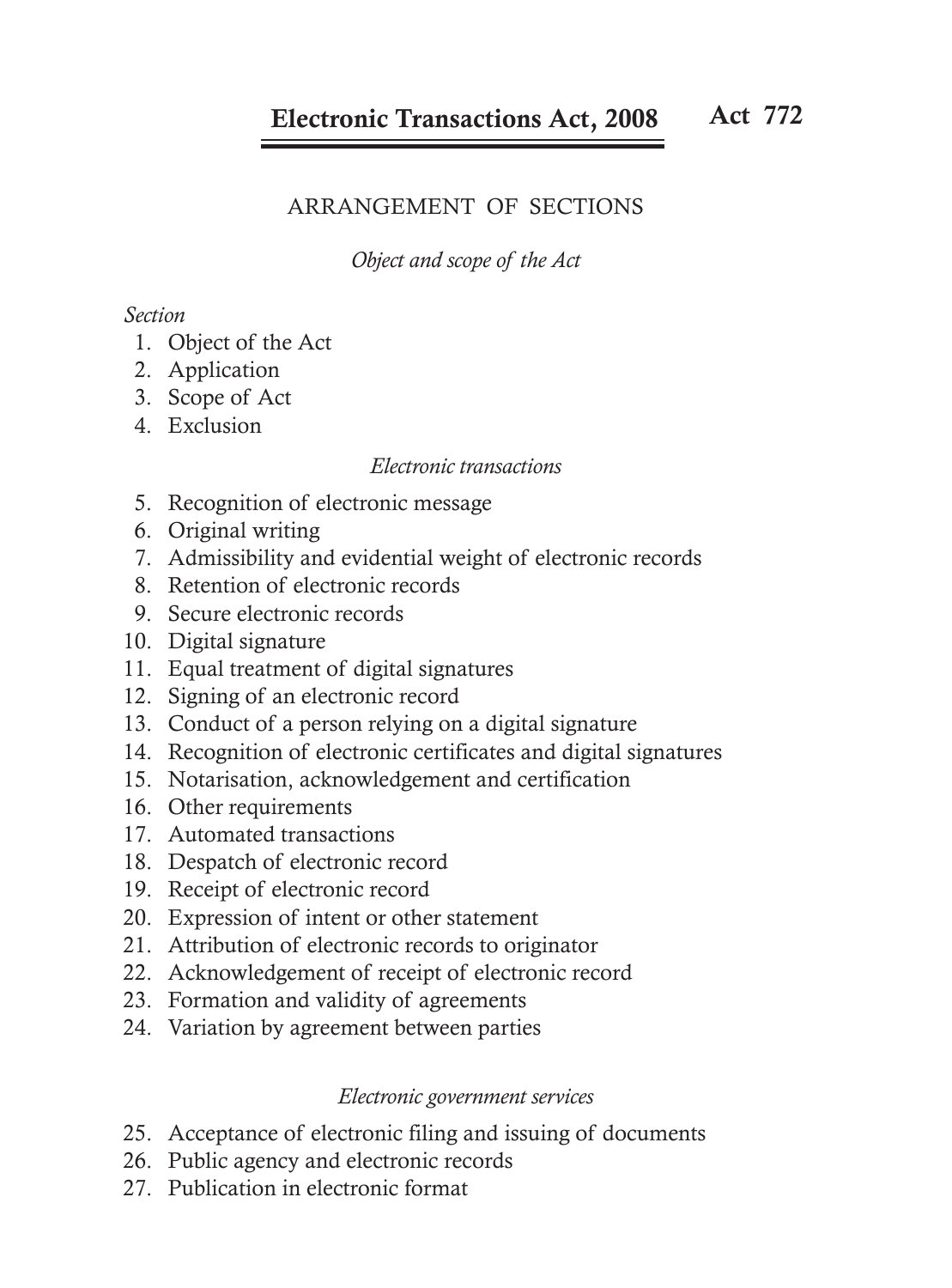# Electronic Transactions Act, 2008 — Act 772

## ARRANGEMENT OF SECTIONS

*Object and scope of the Act*

*Section*

1. Object of the Act
2. Application
3. Scope of Act
4. Exclusion

*Electronic transactions*

5. Recognition of electronic message
6. Original writing
7. Admissibility and evidential weight of electronic records
8. Retention of electronic records
9. Secure electronic records
10. Digital signature
11. Equal treatment of digital signatures
12. Signing of an electronic record
13. Conduct of a person relying on a digital signature
14. Recognition of electronic certificates and digital signatures
15. Notarisation, acknowledgement and certification
16. Other requirements
17. Automated transactions
18. Despatch of electronic record
19. Receipt of electronic record
20. Expression of intent or other statement
21. Attribution of electronic records to originator
22. Acknowledgement of receipt of electronic record
23. Formation and validity of agreements
24. Variation by agreement between parties

*Electronic government services*

25. Acceptance of electronic filing and issuing of documents
26. Public agency and electronic records
27. Publication in electronic format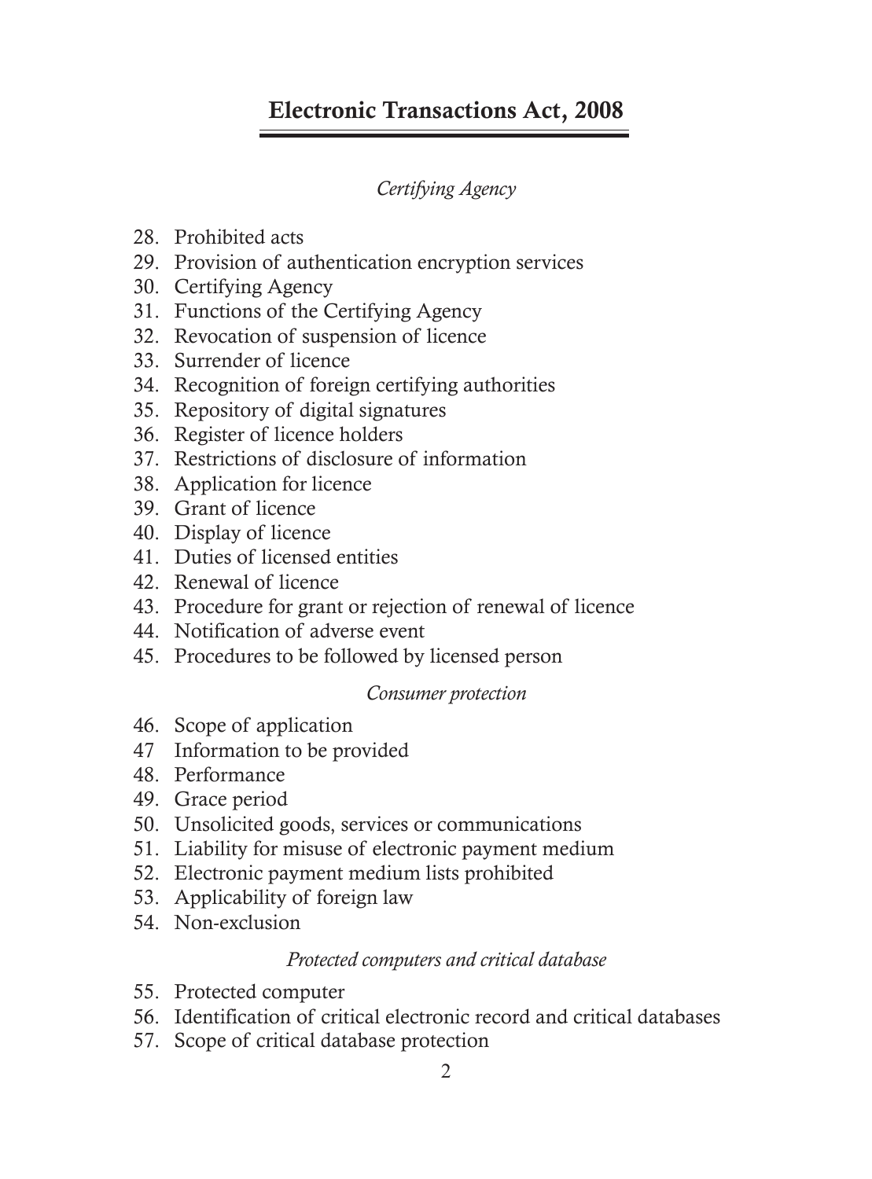*Certifying Agency*

28. Prohibited acts
29. Provision of authentication encryption services
30. Certifying Agency
31. Functions of the Certifying Agency
32. Revocation of suspension of licence
33. Surrender of licence
34. Recognition of foreign certifying authorities
35. Repository of digital signatures
36. Register of licence holders
37. Restrictions of disclosure of information
38. Application for licence
39. Grant of licence
40. Display of licence
41. Duties of licensed entities
42. Renewal of licence
43. Procedure for grant or rejection of renewal of licence
44. Notification of adverse event
45. Procedures to be followed by licensed person

*Consumer protection*

46. Scope of application
47 Information to be provided
48. Performance
49. Grace period
50. Unsolicited goods, services or communications
51. Liability for misuse of electronic payment medium
52. Electronic payment medium lists prohibited
53. Applicability of foreign law
54. Non-exclusion

*Protected computers and critical database*

55. Protected computer
56. Identification of critical electronic record and critical databases
57. Scope of critical database protection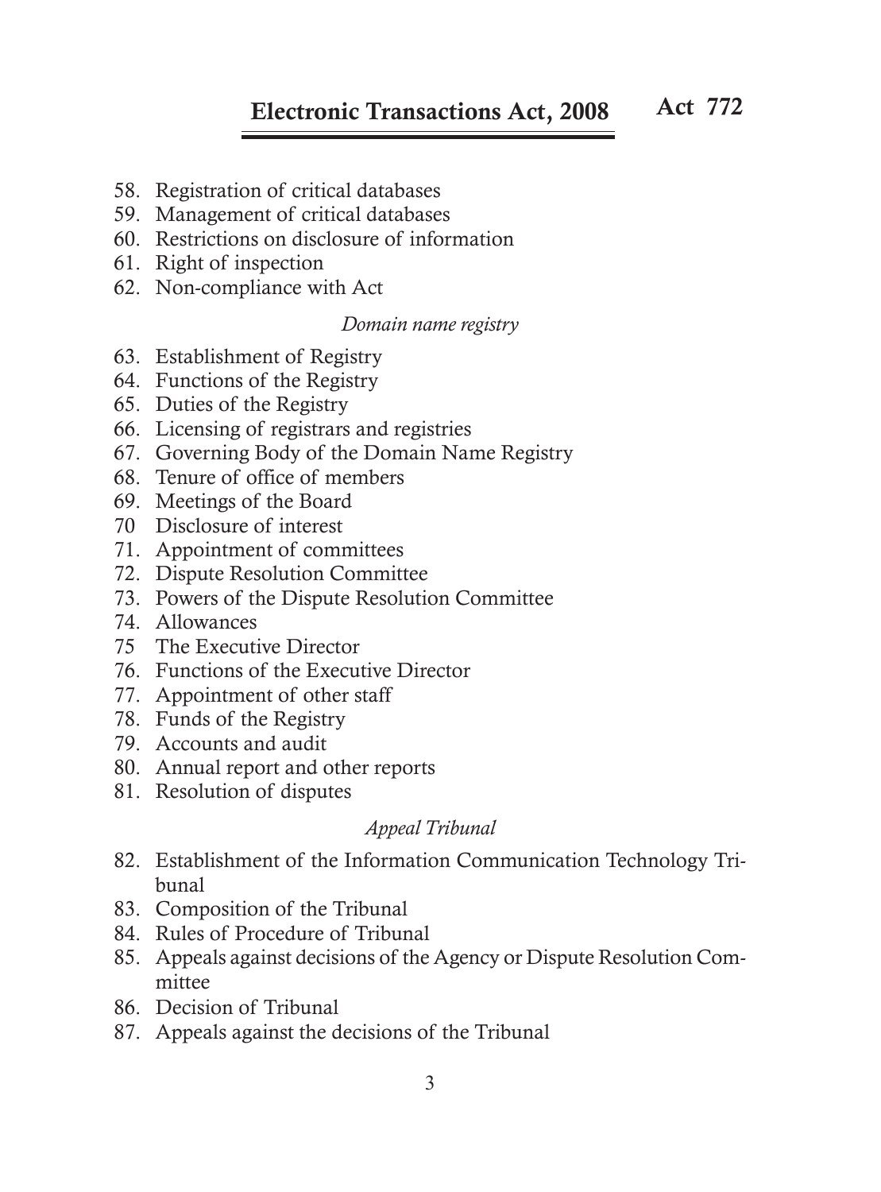58. Registration of critical databases
59. Management of critical databases
60. Restrictions on disclosure of information
61. Right of inspection
62. Non-compliance with Act

*Domain name registry*

63. Establishment of Registry
64. Functions of the Registry
65. Duties of the Registry
66. Licensing of registrars and registries
67. Governing Body of the Domain Name Registry
68. Tenure of office of members
69. Meetings of the Board
70 Disclosure of interest
71. Appointment of committees
72. Dispute Resolution Committee
73. Powers of the Dispute Resolution Committee
74. Allowances
75 The Executive Director
76. Functions of the Executive Director
77. Appointment of other staff
78. Funds of the Registry
79. Accounts and audit
80. Annual report and other reports
81. Resolution of disputes

*Appeal Tribunal*

82. Establishment of the Information Communication Technology Tribunal
83. Composition of the Tribunal
84. Rules of Procedure of Tribunal
85. Appeals against decisions of the Agency or Dispute Resolution Committee
86. Decision of Tribunal
87. Appeals against the decisions of the Tribunal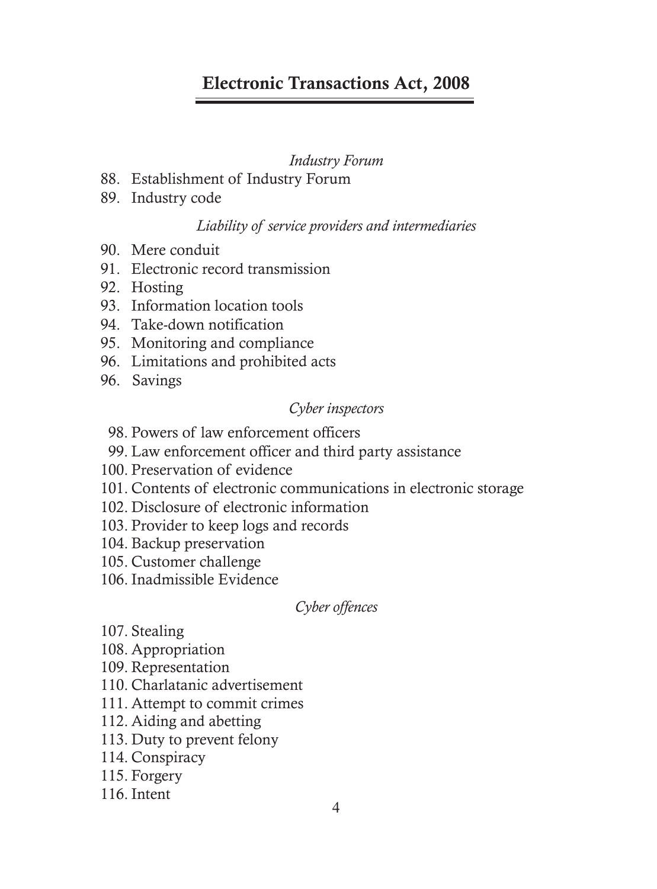*Industry Forum*

88. Establishment of Industry Forum
89. Industry code

*Liability of service providers and intermediaries*

90. Mere conduit
91. Electronic record transmission
92. Hosting
93. Information location tools
94. Take-down notification
95. Monitoring and compliance
96. Limitations and prohibited acts
96. Savings

*Cyber inspectors*

98. Powers of law enforcement officers
99. Law enforcement officer and third party assistance
100. Preservation of evidence
101. Contents of electronic communications in electronic storage
102. Disclosure of electronic information
103. Provider to keep logs and records
104. Backup preservation
105. Customer challenge
106. Inadmissible Evidence

*Cyber offences*

107. Stealing
108. Appropriation
109. Representation
110. Charlatanic advertisement
111. Attempt to commit crimes
112. Aiding and abetting
113. Duty to prevent felony
114. Conspiracy
115. Forgery
116. Intent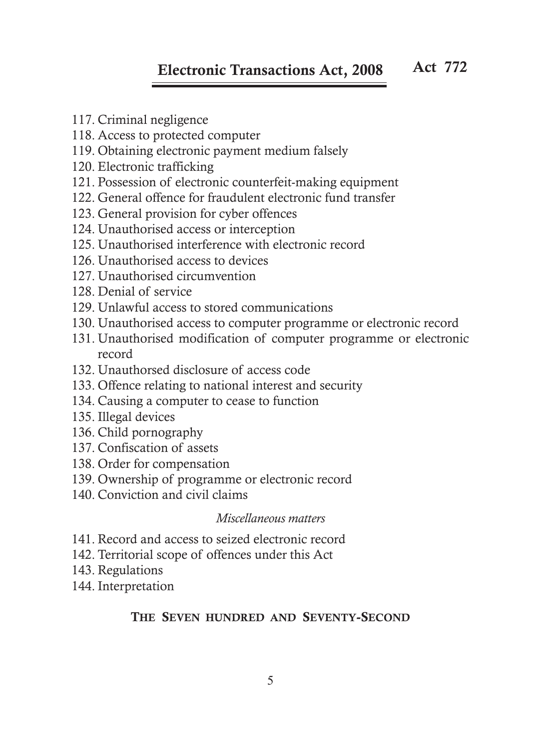117. Criminal negligence
118. Access to protected computer
119. Obtaining electronic payment medium falsely
120. Electronic trafficking
121. Possession of electronic counterfeit-making equipment
122. General offence for fraudulent electronic fund transfer
123. General provision for cyber offences
124. Unauthorised access or interception
125. Unauthorised interference with electronic record
126. Unauthorised access to devices
127. Unauthorised circumvention
128. Denial of service
129. Unlawful access to stored communications
130. Unauthorised access to computer programme or electronic record
131. Unauthorised modification of computer programme or electronic record
132. Unauthorsed disclosure of access code
133. Offence relating to national interest and security
134. Causing a computer to cease to function
135. Illegal devices
136. Child pornography
137. Confiscation of assets
138. Order for compensation
139. Ownership of programme or electronic record
140. Conviction and civil claims

*Miscellaneous matters*

141. Record and access to seized electronic record
142. Territorial scope of offences under this Act
143. Regulations
144. Interpretation

**THE SEVEN HUNDRED AND SEVENTY-SECOND**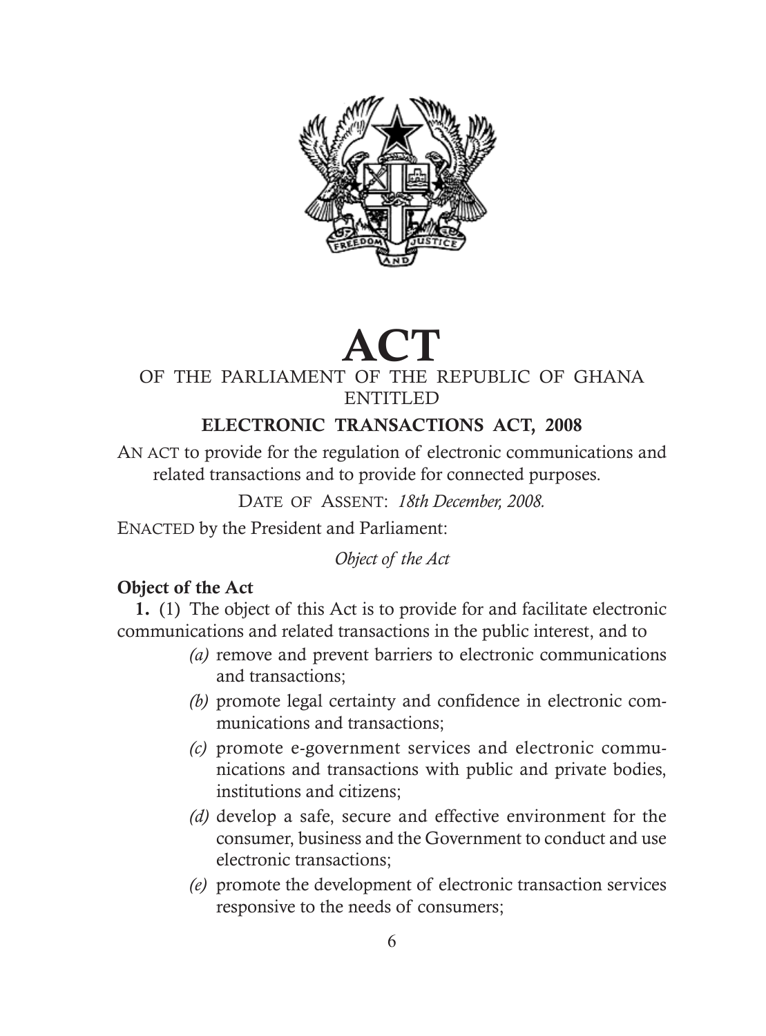# ACT

OF THE PARLIAMENT OF THE REPUBLIC OF GHANA
ENTITLED

## ELECTRONIC TRANSACTIONS ACT, 2008

AN ACT to provide for the regulation of electronic communications and related transactions and to provide for connected purposes.

DATE OF ASSENT: *18th December, 2008.*

ENACTED by the President and Parliament:

*Object of the Act*

**Object of the Act**

**1.** (1) The object of this Act is to provide for and facilitate electronic communications and related transactions in the public interest, and to

*(a)* remove and prevent barriers to electronic communications and transactions;

*(b)* promote legal certainty and confidence in electronic communications and transactions;

*(c)* promote e-government services and electronic communications and transactions with public and private bodies, institutions and citizens;

*(d)* develop a safe, secure and effective environment for the consumer, business and the Government to conduct and use electronic transactions;

*(e)* promote the development of electronic transaction services responsive to the needs of consumers;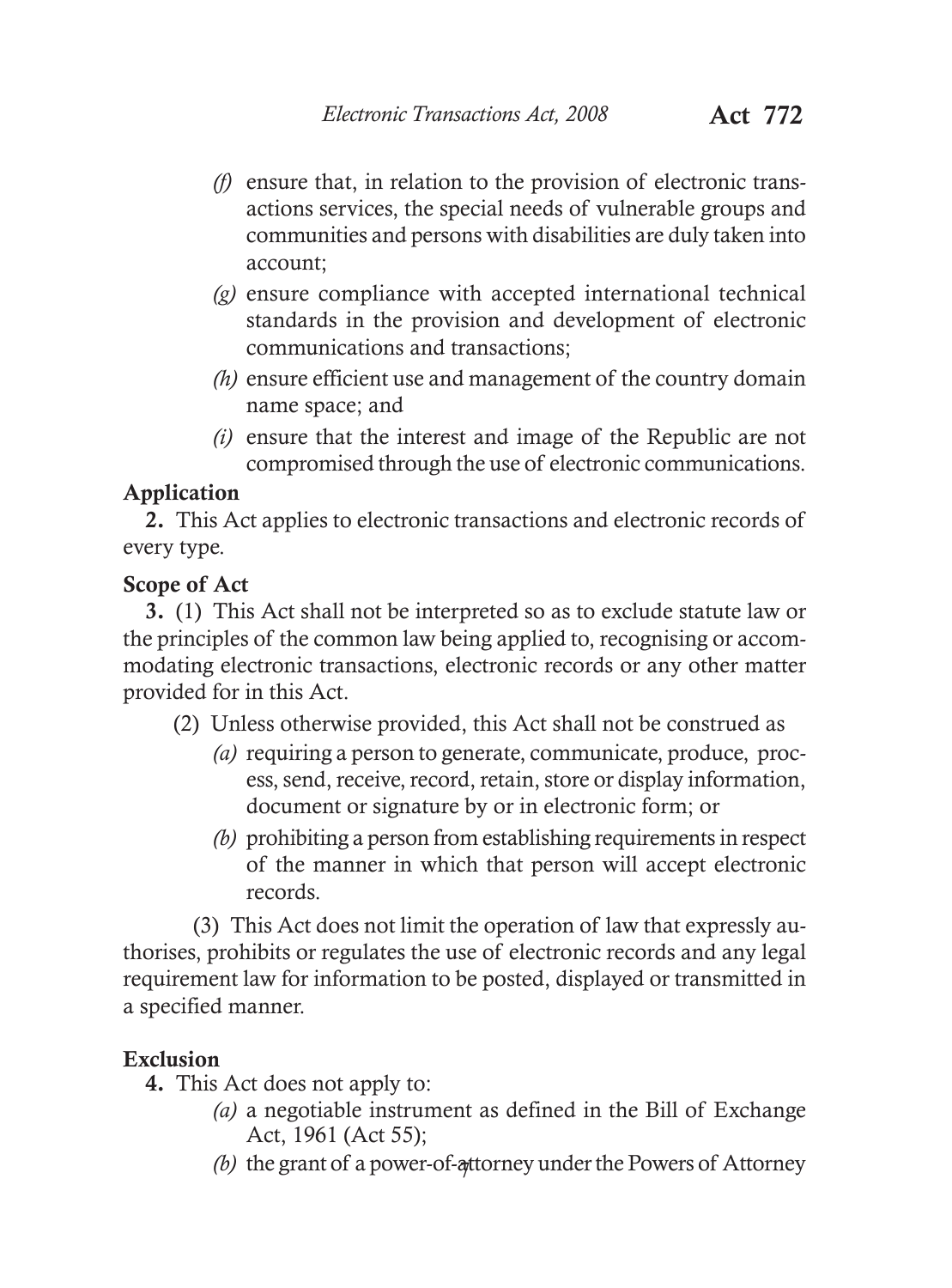*(f)* ensure that, in relation to the provision of electronic transactions services, the special needs of vulnerable groups and communities and persons with disabilities are duly taken into account;

*(g)* ensure compliance with accepted international technical standards in the provision and development of electronic communications and transactions;

*(h)* ensure efficient use and management of the country domain name space; and

*(i)* ensure that the interest and image of the Republic are not compromised through the use of electronic communications.

**Application**

**2.** This Act applies to electronic transactions and electronic records of every type.

**Scope of Act**

**3.** (1) This Act shall not be interpreted so as to exclude statute law or the principles of the common law being applied to, recognising or accommodating electronic transactions, electronic records or any other matter provided for in this Act.

(2) Unless otherwise provided, this Act shall not be construed as

*(a)* requiring a person to generate, communicate, produce, process, send, receive, record, retain, store or display information, document or signature by or in electronic form; or

*(b)* prohibiting a person from establishing requirements in respect of the manner in which that person will accept electronic records.

(3) This Act does not limit the operation of law that expressly authorises, prohibits or regulates the use of electronic records and any legal requirement law for information to be posted, displayed or transmitted in a specified manner.

**Exclusion**

**4.** This Act does not apply to:

*(a)* a negotiable instrument as defined in the Bill of Exchange Act, 1961 (Act 55);

*(b)* the grant of a power-of-attorney under the Powers of Attorney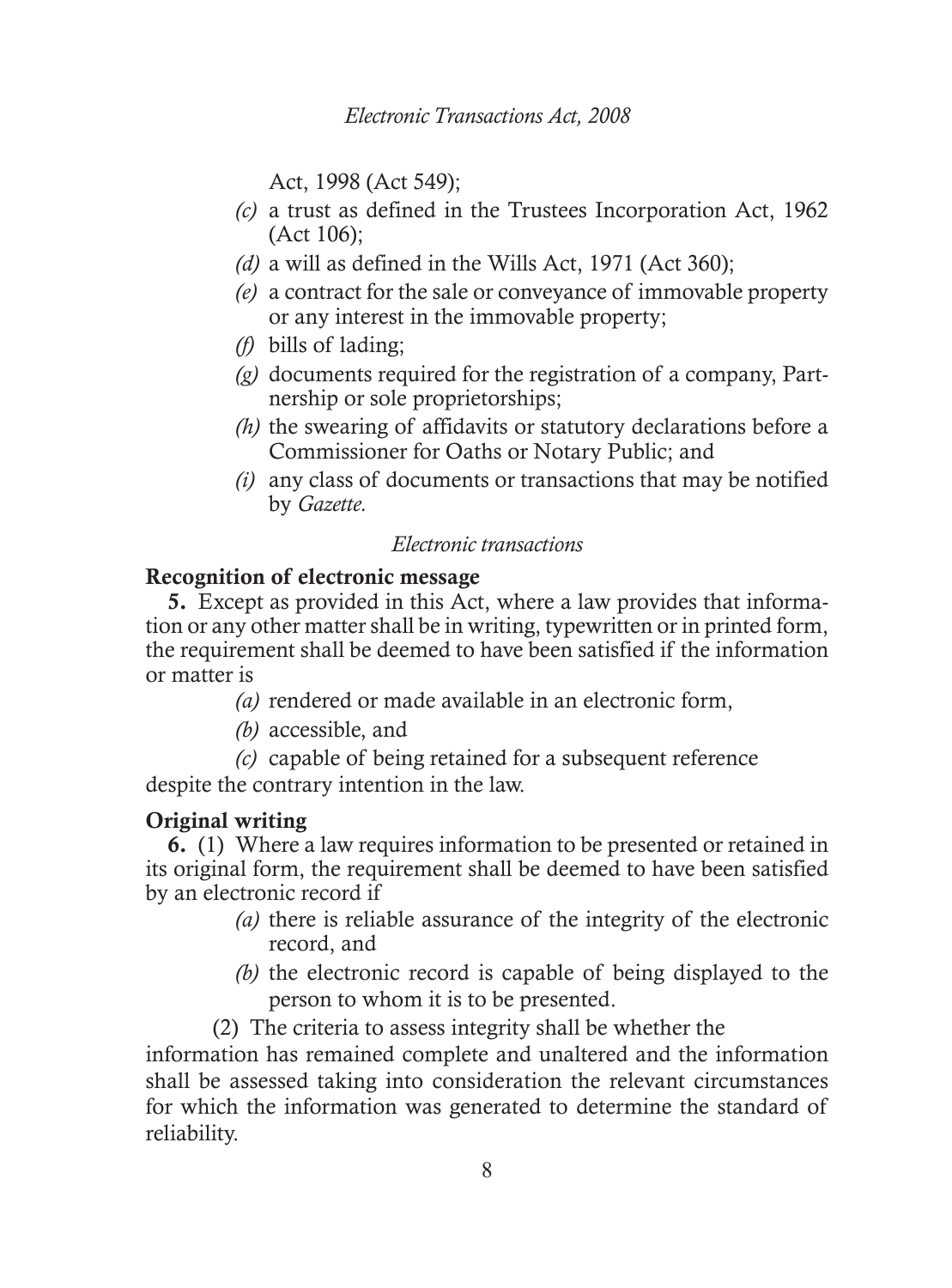Act, 1998 (Act 549);

*(c)* a trust as defined in the Trustees Incorporation Act, 1962 (Act 106);

*(d)* a will as defined in the Wills Act, 1971 (Act 360);

*(e)* a contract for the sale or conveyance of immovable property or any interest in the immovable property;

*(f)* bills of lading;

*(g)* documents required for the registration of a company, Partnership or sole proprietorships;

*(h)* the swearing of affidavits or statutory declarations before a Commissioner for Oaths or Notary Public; and

*(i)* any class of documents or transactions that may be notified by *Gazette*.

*Electronic transactions*

**Recognition of electronic message**

**5.** Except as provided in this Act, where a law provides that information or any other matter shall be in writing, typewritten or in printed form, the requirement shall be deemed to have been satisfied if the information or matter is

*(a)* rendered or made available in an electronic form,

*(b)* accessible, and

*(c)* capable of being retained for a subsequent reference

despite the contrary intention in the law.

**Original writing**

**6.** (1) Where a law requires information to be presented or retained in its original form, the requirement shall be deemed to have been satisfied by an electronic record if

*(a)* there is reliable assurance of the integrity of the electronic record, and

*(b)* the electronic record is capable of being displayed to the person to whom it is to be presented.

(2) The criteria to assess integrity shall be whether the information has remained complete and unaltered and the information shall be assessed taking into consideration the relevant circumstances for which the information was generated to determine the standard of reliability.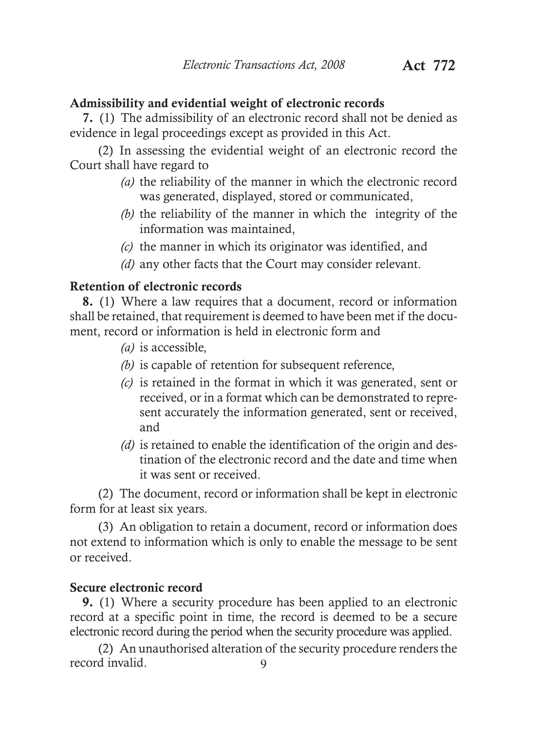### Admissibility and evidential weight of electronic records

**7.** (1) The admissibility of an electronic record shall not be denied as evidence in legal proceedings except as provided in this Act.

(2) In assessing the evidential weight of an electronic record the Court shall have regard to

*(a)* the reliability of the manner in which the electronic record was generated, displayed, stored or communicated,

*(b)* the reliability of the manner in which the integrity of the information was maintained,

*(c)* the manner in which its originator was identified, and

*(d)* any other facts that the Court may consider relevant.

### Retention of electronic records

**8.** (1) Where a law requires that a document, record or information shall be retained, that requirement is deemed to have been met if the document, record or information is held in electronic form and

*(a)* is accessible,

*(b)* is capable of retention for subsequent reference,

*(c)* is retained in the format in which it was generated, sent or received, or in a format which can be demonstrated to represent accurately the information generated, sent or received, and

*(d)* is retained to enable the identification of the origin and destination of the electronic record and the date and time when it was sent or received.

(2) The document, record or information shall be kept in electronic form for at least six years.

(3) An obligation to retain a document, record or information does not extend to information which is only to enable the message to be sent or received.

### Secure electronic record

**9.** (1) Where a security procedure has been applied to an electronic record at a specific point in time, the record is deemed to be a secure electronic record during the period when the security procedure was applied.

(2) An unauthorised alteration of the security procedure renders the record invalid.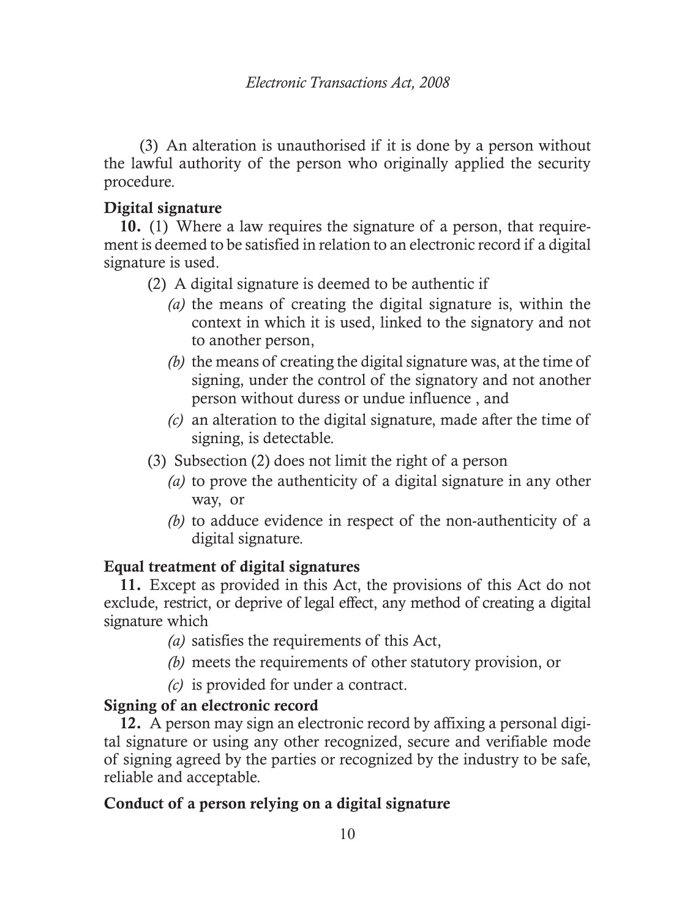(3) An alteration is unauthorised if it is done by a person without the lawful authority of the person who originally applied the security procedure.

**Digital signature**

**10.** (1) Where a law requires the signature of a person, that requirement is deemed to be satisfied in relation to an electronic record if a digital signature is used.

(2) A digital signature is deemed to be authentic if

*(a)* the means of creating the digital signature is, within the context in which it is used, linked to the signatory and not to another person,

*(b)* the means of creating the digital signature was, at the time of signing, under the control of the signatory and not another person without duress or undue influence , and

*(c)* an alteration to the digital signature, made after the time of signing, is detectable.

(3) Subsection (2) does not limit the right of a person

*(a)* to prove the authenticity of a digital signature in any other way, or

*(b)* to adduce evidence in respect of the non-authenticity of a digital signature.

**Equal treatment of digital signatures**

**11.** Except as provided in this Act, the provisions of this Act do not exclude, restrict, or deprive of legal effect, any method of creating a digital signature which

*(a)* satisfies the requirements of this Act,

*(b)* meets the requirements of other statutory provision, or

*(c)* is provided for under a contract.

**Signing of an electronic record**

**12.** A person may sign an electronic record by affixing a personal digital signature or using any other recognized, secure and verifiable mode of signing agreed by the parties or recognized by the industry to be safe, reliable and acceptable.

**Conduct of a person relying on a digital signature**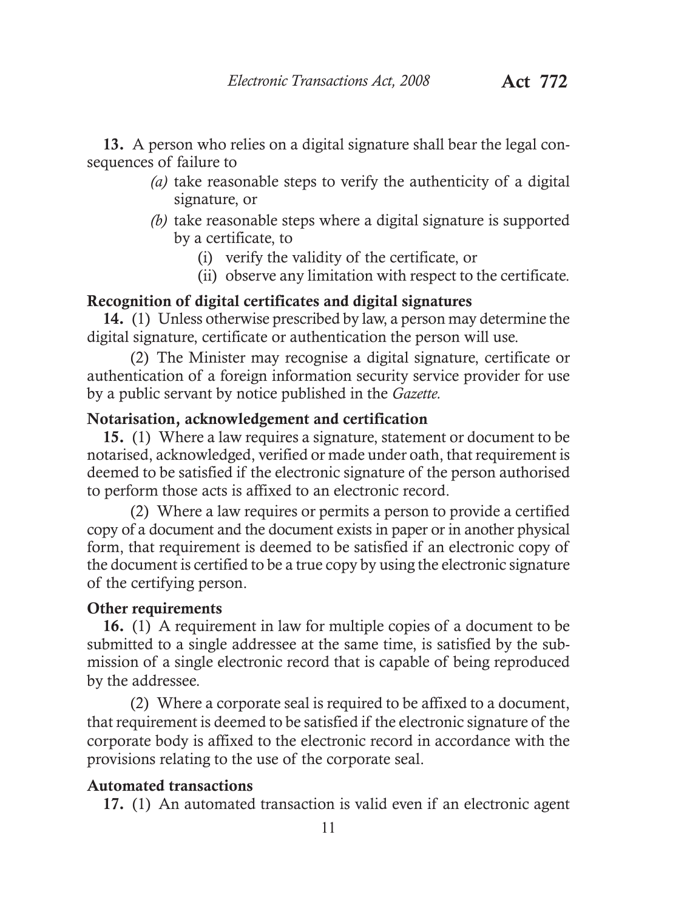**13.** A person who relies on a digital signature shall bear the legal consequences of failure to

- *(a)* take reasonable steps to verify the authenticity of a digital signature, or
- *(b)* take reasonable steps where a digital signature is supported by a certificate, to
  - (i) verify the validity of the certificate, or
  - (ii) observe any limitation with respect to the certificate.

**Recognition of digital certificates and digital signatures**

**14.** (1) Unless otherwise prescribed by law, a person may determine the digital signature, certificate or authentication the person will use.

(2) The Minister may recognise a digital signature, certificate or authentication of a foreign information security service provider for use by a public servant by notice published in the *Gazette*.

**Notarisation, acknowledgement and certification**

**15.** (1) Where a law requires a signature, statement or document to be notarised, acknowledged, verified or made under oath, that requirement is deemed to be satisfied if the electronic signature of the person authorised to perform those acts is affixed to an electronic record.

(2) Where a law requires or permits a person to provide a certified copy of a document and the document exists in paper or in another physical form, that requirement is deemed to be satisfied if an electronic copy of the document is certified to be a true copy by using the electronic signature of the certifying person.

**Other requirements**

**16.** (1) A requirement in law for multiple copies of a document to be submitted to a single addressee at the same time, is satisfied by the submission of a single electronic record that is capable of being reproduced by the addressee.

(2) Where a corporate seal is required to be affixed to a document, that requirement is deemed to be satisfied if the electronic signature of the corporate body is affixed to the electronic record in accordance with the provisions relating to the use of the corporate seal.

**Automated transactions**

**17.** (1) An automated transaction is valid even if an electronic agent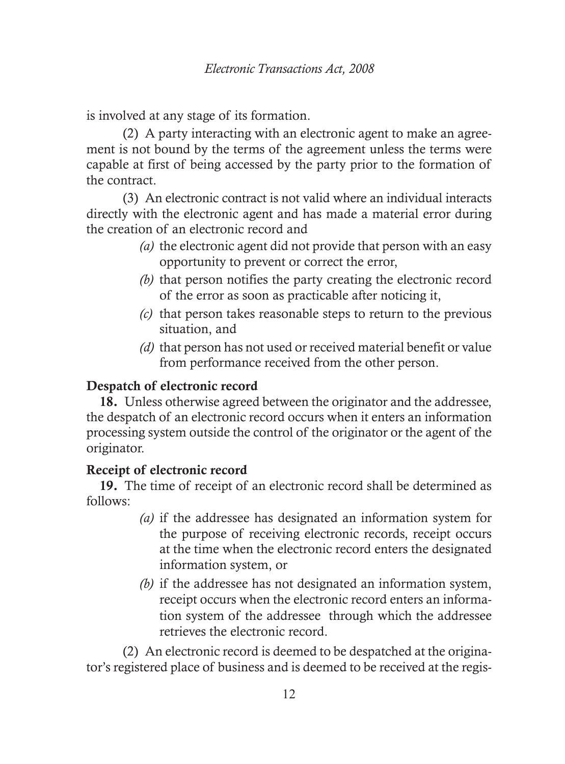is involved at any stage of its formation.

(2) A party interacting with an electronic agent to make an agreement is not bound by the terms of the agreement unless the terms were capable at first of being accessed by the party prior to the formation of the contract.

(3) An electronic contract is not valid where an individual interacts directly with the electronic agent and has made a material error during the creation of an electronic record and

- *(a)* the electronic agent did not provide that person with an easy opportunity to prevent or correct the error,
- *(b)* that person notifies the party creating the electronic record of the error as soon as practicable after noticing it,
- *(c)* that person takes reasonable steps to return to the previous situation, and
- *(d)* that person has not used or received material benefit or value from performance received from the other person.

**Despatch of electronic record**

**18.** Unless otherwise agreed between the originator and the addressee, the despatch of an electronic record occurs when it enters an information processing system outside the control of the originator or the agent of the originator.

**Receipt of electronic record**

**19.** The time of receipt of an electronic record shall be determined as follows:

- *(a)* if the addressee has designated an information system for the purpose of receiving electronic records, receipt occurs at the time when the electronic record enters the designated information system, or
- *(b)* if the addressee has not designated an information system, receipt occurs when the electronic record enters an information system of the addressee through which the addressee retrieves the electronic record.

(2) An electronic record is deemed to be despatched at the originator's registered place of business and is deemed to be received at the regis-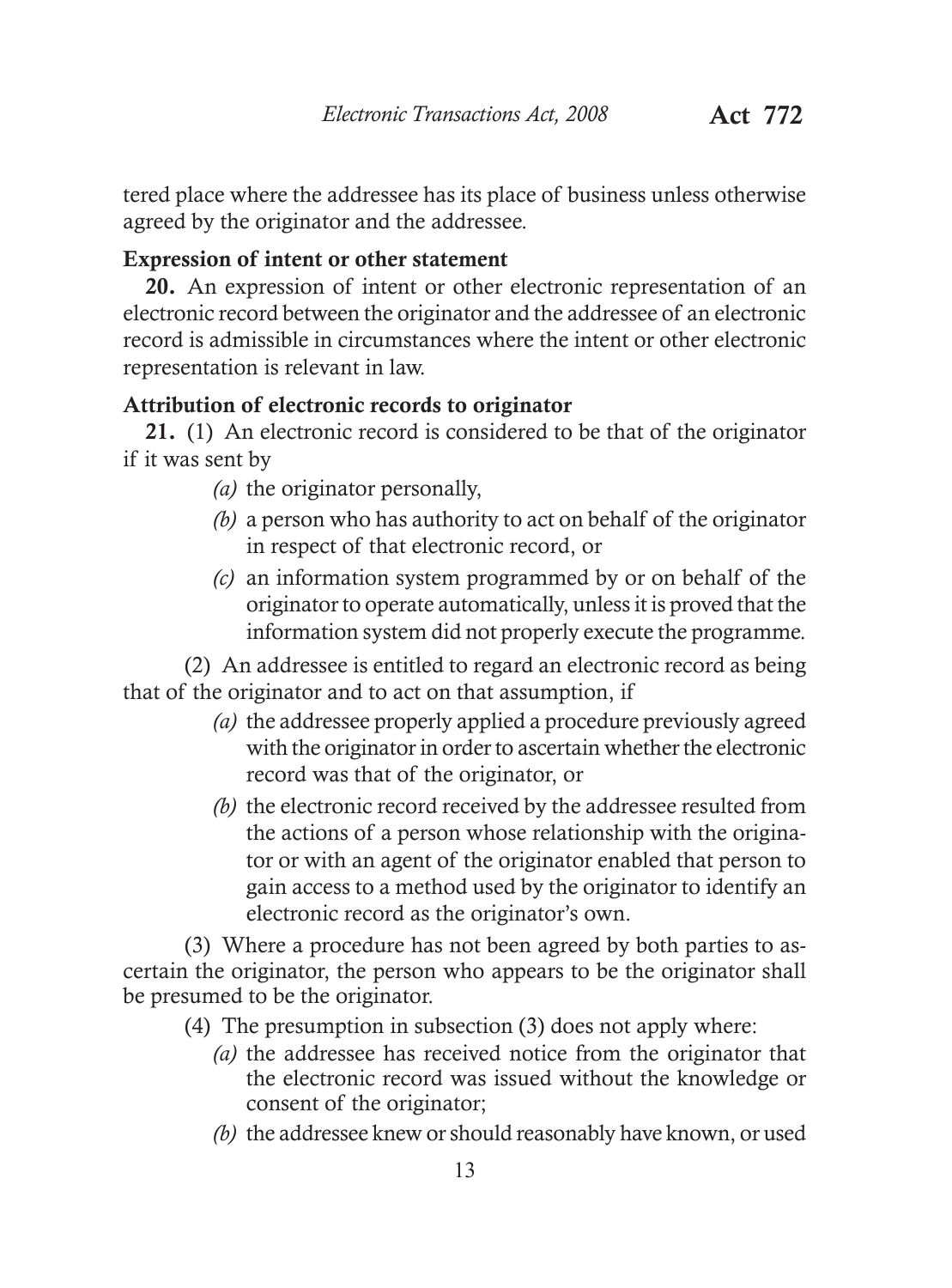tered place where the addressee has its place of business unless otherwise agreed by the originator and the addressee.

**Expression of intent or other statement**

**20.** An expression of intent or other electronic representation of an electronic record between the originator and the addressee of an electronic record is admissible in circumstances where the intent or other electronic representation is relevant in law.

**Attribution of electronic records to originator**

**21.** (1) An electronic record is considered to be that of the originator if it was sent by

*(a)* the originator personally,

*(b)* a person who has authority to act on behalf of the originator in respect of that electronic record, or

*(c)* an information system programmed by or on behalf of the originator to operate automatically, unless it is proved that the information system did not properly execute the programme.

(2) An addressee is entitled to regard an electronic record as being that of the originator and to act on that assumption, if

*(a)* the addressee properly applied a procedure previously agreed with the originator in order to ascertain whether the electronic record was that of the originator, or

*(b)* the electronic record received by the addressee resulted from the actions of a person whose relationship with the originator or with an agent of the originator enabled that person to gain access to a method used by the originator to identify an electronic record as the originator's own.

(3) Where a procedure has not been agreed by both parties to ascertain the originator, the person who appears to be the originator shall be presumed to be the originator.

(4) The presumption in subsection (3) does not apply where:

*(a)* the addressee has received notice from the originator that the electronic record was issued without the knowledge or consent of the originator;

*(b)* the addressee knew or should reasonably have known, or used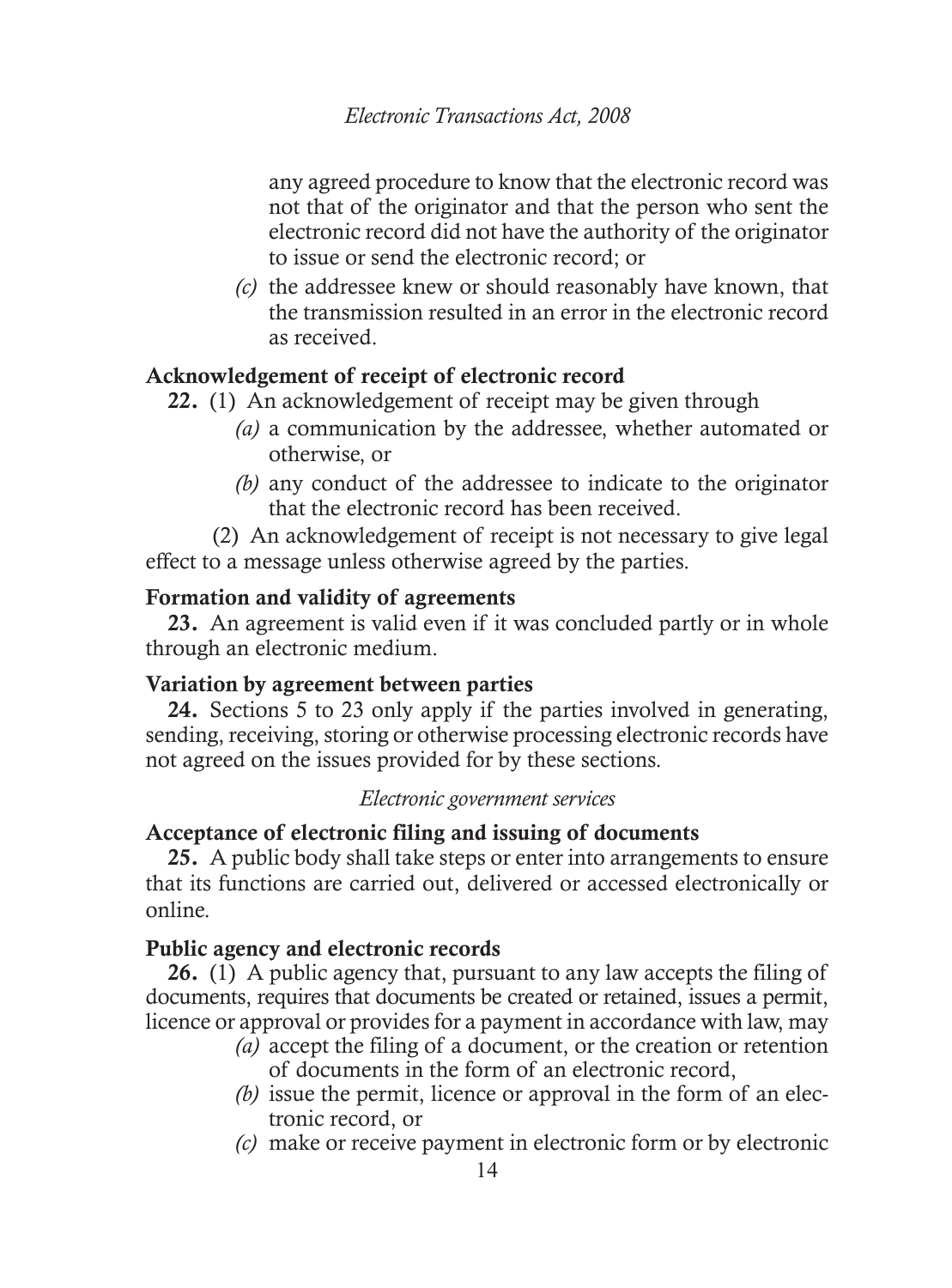any agreed procedure to know that the electronic record was not that of the originator and that the person who sent the electronic record did not have the authority of the originator to issue or send the electronic record; or

*(c)* the addressee knew or should reasonably have known, that the transmission resulted in an error in the electronic record as received.

**Acknowledgement of receipt of electronic record**

**22.** (1) An acknowledgement of receipt may be given through

*(a)* a communication by the addressee, whether automated or otherwise, or

*(b)* any conduct of the addressee to indicate to the originator that the electronic record has been received.

(2) An acknowledgement of receipt is not necessary to give legal effect to a message unless otherwise agreed by the parties.

**Formation and validity of agreements**

**23.** An agreement is valid even if it was concluded partly or in whole through an electronic medium.

**Variation by agreement between parties**

**24.** Sections 5 to 23 only apply if the parties involved in generating, sending, receiving, storing or otherwise processing electronic records have not agreed on the issues provided for by these sections.

*Electronic government services*

**Acceptance of electronic filing and issuing of documents**

**25.** A public body shall take steps or enter into arrangements to ensure that its functions are carried out, delivered or accessed electronically or online.

**Public agency and electronic records**

**26.** (1) A public agency that, pursuant to any law accepts the filing of documents, requires that documents be created or retained, issues a permit, licence or approval or provides for a payment in accordance with law, may

*(a)* accept the filing of a document, or the creation or retention of documents in the form of an electronic record,

*(b)* issue the permit, licence or approval in the form of an electronic record, or

*(c)* make or receive payment in electronic form or by electronic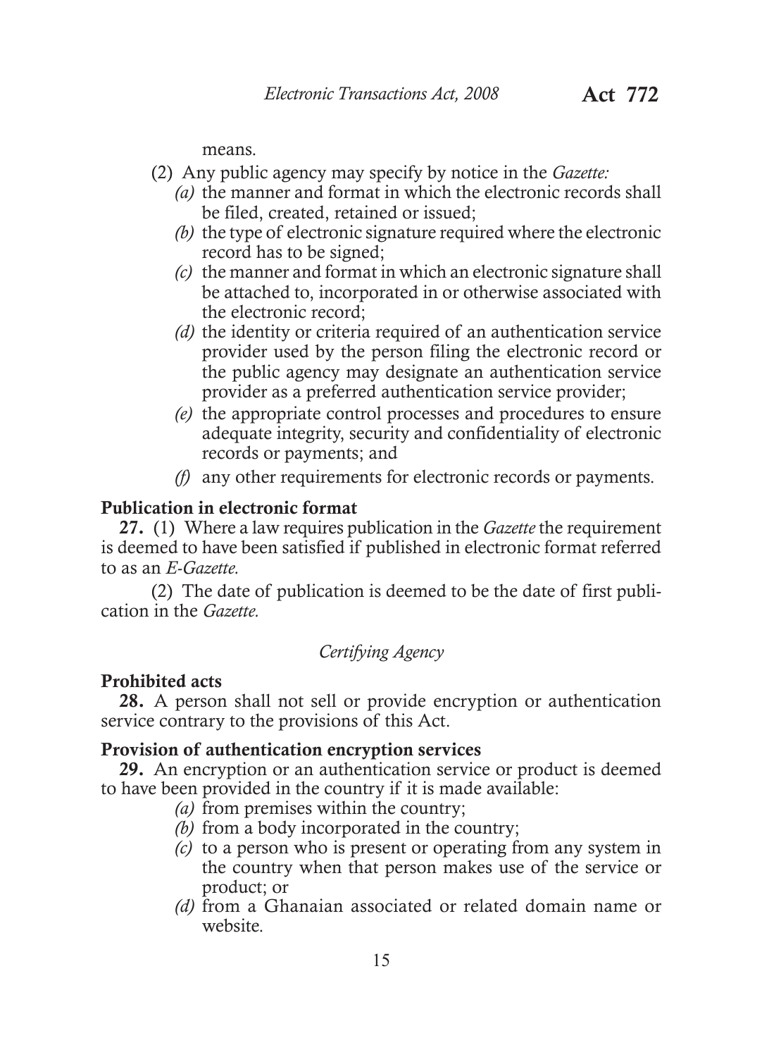means.

(2) Any public agency may specify by notice in the *Gazette:*

*(a)* the manner and format in which the electronic records shall be filed, created, retained or issued;

*(b)* the type of electronic signature required where the electronic record has to be signed;

*(c)* the manner and format in which an electronic signature shall be attached to, incorporated in or otherwise associated with the electronic record;

*(d)* the identity or criteria required of an authentication service provider used by the person filing the electronic record or the public agency may designate an authentication service provider as a preferred authentication service provider;

*(e)* the appropriate control processes and procedures to ensure adequate integrity, security and confidentiality of electronic records or payments; and

*(f)* any other requirements for electronic records or payments.

**Publication in electronic format**

**27.** (1) Where a law requires publication in the *Gazette* the requirement is deemed to have been satisfied if published in electronic format referred to as an *E-Gazette.*

(2) The date of publication is deemed to be the date of first publication in the *Gazette.*

*Certifying Agency*

**Prohibited acts**

**28.** A person shall not sell or provide encryption or authentication service contrary to the provisions of this Act.

**Provision of authentication encryption services**

**29.** An encryption or an authentication service or product is deemed to have been provided in the country if it is made available:

*(a)* from premises within the country;

*(b)* from a body incorporated in the country;

*(c)* to a person who is present or operating from any system in the country when that person makes use of the service or product; or

*(d)* from a Ghanaian associated or related domain name or website.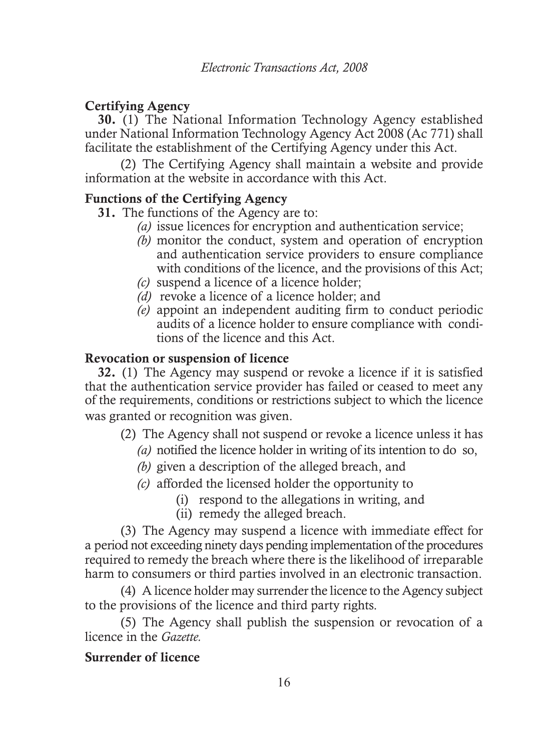**Certifying Agency**

**30.** (1) The National Information Technology Agency established under National Information Technology Agency Act 2008 (Ac 771) shall facilitate the establishment of the Certifying Agency under this Act.

(2) The Certifying Agency shall maintain a website and provide information at the website in accordance with this Act.

**Functions of the Certifying Agency**

**31.** The functions of the Agency are to:

*(a)* issue licences for encryption and authentication service;

*(b)* monitor the conduct, system and operation of encryption and authentication service providers to ensure compliance with conditions of the licence, and the provisions of this Act;

*(c)* suspend a licence of a licence holder;

*(d)* revoke a licence of a licence holder; and

*(e)* appoint an independent auditing firm to conduct periodic audits of a licence holder to ensure compliance with conditions of the licence and this Act.

**Revocation or suspension of licence**

**32.** (1) The Agency may suspend or revoke a licence if it is satisfied that the authentication service provider has failed or ceased to meet any of the requirements, conditions or restrictions subject to which the licence was granted or recognition was given.

(2) The Agency shall not suspend or revoke a licence unless it has

*(a)* notified the licence holder in writing of its intention to do so,

*(b)* given a description of the alleged breach, and

*(c)* afforded the licensed holder the opportunity to

(i) respond to the allegations in writing, and

(ii) remedy the alleged breach.

(3) The Agency may suspend a licence with immediate effect for a period not exceeding ninety days pending implementation of the procedures required to remedy the breach where there is the likelihood of irreparable harm to consumers or third parties involved in an electronic transaction.

(4) A licence holder may surrender the licence to the Agency subject to the provisions of the licence and third party rights.

(5) The Agency shall publish the suspension or revocation of a licence in the *Gazette.*

**Surrender of licence**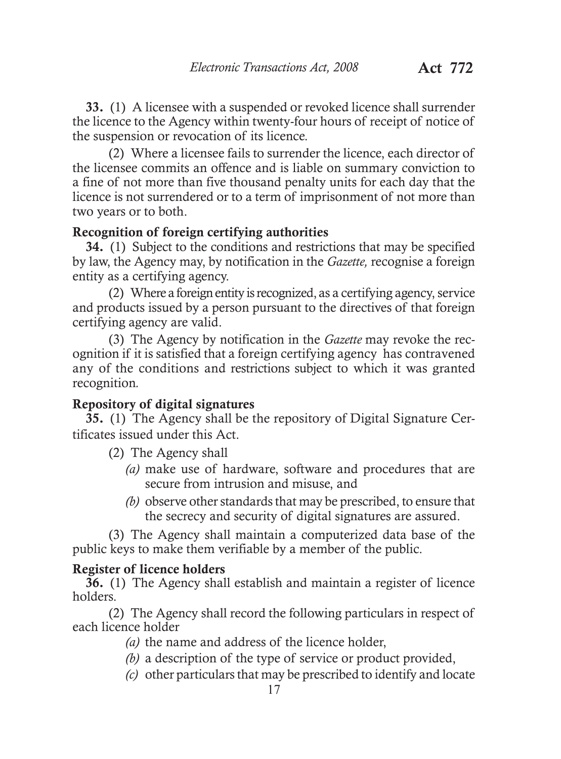**33.** (1) A licensee with a suspended or revoked licence shall surrender the licence to the Agency within twenty-four hours of receipt of notice of the suspension or revocation of its licence.

(2) Where a licensee fails to surrender the licence, each director of the licensee commits an offence and is liable on summary conviction to a fine of not more than five thousand penalty units for each day that the licence is not surrendered or to a term of imprisonment of not more than two years or to both.

**Recognition of foreign certifying authorities**

**34.** (1) Subject to the conditions and restrictions that may be specified by law, the Agency may, by notification in the *Gazette,* recognise a foreign entity as a certifying agency.

(2) Where a foreign entity is recognized, as a certifying agency, service and products issued by a person pursuant to the directives of that foreign certifying agency are valid.

(3) The Agency by notification in the *Gazette* may revoke the recognition if it is satisfied that a foreign certifying agency has contravened any of the conditions and restrictions subject to which it was granted recognition.

**Repository of digital signatures**

**35.** (1) The Agency shall be the repository of Digital Signature Certificates issued under this Act.

(2) The Agency shall

*(a)* make use of hardware, software and procedures that are secure from intrusion and misuse, and

*(b)* observe other standards that may be prescribed, to ensure that the secrecy and security of digital signatures are assured.

(3) The Agency shall maintain a computerized data base of the public keys to make them verifiable by a member of the public.

**Register of licence holders**

**36.** (1) The Agency shall establish and maintain a register of licence holders.

(2) The Agency shall record the following particulars in respect of each licence holder

*(a)* the name and address of the licence holder,

*(b)* a description of the type of service or product provided,

*(c)* other particulars that may be prescribed to identify and locate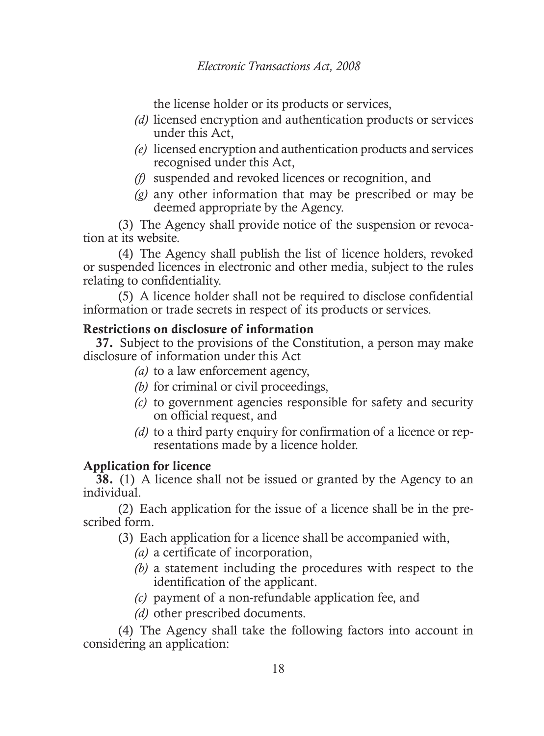the license holder or its products or services,

*(d)* licensed encryption and authentication products or services under this Act,

*(e)* licensed encryption and authentication products and services recognised under this Act,

*(f)* suspended and revoked licences or recognition, and

*(g)* any other information that may be prescribed or may be deemed appropriate by the Agency.

(3) The Agency shall provide notice of the suspension or revocation at its website.

(4) The Agency shall publish the list of licence holders, revoked or suspended licences in electronic and other media, subject to the rules relating to confidentiality.

(5) A licence holder shall not be required to disclose confidential information or trade secrets in respect of its products or services.

**Restrictions on disclosure of information**

**37.** Subject to the provisions of the Constitution, a person may make disclosure of information under this Act

*(a)* to a law enforcement agency,

*(b)* for criminal or civil proceedings,

*(c)* to government agencies responsible for safety and security on official request, and

*(d)* to a third party enquiry for confirmation of a licence or representations made by a licence holder.

**Application for licence**

**38.** (1) A licence shall not be issued or granted by the Agency to an individual.

(2) Each application for the issue of a licence shall be in the prescribed form.

(3) Each application for a licence shall be accompanied with,

*(a)* a certificate of incorporation,

*(b)* a statement including the procedures with respect to the identification of the applicant.

*(c)* payment of a non-refundable application fee, and

*(d)* other prescribed documents.

(4) The Agency shall take the following factors into account in considering an application: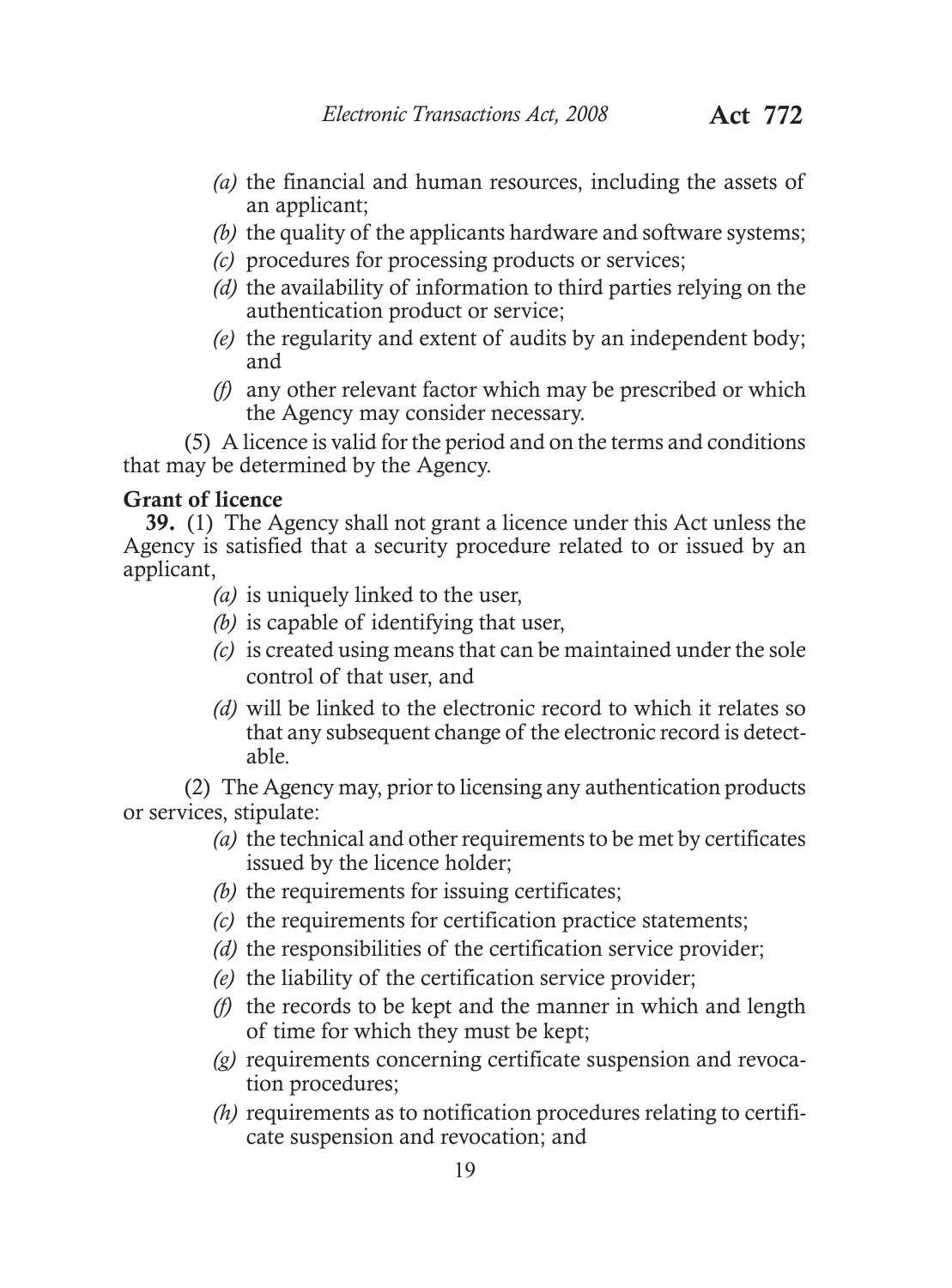*(a)* the financial and human resources, including the assets of an applicant;

*(b)* the quality of the applicants hardware and software systems;

*(c)* procedures for processing products or services;

*(d)* the availability of information to third parties relying on the authentication product or service;

*(e)* the regularity and extent of audits by an independent body; and

*(f)* any other relevant factor which may be prescribed or which the Agency may consider necessary.

(5) A licence is valid for the period and on the terms and conditions that may be determined by the Agency.

**Grant of licence**

**39.** (1) The Agency shall not grant a licence under this Act unless the Agency is satisfied that a security procedure related to or issued by an applicant,

*(a)* is uniquely linked to the user,

*(b)* is capable of identifying that user,

*(c)* is created using means that can be maintained under the sole control of that user, and

*(d)* will be linked to the electronic record to which it relates so that any subsequent change of the electronic record is detectable.

(2) The Agency may, prior to licensing any authentication products or services, stipulate:

*(a)* the technical and other requirements to be met by certificates issued by the licence holder;

*(b)* the requirements for issuing certificates;

*(c)* the requirements for certification practice statements;

*(d)* the responsibilities of the certification service provider;

*(e)* the liability of the certification service provider;

*(f)* the records to be kept and the manner in which and length of time for which they must be kept;

*(g)* requirements concerning certificate suspension and revocation procedures;

*(h)* requirements as to notification procedures relating to certificate suspension and revocation; and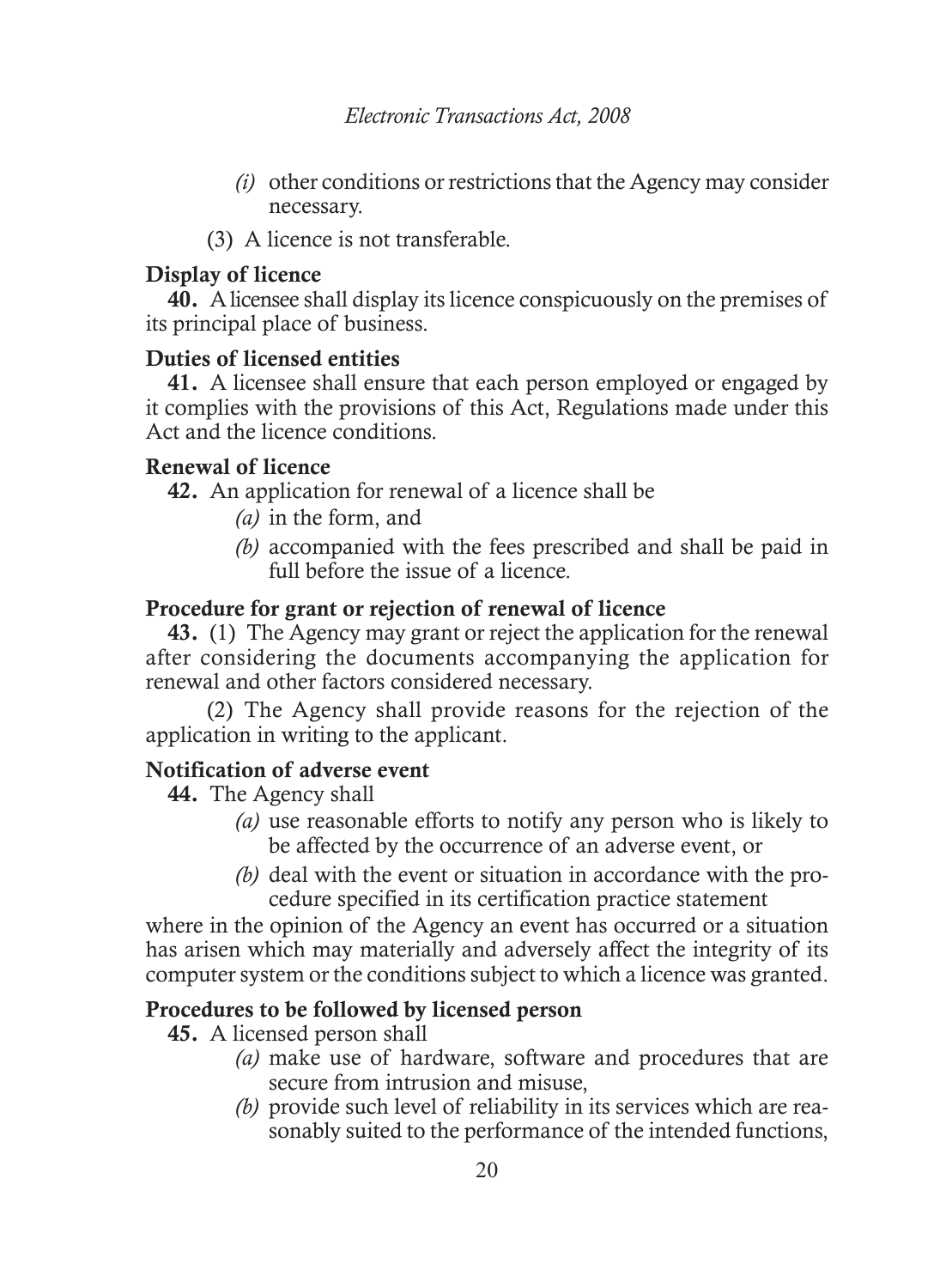*(i)* other conditions or restrictions that the Agency may consider necessary.

(3) A licence is not transferable.

**Display of licence**

**40.** A licensee shall display its licence conspicuously on the premises of its principal place of business.

**Duties of licensed entities**

**41.** A licensee shall ensure that each person employed or engaged by it complies with the provisions of this Act, Regulations made under this Act and the licence conditions.

**Renewal of licence**

**42.** An application for renewal of a licence shall be

*(a)* in the form, and

*(b)* accompanied with the fees prescribed and shall be paid in full before the issue of a licence.

**Procedure for grant or rejection of renewal of licence**

**43.** (1) The Agency may grant or reject the application for the renewal after considering the documents accompanying the application for renewal and other factors considered necessary.

(2) The Agency shall provide reasons for the rejection of the application in writing to the applicant.

**Notification of adverse event**

**44.** The Agency shall

*(a)* use reasonable efforts to notify any person who is likely to be affected by the occurrence of an adverse event, or

*(b)* deal with the event or situation in accordance with the procedure specified in its certification practice statement

where in the opinion of the Agency an event has occurred or a situation has arisen which may materially and adversely affect the integrity of its computer system or the conditions subject to which a licence was granted.

**Procedures to be followed by licensed person**

**45.** A licensed person shall

*(a)* make use of hardware, software and procedures that are secure from intrusion and misuse,

*(b)* provide such level of reliability in its services which are reasonably suited to the performance of the intended functions,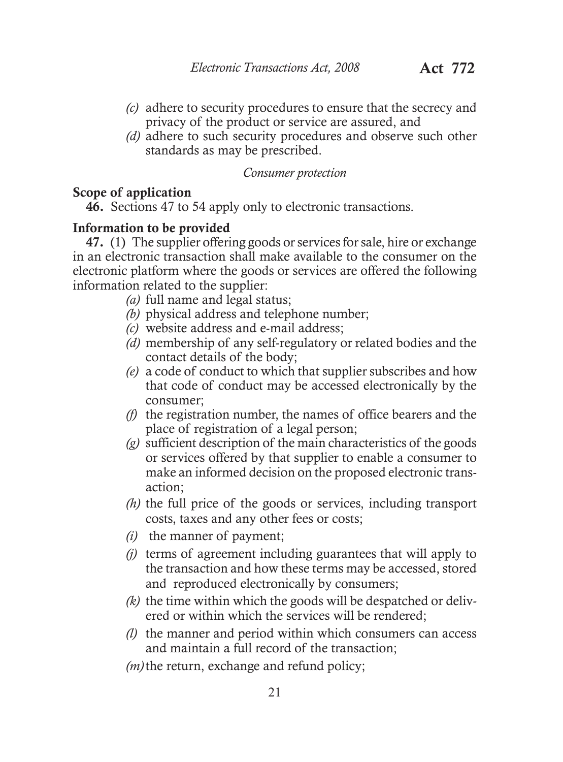*(c)* adhere to security procedures to ensure that the secrecy and privacy of the product or service are assured, and

*(d)* adhere to such security procedures and observe such other standards as may be prescribed.

*Consumer protection*

**Scope of application**

**46.** Sections 47 to 54 apply only to electronic transactions.

**Information to be provided**

**47.** (1) The supplier offering goods or services for sale, hire or exchange in an electronic transaction shall make available to the consumer on the electronic platform where the goods or services are offered the following information related to the supplier:

*(a)* full name and legal status;

*(b)* physical address and telephone number;

*(c)* website address and e-mail address;

*(d)* membership of any self-regulatory or related bodies and the contact details of the body;

*(e)* a code of conduct to which that supplier subscribes and how that code of conduct may be accessed electronically by the consumer;

*(f)* the registration number, the names of office bearers and the place of registration of a legal person;

*(g)* sufficient description of the main characteristics of the goods or services offered by that supplier to enable a consumer to make an informed decision on the proposed electronic transaction;

*(h)* the full price of the goods or services, including transport costs, taxes and any other fees or costs;

*(i)* the manner of payment;

*(j)* terms of agreement including guarantees that will apply to the transaction and how these terms may be accessed, stored and reproduced electronically by consumers;

*(k)* the time within which the goods will be despatched or delivered or within which the services will be rendered;

*(l)* the manner and period within which consumers can access and maintain a full record of the transaction;

*(m)* the return, exchange and refund policy;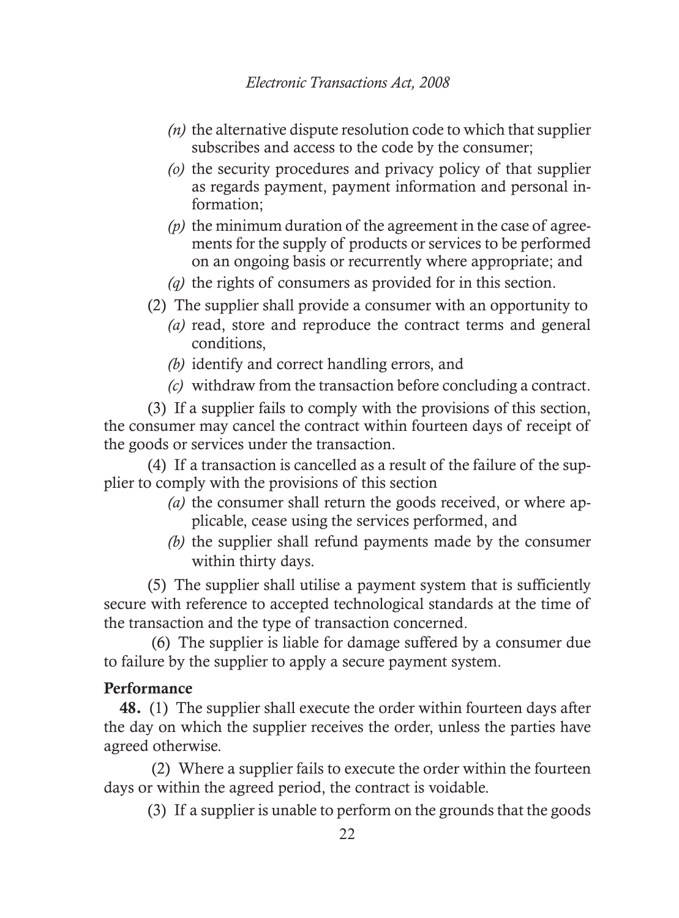*(n)* the alternative dispute resolution code to which that supplier subscribes and access to the code by the consumer;

*(o)* the security procedures and privacy policy of that supplier as regards payment, payment information and personal information;

*(p)* the minimum duration of the agreement in the case of agreements for the supply of products or services to be performed on an ongoing basis or recurrently where appropriate; and

*(q)* the rights of consumers as provided for in this section.

(2) The supplier shall provide a consumer with an opportunity to

*(a)* read, store and reproduce the contract terms and general conditions,

*(b)* identify and correct handling errors, and

*(c)* withdraw from the transaction before concluding a contract.

(3) If a supplier fails to comply with the provisions of this section, the consumer may cancel the contract within fourteen days of receipt of the goods or services under the transaction.

(4) If a transaction is cancelled as a result of the failure of the supplier to comply with the provisions of this section

*(a)* the consumer shall return the goods received, or where applicable, cease using the services performed, and

*(b)* the supplier shall refund payments made by the consumer within thirty days.

(5) The supplier shall utilise a payment system that is sufficiently secure with reference to accepted technological standards at the time of the transaction and the type of transaction concerned.

(6) The supplier is liable for damage suffered by a consumer due to failure by the supplier to apply a secure payment system.

**Performance**

**48.** (1) The supplier shall execute the order within fourteen days after the day on which the supplier receives the order, unless the parties have agreed otherwise.

(2) Where a supplier fails to execute the order within the fourteen days or within the agreed period, the contract is voidable.

(3) If a supplier is unable to perform on the grounds that the goods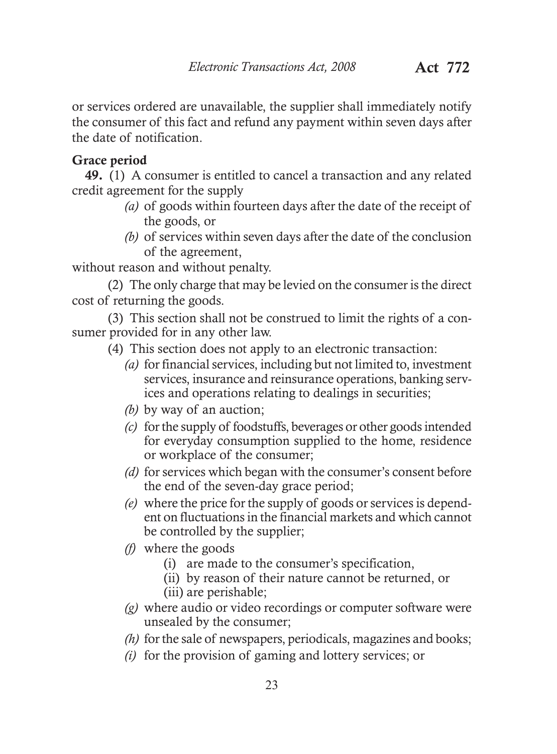or services ordered are unavailable, the supplier shall immediately notify the consumer of this fact and refund any payment within seven days after the date of notification.

**Grace period**

**49.** (1) A consumer is entitled to cancel a transaction and any related credit agreement for the supply

*(a)* of goods within fourteen days after the date of the receipt of the goods, or

*(b)* of services within seven days after the date of the conclusion of the agreement,

without reason and without penalty.

(2) The only charge that may be levied on the consumer is the direct cost of returning the goods.

(3) This section shall not be construed to limit the rights of a consumer provided for in any other law.

(4) This section does not apply to an electronic transaction:

*(a)* for financial services, including but not limited to, investment services, insurance and reinsurance operations, banking services and operations relating to dealings in securities;

*(b)* by way of an auction;

*(c)* for the supply of foodstuffs, beverages or other goods intended for everyday consumption supplied to the home, residence or workplace of the consumer;

*(d)* for services which began with the consumer's consent before the end of the seven-day grace period;

*(e)* where the price for the supply of goods or services is dependent on fluctuations in the financial markets and which cannot be controlled by the supplier;

*(f)* where the goods

(i) are made to the consumer's specification,

(ii) by reason of their nature cannot be returned, or

(iii) are perishable;

*(g)* where audio or video recordings or computer software were unsealed by the consumer;

*(h)* for the sale of newspapers, periodicals, magazines and books;

*(i)* for the provision of gaming and lottery services; or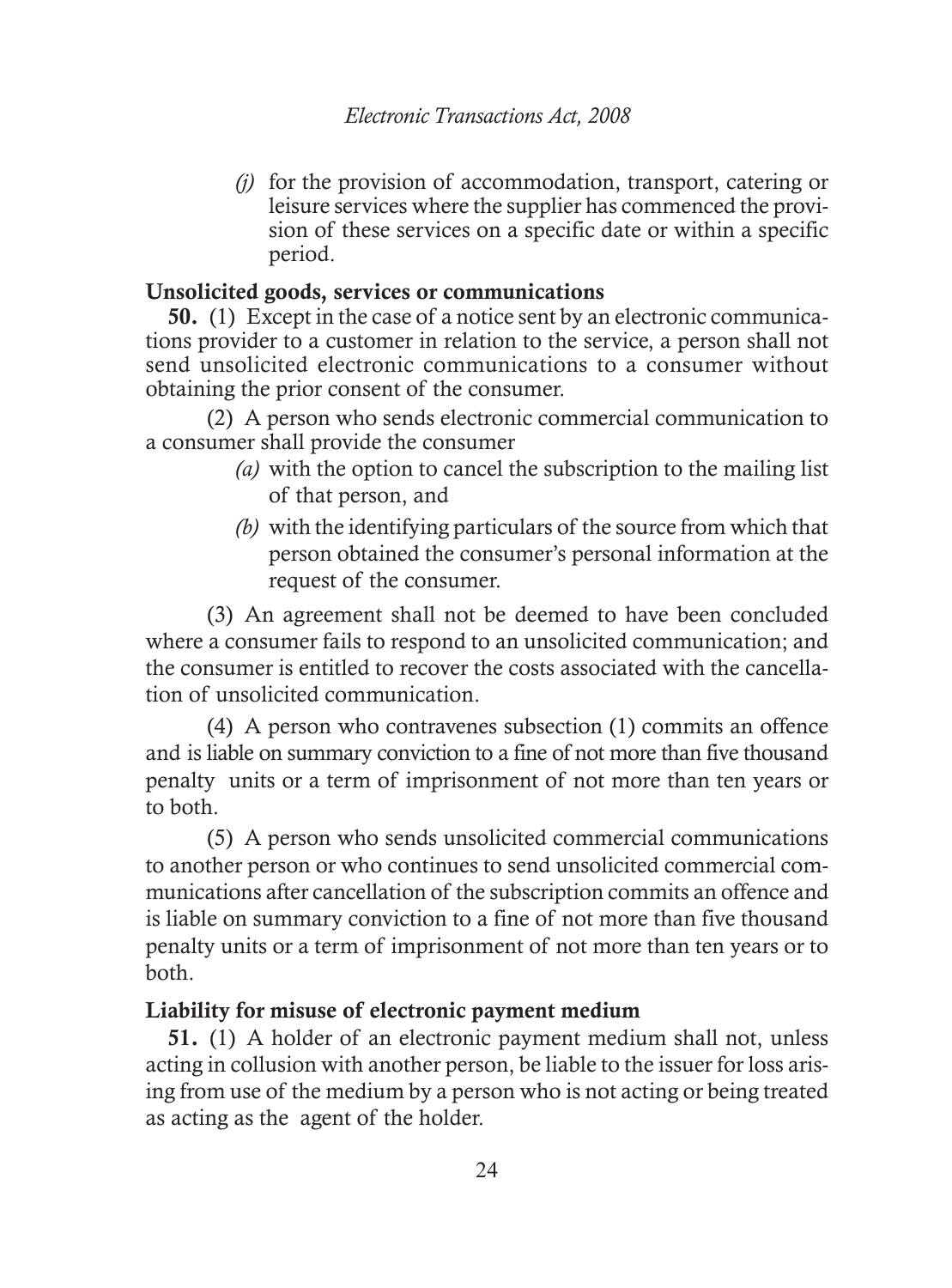*(j)* for the provision of accommodation, transport, catering or leisure services where the supplier has commenced the provision of these services on a specific date or within a specific period.

**Unsolicited goods, services or communications**

**50.** (1) Except in the case of a notice sent by an electronic communications provider to a customer in relation to the service, a person shall not send unsolicited electronic communications to a consumer without obtaining the prior consent of the consumer.

(2) A person who sends electronic commercial communication to a consumer shall provide the consumer

*(a)* with the option to cancel the subscription to the mailing list of that person, and

*(b)* with the identifying particulars of the source from which that person obtained the consumer's personal information at the request of the consumer.

(3) An agreement shall not be deemed to have been concluded where a consumer fails to respond to an unsolicited communication; and the consumer is entitled to recover the costs associated with the cancellation of unsolicited communication.

(4) A person who contravenes subsection (1) commits an offence and is liable on summary conviction to a fine of not more than five thousand penalty units or a term of imprisonment of not more than ten years or to both.

(5) A person who sends unsolicited commercial communications to another person or who continues to send unsolicited commercial communications after cancellation of the subscription commits an offence and is liable on summary conviction to a fine of not more than five thousand penalty units or a term of imprisonment of not more than ten years or to both.

**Liability for misuse of electronic payment medium**

**51.** (1) A holder of an electronic payment medium shall not, unless acting in collusion with another person, be liable to the issuer for loss arising from use of the medium by a person who is not acting or being treated as acting as the agent of the holder.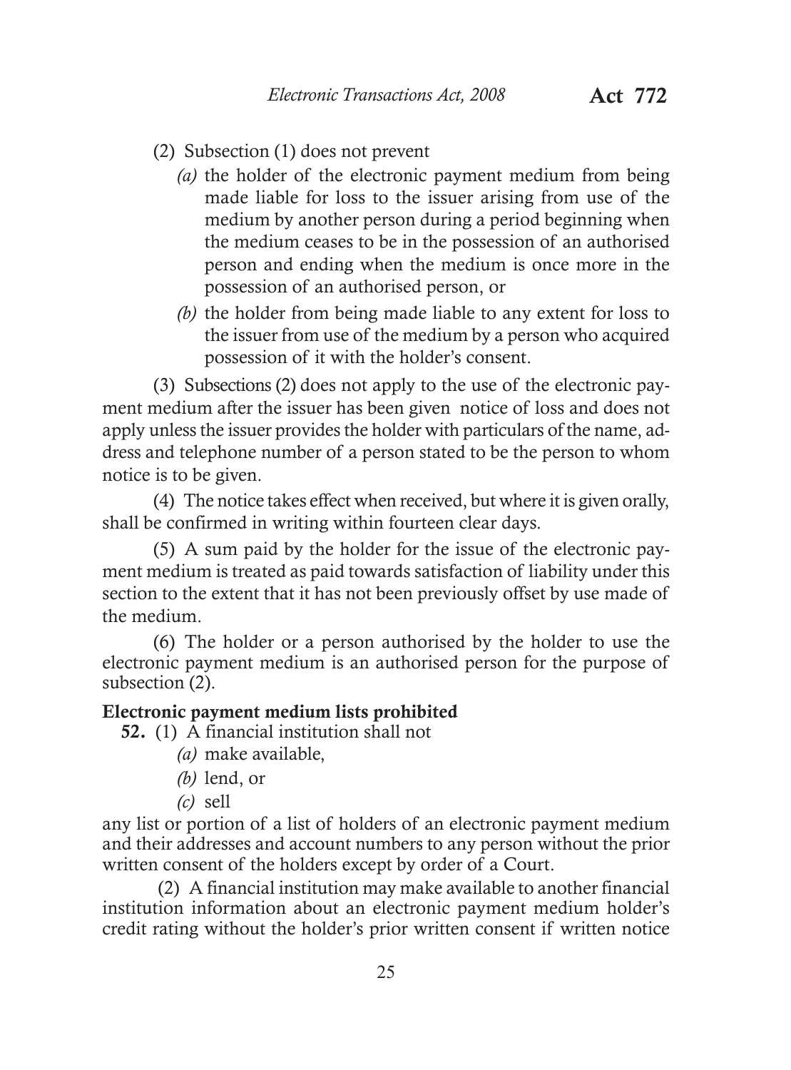(2) Subsection (1) does not prevent

*(a)* the holder of the electronic payment medium from being made liable for loss to the issuer arising from use of the medium by another person during a period beginning when the medium ceases to be in the possession of an authorised person and ending when the medium is once more in the possession of an authorised person, or

*(b)* the holder from being made liable to any extent for loss to the issuer from use of the medium by a person who acquired possession of it with the holder's consent.

(3) Subsections (2) does not apply to the use of the electronic payment medium after the issuer has been given notice of loss and does not apply unless the issuer provides the holder with particulars of the name, address and telephone number of a person stated to be the person to whom notice is to be given.

(4) The notice takes effect when received, but where it is given orally, shall be confirmed in writing within fourteen clear days.

(5) A sum paid by the holder for the issue of the electronic payment medium is treated as paid towards satisfaction of liability under this section to the extent that it has not been previously offset by use made of the medium.

(6) The holder or a person authorised by the holder to use the electronic payment medium is an authorised person for the purpose of subsection (2).

**Electronic payment medium lists prohibited**

**52.** (1) A financial institution shall not

*(a)* make available,

*(b)* lend, or

*(c)* sell

any list or portion of a list of holders of an electronic payment medium and their addresses and account numbers to any person without the prior written consent of the holders except by order of a Court.

(2) A financial institution may make available to another financial institution information about an electronic payment medium holder's credit rating without the holder's prior written consent if written notice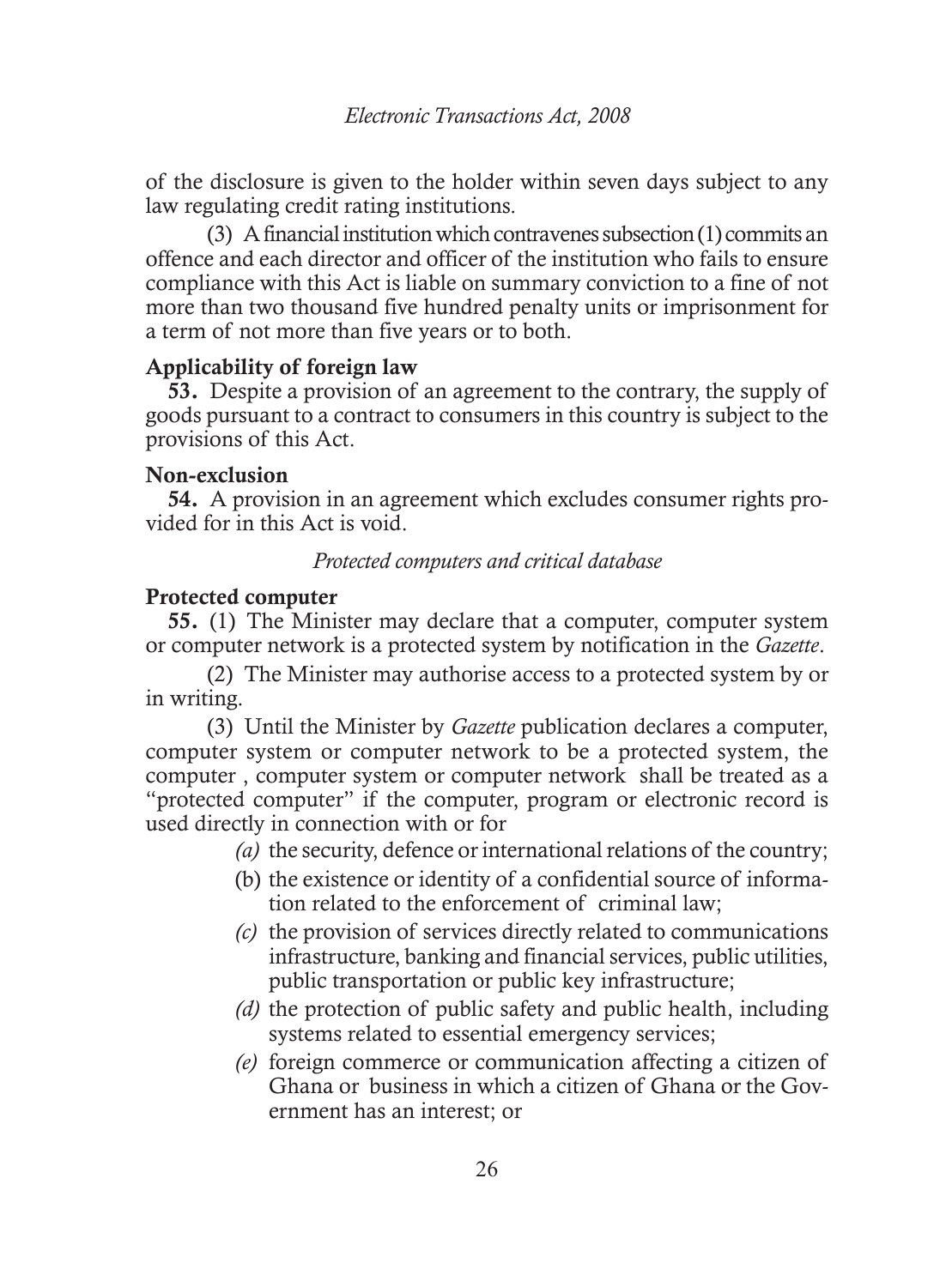of the disclosure is given to the holder within seven days subject to any law regulating credit rating institutions.

(3) A financial institution which contravenes subsection (1) commits an offence and each director and officer of the institution who fails to ensure compliance with this Act is liable on summary conviction to a fine of not more than two thousand five hundred penalty units or imprisonment for a term of not more than five years or to both.

**Applicability of foreign law**

**53.** Despite a provision of an agreement to the contrary, the supply of goods pursuant to a contract to consumers in this country is subject to the provisions of this Act.

**Non-exclusion**

**54.** A provision in an agreement which excludes consumer rights provided for in this Act is void.

*Protected computers and critical database*

**Protected computer**

**55.** (1) The Minister may declare that a computer, computer system or computer network is a protected system by notification in the *Gazette*.

(2) The Minister may authorise access to a protected system by or in writing.

(3) Until the Minister by *Gazette* publication declares a computer, computer system or computer network to be a protected system, the computer , computer system or computer network shall be treated as a "protected computer" if the computer, program or electronic record is used directly in connection with or for

*(a)* the security, defence or international relations of the country;

(b) the existence or identity of a confidential source of information related to the enforcement of criminal law;

*(c)* the provision of services directly related to communications infrastructure, banking and financial services, public utilities, public transportation or public key infrastructure;

*(d)* the protection of public safety and public health, including systems related to essential emergency services;

*(e)* foreign commerce or communication affecting a citizen of Ghana or business in which a citizen of Ghana or the Government has an interest; or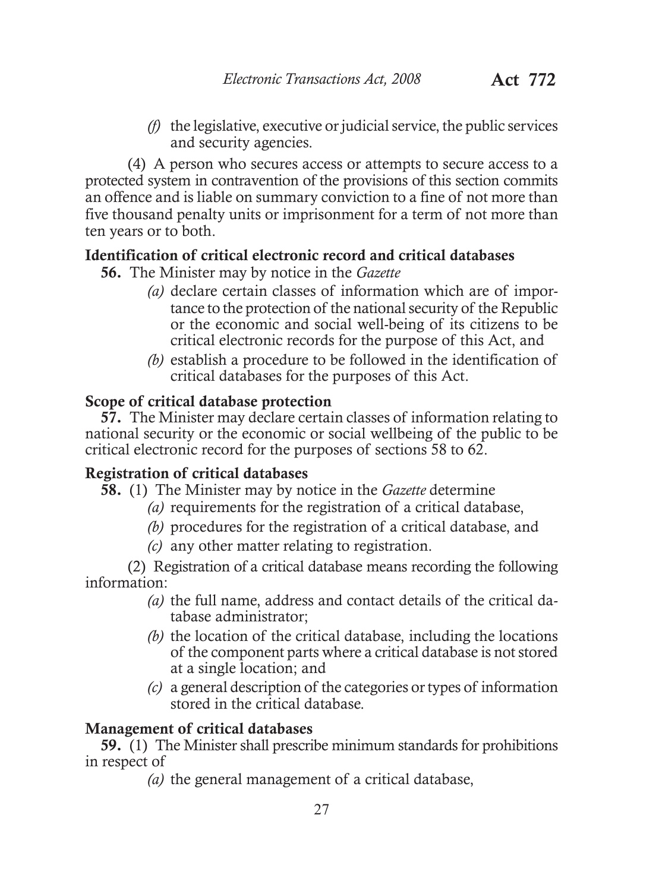(f) the legislative, executive or judicial service, the public services and security agencies.

(4) A person who secures access or attempts to secure access to a protected system in contravention of the provisions of this section commits an offence and is liable on summary conviction to a fine of not more than five thousand penalty units or imprisonment for a term of not more than ten years or to both.

**Identification of critical electronic record and critical databases**

**56.** The Minister may by notice in the *Gazette*

*(a)* declare certain classes of information which are of importance to the protection of the national security of the Republic or the economic and social well-being of its citizens to be critical electronic records for the purpose of this Act, and

*(b)* establish a procedure to be followed in the identification of critical databases for the purposes of this Act.

**Scope of critical database protection**

**57.** The Minister may declare certain classes of information relating to national security or the economic or social wellbeing of the public to be critical electronic record for the purposes of sections 58 to 62.

**Registration of critical databases**

**58.** (1) The Minister may by notice in the *Gazette* determine

*(a)* requirements for the registration of a critical database,

*(b)* procedures for the registration of a critical database, and

*(c)* any other matter relating to registration.

(2) Registration of a critical database means recording the following information:

*(a)* the full name, address and contact details of the critical database administrator;

*(b)* the location of the critical database, including the locations of the component parts where a critical database is not stored at a single location; and

*(c)* a general description of the categories or types of information stored in the critical database.

**Management of critical databases**

**59.** (1) The Minister shall prescribe minimum standards for prohibitions in respect of

*(a)* the general management of a critical database,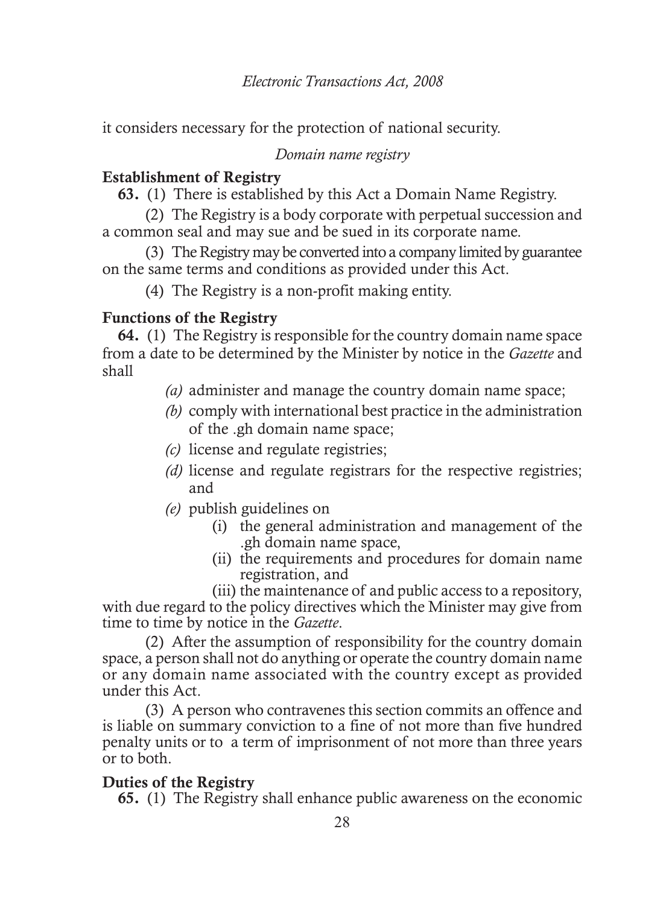it considers necessary for the protection of national security.

*Domain name registry*

**Establishment of Registry**

**63.** (1) There is established by this Act a Domain Name Registry.

(2) The Registry is a body corporate with perpetual succession and a common seal and may sue and be sued in its corporate name.

(3) The Registry may be converted into a company limited by guarantee on the same terms and conditions as provided under this Act.

(4) The Registry is a non-profit making entity.

**Functions of the Registry**

**64.** (1) The Registry is responsible for the country domain name space from a date to be determined by the Minister by notice in the *Gazette* and shall

*(a)* administer and manage the country domain name space;

*(b)* comply with international best practice in the administration of the .gh domain name space;

*(c)* license and regulate registries;

*(d)* license and regulate registrars for the respective registries; and

*(e)* publish guidelines on

(i) the general administration and management of the .gh domain name space,

(ii) the requirements and procedures for domain name registration, and

(iii) the maintenance of and public access to a repository,

with due regard to the policy directives which the Minister may give from time to time by notice in the *Gazette*.

(2) After the assumption of responsibility for the country domain space, a person shall not do anything or operate the country domain name or any domain name associated with the country except as provided under this Act.

(3) A person who contravenes this section commits an offence and is liable on summary conviction to a fine of not more than five hundred penalty units or to a term of imprisonment of not more than three years or to both.

**Duties of the Registry**

**65.** (1) The Registry shall enhance public awareness on the economic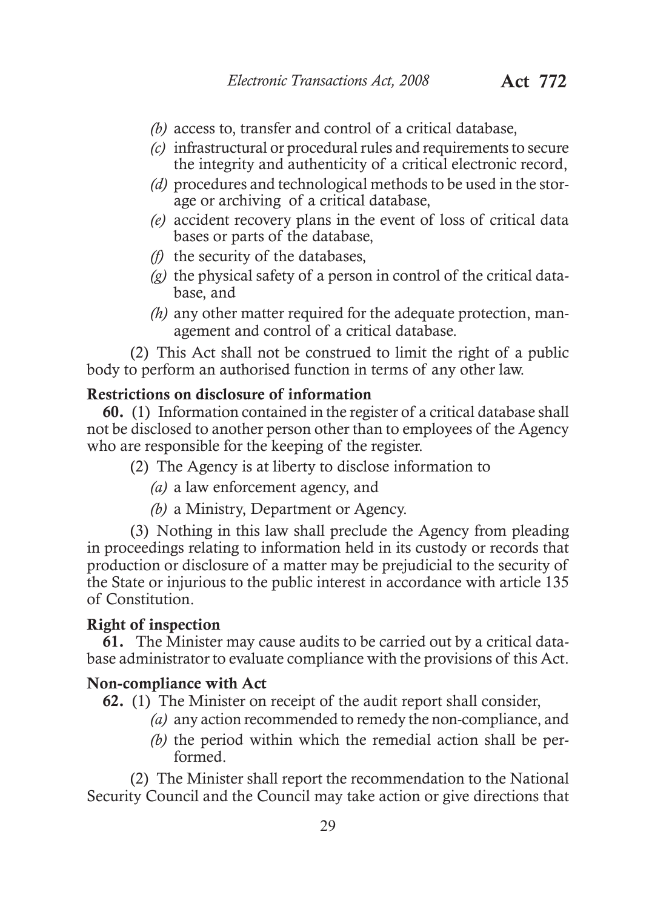- *(b)* access to, transfer and control of a critical database,
- *(c)* infrastructural or procedural rules and requirements to secure the integrity and authenticity of a critical electronic record,
- *(d)* procedures and technological methods to be used in the storage or archiving of a critical database,
- *(e)* accident recovery plans in the event of loss of critical data bases or parts of the database,
- *(f)* the security of the databases,
- *(g)* the physical safety of a person in control of the critical database, and
- *(h)* any other matter required for the adequate protection, management and control of a critical database.

(2) This Act shall not be construed to limit the right of a public body to perform an authorised function in terms of any other law.

**Restrictions on disclosure of information**

**60.** (1) Information contained in the register of a critical database shall not be disclosed to another person other than to employees of the Agency who are responsible for the keeping of the register.

(2) The Agency is at liberty to disclose information to

- *(a)* a law enforcement agency, and
- *(b)* a Ministry, Department or Agency.

(3) Nothing in this law shall preclude the Agency from pleading in proceedings relating to information held in its custody or records that production or disclosure of a matter may be prejudicial to the security of the State or injurious to the public interest in accordance with article 135 of Constitution.

**Right of inspection**

**61.** The Minister may cause audits to be carried out by a critical database administrator to evaluate compliance with the provisions of this Act.

**Non-compliance with Act**

**62.** (1) The Minister on receipt of the audit report shall consider,

- *(a)* any action recommended to remedy the non-compliance, and
- *(b)* the period within which the remedial action shall be performed.

(2) The Minister shall report the recommendation to the National Security Council and the Council may take action or give directions that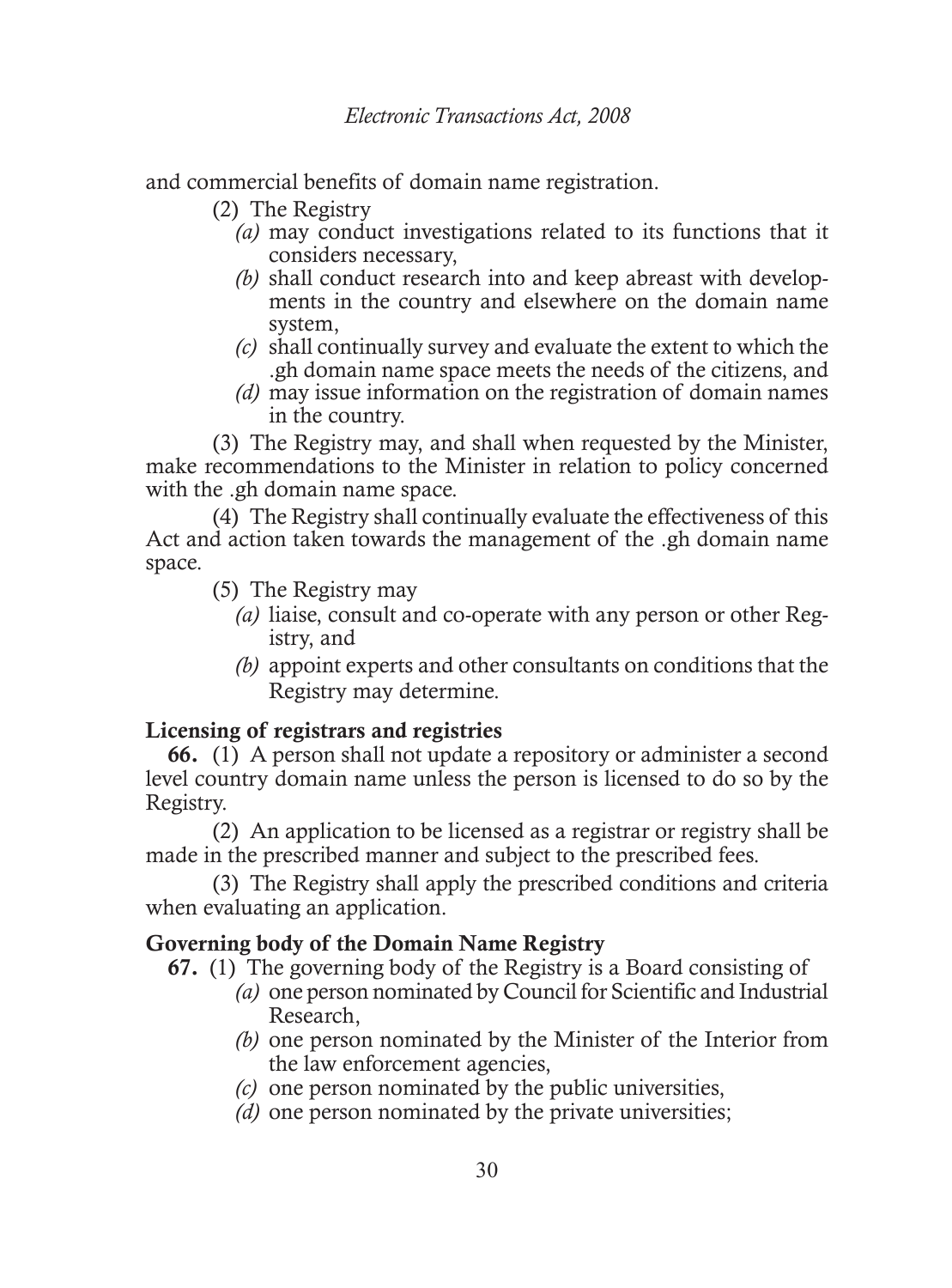and commercial benefits of domain name registration.

(2) The Registry

*(a)* may conduct investigations related to its functions that it considers necessary,

*(b)* shall conduct research into and keep abreast with developments in the country and elsewhere on the domain name system,

*(c)* shall continually survey and evaluate the extent to which the .gh domain name space meets the needs of the citizens, and

*(d)* may issue information on the registration of domain names in the country.

(3) The Registry may, and shall when requested by the Minister, make recommendations to the Minister in relation to policy concerned with the .gh domain name space.

(4) The Registry shall continually evaluate the effectiveness of this Act and action taken towards the management of the .gh domain name space.

(5) The Registry may

*(a)* liaise, consult and co-operate with any person or other Registry, and

*(b)* appoint experts and other consultants on conditions that the Registry may determine.

**Licensing of registrars and registries**

**66.** (1) A person shall not update a repository or administer a second level country domain name unless the person is licensed to do so by the Registry.

(2) An application to be licensed as a registrar or registry shall be made in the prescribed manner and subject to the prescribed fees.

(3) The Registry shall apply the prescribed conditions and criteria when evaluating an application.

**Governing body of the Domain Name Registry**

**67.** (1) The governing body of the Registry is a Board consisting of

*(a)* one person nominated by Council for Scientific and Industrial Research,

*(b)* one person nominated by the Minister of the Interior from the law enforcement agencies,

*(c)* one person nominated by the public universities,

*(d)* one person nominated by the private universities;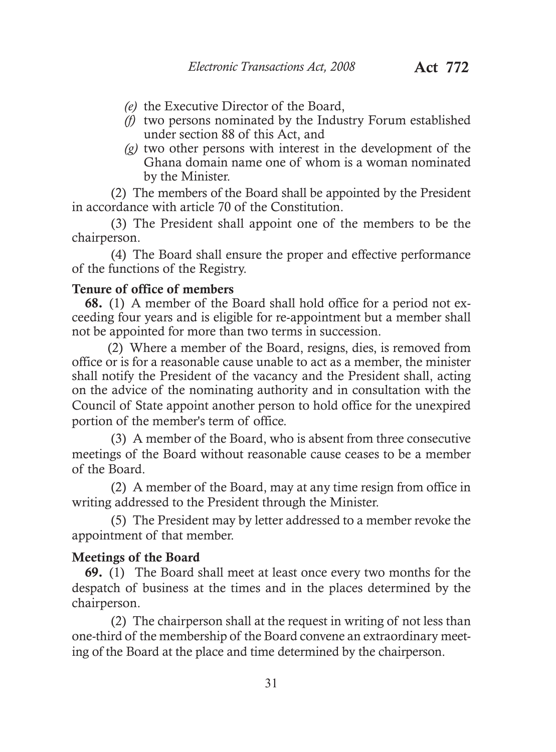(e) the Executive Director of the Board,

(f) two persons nominated by the Industry Forum established under section 88 of this Act, and

(g) two other persons with interest in the development of the Ghana domain name one of whom is a woman nominated by the Minister.

(2) The members of the Board shall be appointed by the President in accordance with article 70 of the Constitution.

(3) The President shall appoint one of the members to be the chairperson.

(4) The Board shall ensure the proper and effective performance of the functions of the Registry.

**Tenure of office of members**

**68.** (1) A member of the Board shall hold office for a period not exceeding four years and is eligible for re-appointment but a member shall not be appointed for more than two terms in succession.

(2) Where a member of the Board, resigns, dies, is removed from office or is for a reasonable cause unable to act as a member, the minister shall notify the President of the vacancy and the President shall, acting on the advice of the nominating authority and in consultation with the Council of State appoint another person to hold office for the unexpired portion of the member's term of office.

(3) A member of the Board, who is absent from three consecutive meetings of the Board without reasonable cause ceases to be a member of the Board.

(2) A member of the Board, may at any time resign from office in writing addressed to the President through the Minister.

(5) The President may by letter addressed to a member revoke the appointment of that member.

**Meetings of the Board**

**69.** (1) The Board shall meet at least once every two months for the despatch of business at the times and in the places determined by the chairperson.

(2) The chairperson shall at the request in writing of not less than one-third of the membership of the Board convene an extraordinary meeting of the Board at the place and time determined by the chairperson.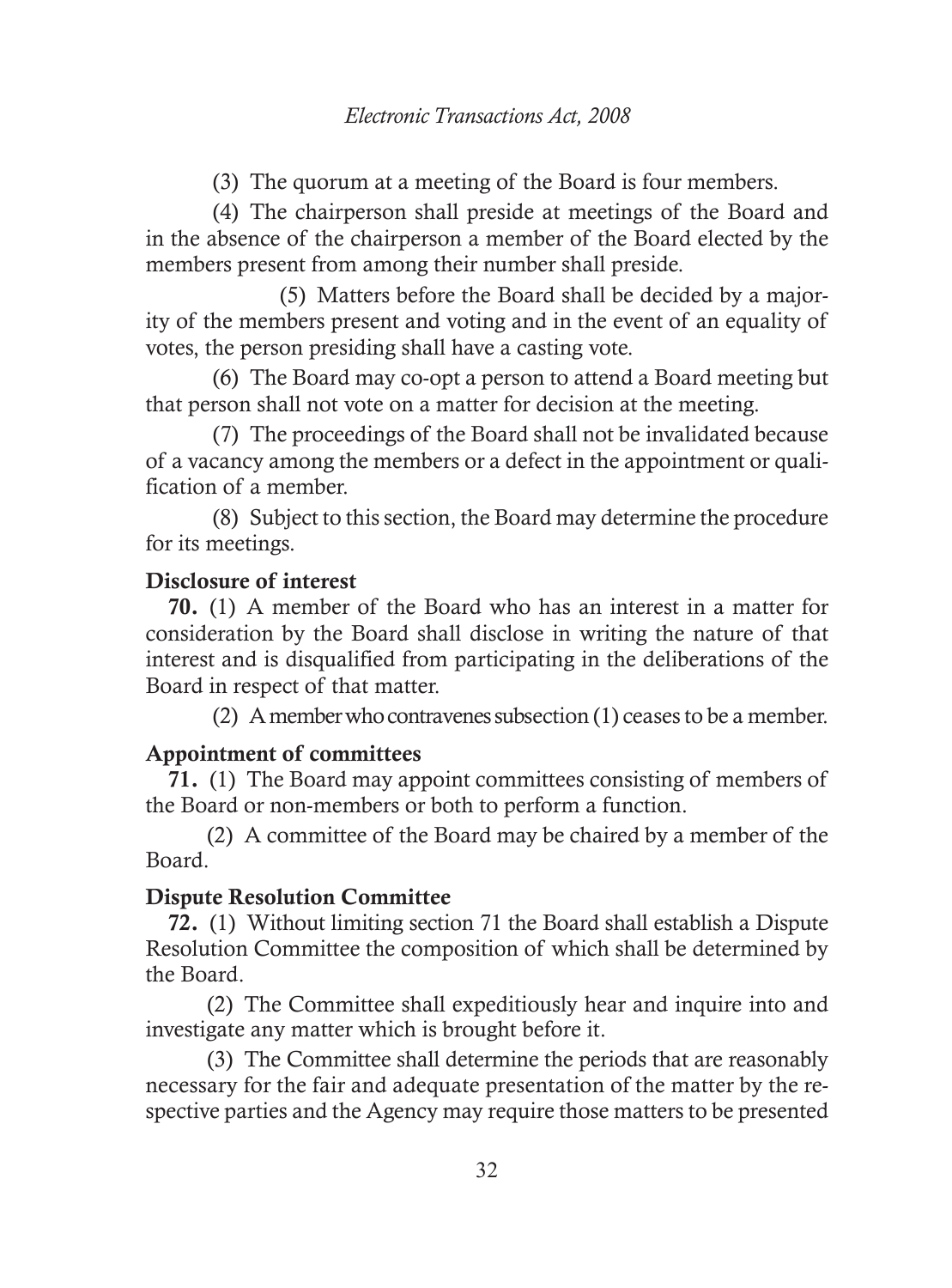(3) The quorum at a meeting of the Board is four members.

(4) The chairperson shall preside at meetings of the Board and in the absence of the chairperson a member of the Board elected by the members present from among their number shall preside.

(5) Matters before the Board shall be decided by a majority of the members present and voting and in the event of an equality of votes, the person presiding shall have a casting vote.

(6) The Board may co-opt a person to attend a Board meeting but that person shall not vote on a matter for decision at the meeting.

(7) The proceedings of the Board shall not be invalidated because of a vacancy among the members or a defect in the appointment or qualification of a member.

(8) Subject to this section, the Board may determine the procedure for its meetings.

### Disclosure of interest

**70.** (1) A member of the Board who has an interest in a matter for consideration by the Board shall disclose in writing the nature of that interest and is disqualified from participating in the deliberations of the Board in respect of that matter.

(2) A member who contravenes subsection (1) ceases to be a member.

### Appointment of committees

**71.** (1) The Board may appoint committees consisting of members of the Board or non-members or both to perform a function.

(2) A committee of the Board may be chaired by a member of the Board.

### Dispute Resolution Committee

**72.** (1) Without limiting section 71 the Board shall establish a Dispute Resolution Committee the composition of which shall be determined by the Board.

(2) The Committee shall expeditiously hear and inquire into and investigate any matter which is brought before it.

(3) The Committee shall determine the periods that are reasonably necessary for the fair and adequate presentation of the matter by the respective parties and the Agency may require those matters to be presented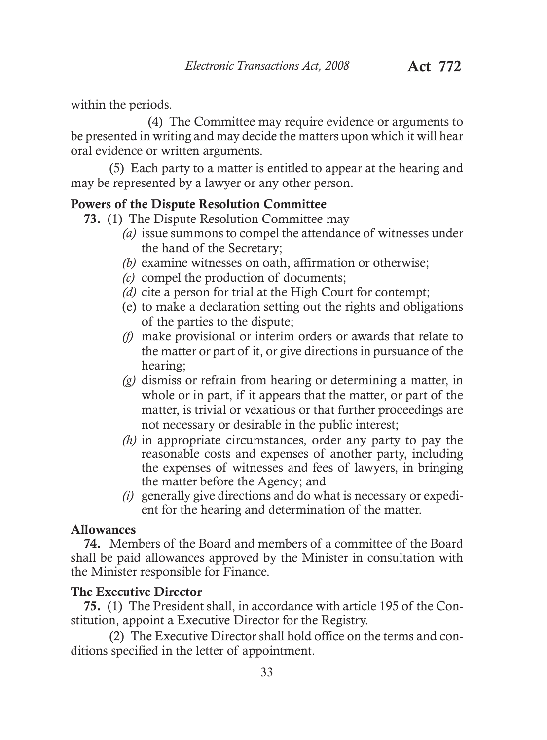within the periods.

(4) The Committee may require evidence or arguments to be presented in writing and may decide the matters upon which it will hear oral evidence or written arguments.

(5) Each party to a matter is entitled to appear at the hearing and may be represented by a lawyer or any other person.

**Powers of the Dispute Resolution Committee**

**73.** (1) The Dispute Resolution Committee may

*(a)* issue summons to compel the attendance of witnesses under the hand of the Secretary;

*(b)* examine witnesses on oath, affirmation or otherwise;

*(c)* compel the production of documents;

*(d)* cite a person for trial at the High Court for contempt;

(e) to make a declaration setting out the rights and obligations of the parties to the dispute;

*(f)* make provisional or interim orders or awards that relate to the matter or part of it, or give directions in pursuance of the hearing;

*(g)* dismiss or refrain from hearing or determining a matter, in whole or in part, if it appears that the matter, or part of the matter, is trivial or vexatious or that further proceedings are not necessary or desirable in the public interest;

*(h)* in appropriate circumstances, order any party to pay the reasonable costs and expenses of another party, including the expenses of witnesses and fees of lawyers, in bringing the matter before the Agency; and

*(i)* generally give directions and do what is necessary or expedient for the hearing and determination of the matter.

**Allowances**

**74.** Members of the Board and members of a committee of the Board shall be paid allowances approved by the Minister in consultation with the Minister responsible for Finance.

**The Executive Director**

**75.** (1) The President shall, in accordance with article 195 of the Constitution, appoint a Executive Director for the Registry.

(2) The Executive Director shall hold office on the terms and conditions specified in the letter of appointment.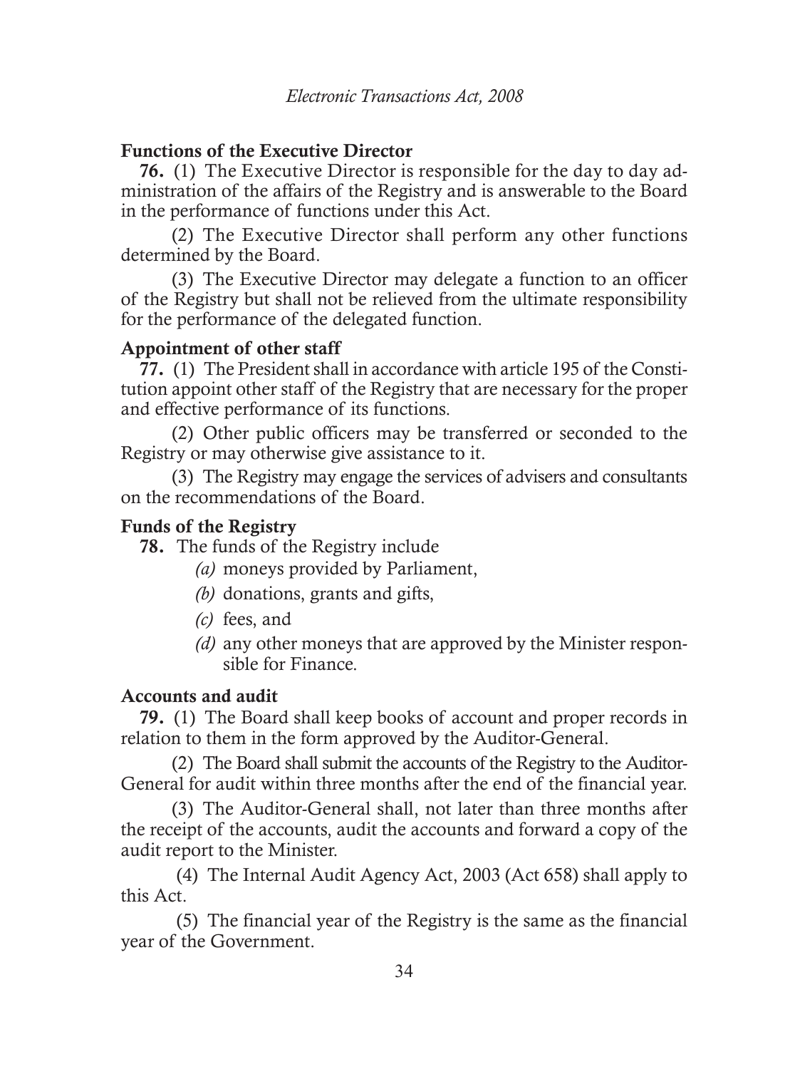### Functions of the Executive Director

**76.** (1) The Executive Director is responsible for the day to day administration of the affairs of the Registry and is answerable to the Board in the performance of functions under this Act.

(2) The Executive Director shall perform any other functions determined by the Board.

(3) The Executive Director may delegate a function to an officer of the Registry but shall not be relieved from the ultimate responsibility for the performance of the delegated function.

### Appointment of other staff

**77.** (1) The President shall in accordance with article 195 of the Constitution appoint other staff of the Registry that are necessary for the proper and effective performance of its functions.

(2) Other public officers may be transferred or seconded to the Registry or may otherwise give assistance to it.

(3) The Registry may engage the services of advisers and consultants on the recommendations of the Board.

### Funds of the Registry

**78.** The funds of the Registry include

*(a)* moneys provided by Parliament,

*(b)* donations, grants and gifts,

*(c)* fees, and

*(d)* any other moneys that are approved by the Minister responsible for Finance.

### Accounts and audit

**79.** (1) The Board shall keep books of account and proper records in relation to them in the form approved by the Auditor-General.

(2) The Board shall submit the accounts of the Registry to the Auditor-General for audit within three months after the end of the financial year.

(3) The Auditor-General shall, not later than three months after the receipt of the accounts, audit the accounts and forward a copy of the audit report to the Minister.

(4) The Internal Audit Agency Act, 2003 (Act 658) shall apply to this Act.

(5) The financial year of the Registry is the same as the financial year of the Government.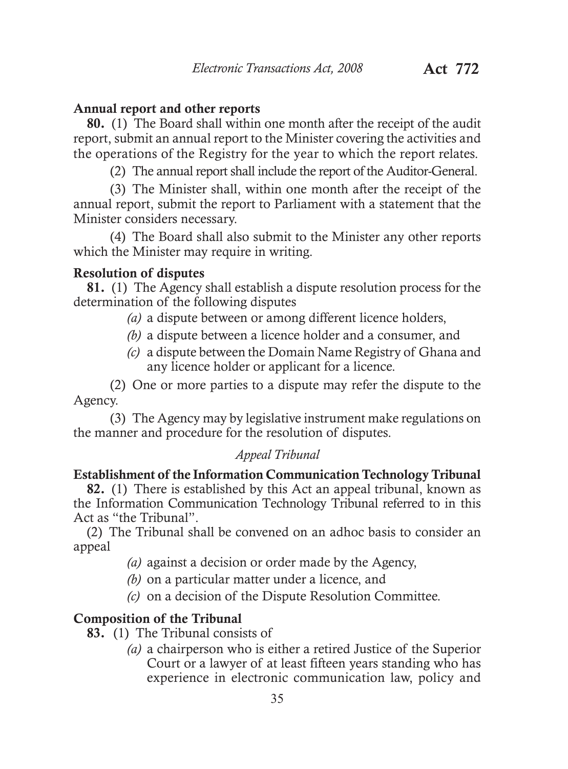**Annual report and other reports**

**80.** (1) The Board shall within one month after the receipt of the audit report, submit an annual report to the Minister covering the activities and the operations of the Registry for the year to which the report relates.

(2) The annual report shall include the report of the Auditor-General.

(3) The Minister shall, within one month after the receipt of the annual report, submit the report to Parliament with a statement that the Minister considers necessary.

(4) The Board shall also submit to the Minister any other reports which the Minister may require in writing.

**Resolution of disputes**

**81.** (1) The Agency shall establish a dispute resolution process for the determination of the following disputes

*(a)* a dispute between or among different licence holders,

*(b)* a dispute between a licence holder and a consumer, and

*(c)* a dispute between the Domain Name Registry of Ghana and any licence holder or applicant for a licence.

(2) One or more parties to a dispute may refer the dispute to the Agency.

(3) The Agency may by legislative instrument make regulations on the manner and procedure for the resolution of disputes.

*Appeal Tribunal*

**Establishment of the Information Communication Technology Tribunal**

**82.** (1) There is established by this Act an appeal tribunal, known as the Information Communication Technology Tribunal referred to in this Act as "the Tribunal".

(2) The Tribunal shall be convened on an adhoc basis to consider an appeal

*(a)* against a decision or order made by the Agency,

*(b)* on a particular matter under a licence, and

*(c)* on a decision of the Dispute Resolution Committee.

**Composition of the Tribunal**

**83.** (1) The Tribunal consists of

*(a)* a chairperson who is either a retired Justice of the Superior Court or a lawyer of at least fifteen years standing who has experience in electronic communication law, policy and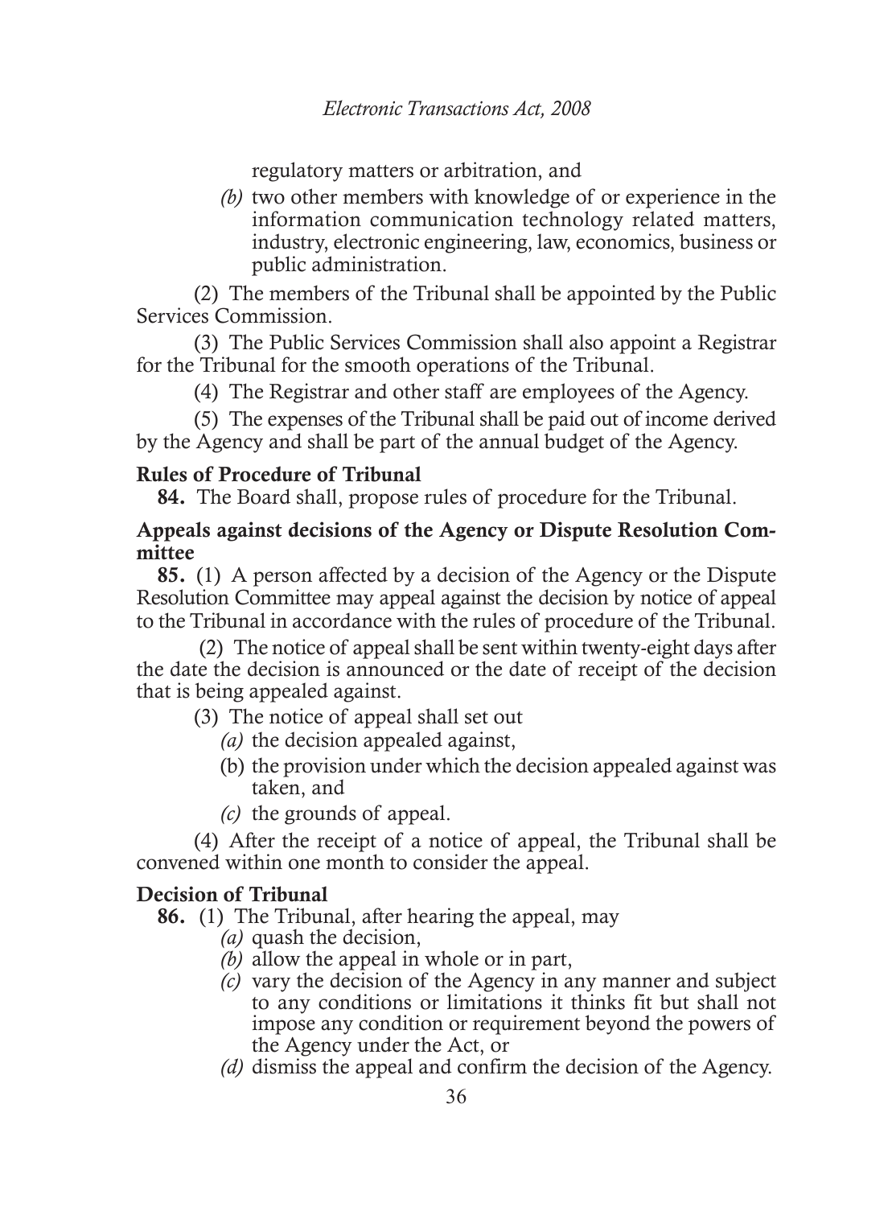regulatory matters or arbitration, and

*(b)* two other members with knowledge of or experience in the information communication technology related matters, industry, electronic engineering, law, economics, business or public administration.

(2) The members of the Tribunal shall be appointed by the Public Services Commission.

(3) The Public Services Commission shall also appoint a Registrar for the Tribunal for the smooth operations of the Tribunal.

(4) The Registrar and other staff are employees of the Agency.

(5) The expenses of the Tribunal shall be paid out of income derived by the Agency and shall be part of the annual budget of the Agency.

**Rules of Procedure of Tribunal**

**84.** The Board shall, propose rules of procedure for the Tribunal.

**Appeals against decisions of the Agency or Dispute Resolution Committee**

**85.** (1) A person affected by a decision of the Agency or the Dispute Resolution Committee may appeal against the decision by notice of appeal to the Tribunal in accordance with the rules of procedure of the Tribunal.

(2) The notice of appeal shall be sent within twenty-eight days after the date the decision is announced or the date of receipt of the decision that is being appealed against.

(3) The notice of appeal shall set out

*(a)* the decision appealed against,

(b) the provision under which the decision appealed against was taken, and

*(c)* the grounds of appeal.

(4) After the receipt of a notice of appeal, the Tribunal shall be convened within one month to consider the appeal.

**Decision of Tribunal**

**86.** (1) The Tribunal, after hearing the appeal, may

*(a)* quash the decision,

*(b)* allow the appeal in whole or in part,

*(c)* vary the decision of the Agency in any manner and subject to any conditions or limitations it thinks fit but shall not impose any condition or requirement beyond the powers of the Agency under the Act, or

*(d)* dismiss the appeal and confirm the decision of the Agency.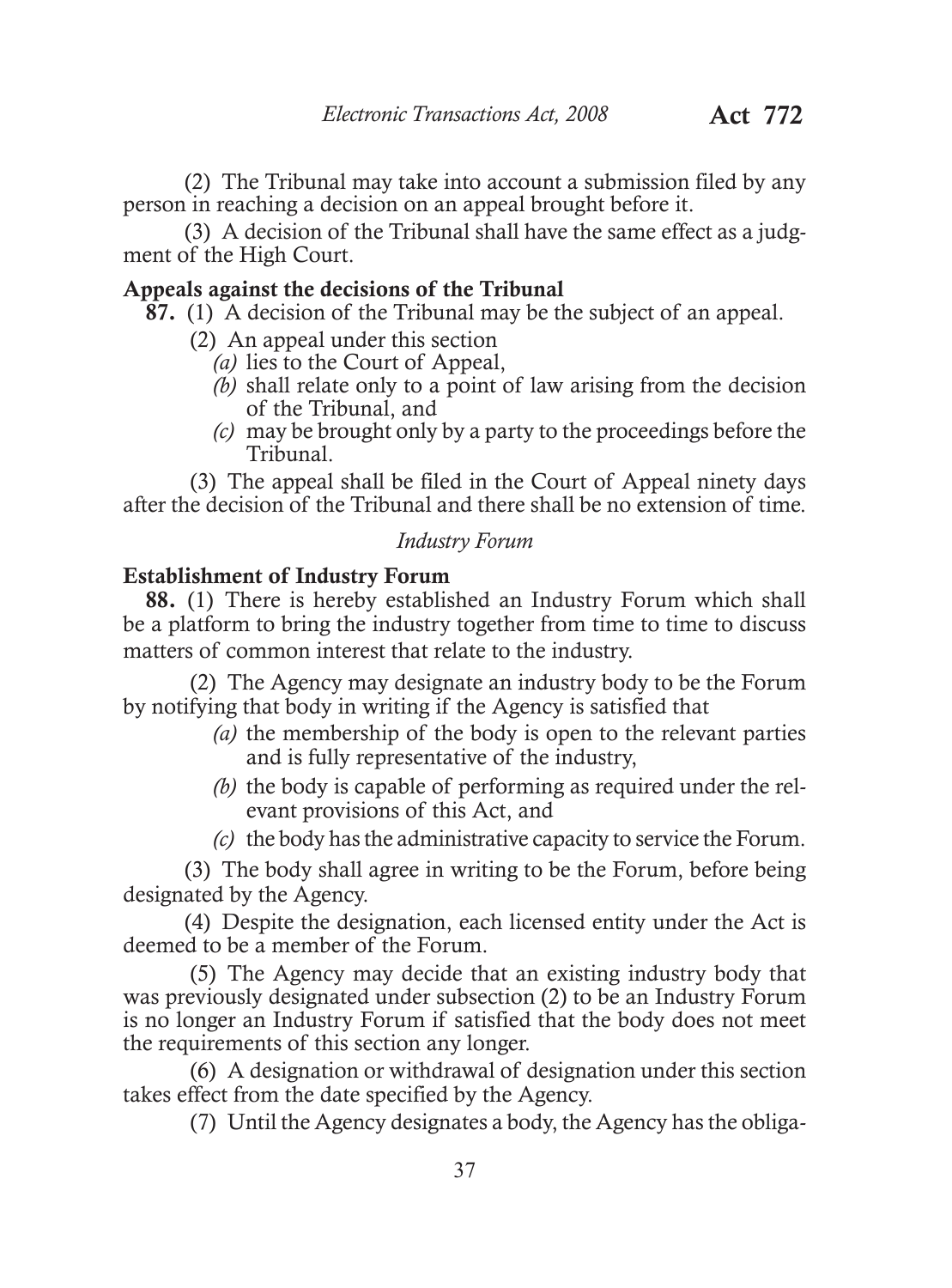(2) The Tribunal may take into account a submission filed by any person in reaching a decision on an appeal brought before it.

(3) A decision of the Tribunal shall have the same effect as a judgment of the High Court.

### Appeals against the decisions of the Tribunal

**87.** (1) A decision of the Tribunal may be the subject of an appeal.

(2) An appeal under this section

*(a)* lies to the Court of Appeal,

*(b)* shall relate only to a point of law arising from the decision of the Tribunal, and

*(c)* may be brought only by a party to the proceedings before the Tribunal.

(3) The appeal shall be filed in the Court of Appeal ninety days after the decision of the Tribunal and there shall be no extension of time.

*Industry Forum*

### Establishment of Industry Forum

**88.** (1) There is hereby established an Industry Forum which shall be a platform to bring the industry together from time to time to discuss matters of common interest that relate to the industry.

(2) The Agency may designate an industry body to be the Forum by notifying that body in writing if the Agency is satisfied that

*(a)* the membership of the body is open to the relevant parties and is fully representative of the industry,

*(b)* the body is capable of performing as required under the relevant provisions of this Act, and

*(c)* the body has the administrative capacity to service the Forum.

(3) The body shall agree in writing to be the Forum, before being designated by the Agency.

(4) Despite the designation, each licensed entity under the Act is deemed to be a member of the Forum.

(5) The Agency may decide that an existing industry body that was previously designated under subsection (2) to be an Industry Forum is no longer an Industry Forum if satisfied that the body does not meet the requirements of this section any longer.

(6) A designation or withdrawal of designation under this section takes effect from the date specified by the Agency.

(7) Until the Agency designates a body, the Agency has the obliga-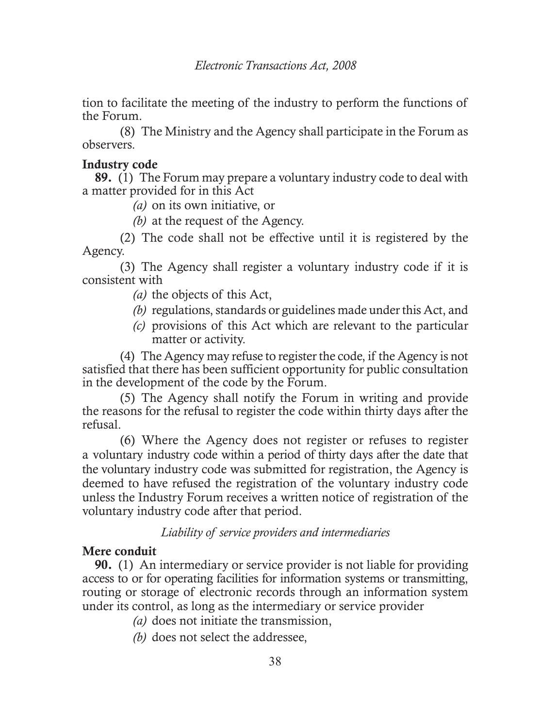tion to facilitate the meeting of the industry to perform the functions of the Forum.

(8) The Ministry and the Agency shall participate in the Forum as observers.

**Industry code**

**89.** (1) The Forum may prepare a voluntary industry code to deal with a matter provided for in this Act

*(a)* on its own initiative, or

*(b)* at the request of the Agency.

(2) The code shall not be effective until it is registered by the Agency.

(3) The Agency shall register a voluntary industry code if it is consistent with

*(a)* the objects of this Act,

*(b)* regulations, standards or guidelines made under this Act, and

*(c)* provisions of this Act which are relevant to the particular matter or activity.

(4) The Agency may refuse to register the code, if the Agency is not satisfied that there has been sufficient opportunity for public consultation in the development of the code by the Forum.

(5) The Agency shall notify the Forum in writing and provide the reasons for the refusal to register the code within thirty days after the refusal.

(6) Where the Agency does not register or refuses to register a voluntary industry code within a period of thirty days after the date that the voluntary industry code was submitted for registration, the Agency is deemed to have refused the registration of the voluntary industry code unless the Industry Forum receives a written notice of registration of the voluntary industry code after that period.

*Liability of service providers and intermediaries*

**Mere conduit**

**90.** (1) An intermediary or service provider is not liable for providing access to or for operating facilities for information systems or transmitting, routing or storage of electronic records through an information system under its control, as long as the intermediary or service provider

*(a)* does not initiate the transmission,

*(b)* does not select the addressee,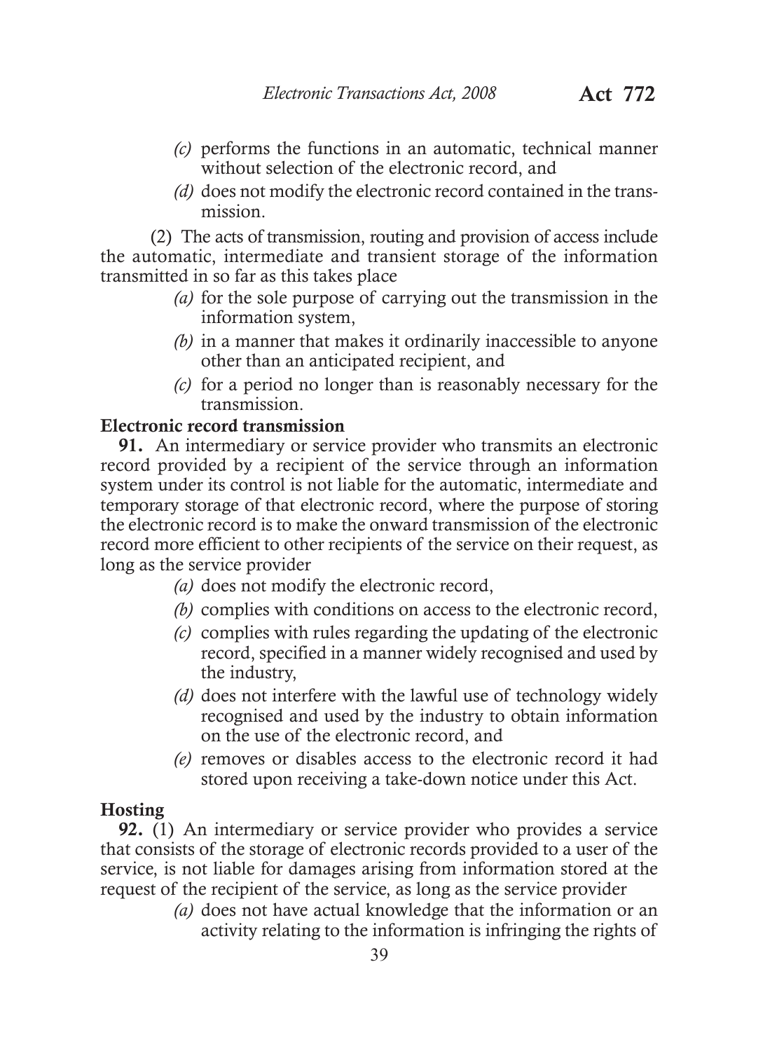(c) performs the functions in an automatic, technical manner without selection of the electronic record, and

(d) does not modify the electronic record contained in the transmission.

(2) The acts of transmission, routing and provision of access include the automatic, intermediate and transient storage of the information transmitted in so far as this takes place

(a) for the sole purpose of carrying out the transmission in the information system,

(b) in a manner that makes it ordinarily inaccessible to anyone other than an anticipated recipient, and

(c) for a period no longer than is reasonably necessary for the transmission.

**Electronic record transmission**

**91.** An intermediary or service provider who transmits an electronic record provided by a recipient of the service through an information system under its control is not liable for the automatic, intermediate and temporary storage of that electronic record, where the purpose of storing the electronic record is to make the onward transmission of the electronic record more efficient to other recipients of the service on their request, as long as the service provider

(a) does not modify the electronic record,

(b) complies with conditions on access to the electronic record,

(c) complies with rules regarding the updating of the electronic record, specified in a manner widely recognised and used by the industry,

(d) does not interfere with the lawful use of technology widely recognised and used by the industry to obtain information on the use of the electronic record, and

(e) removes or disables access to the electronic record it had stored upon receiving a take-down notice under this Act.

**Hosting**

**92.** (1) An intermediary or service provider who provides a service that consists of the storage of electronic records provided to a user of the service, is not liable for damages arising from information stored at the request of the recipient of the service, as long as the service provider

(a) does not have actual knowledge that the information or an activity relating to the information is infringing the rights of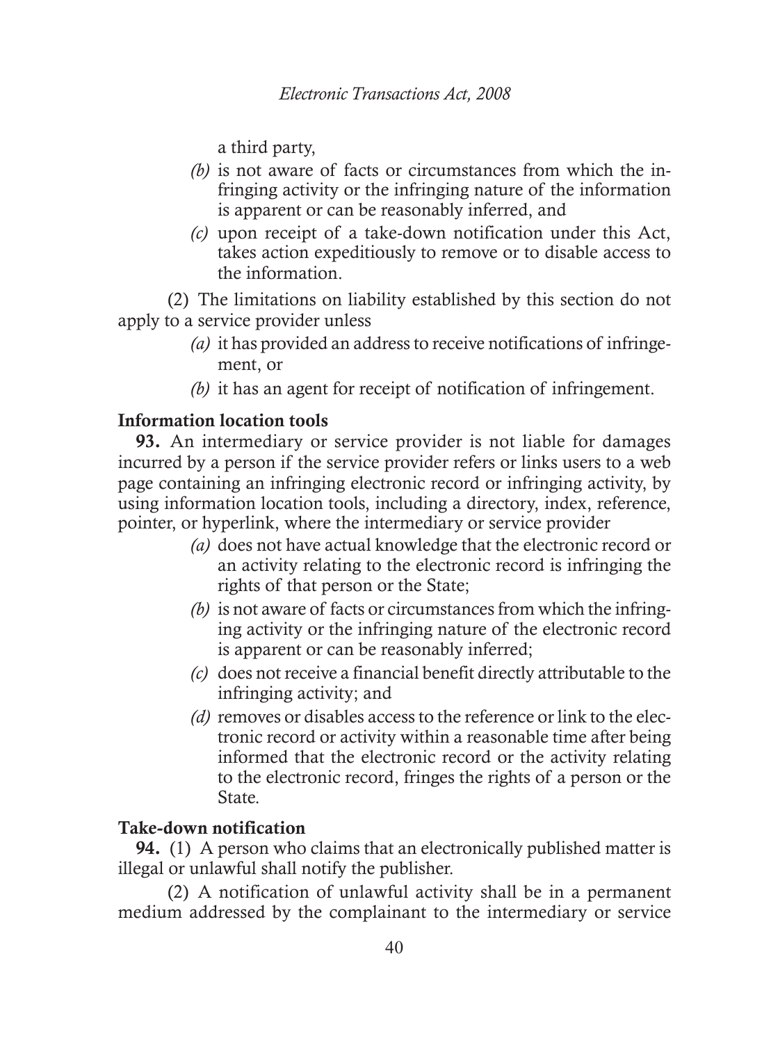a third party,

*(b)* is not aware of facts or circumstances from which the infringing activity or the infringing nature of the information is apparent or can be reasonably inferred, and

*(c)* upon receipt of a take-down notification under this Act, takes action expeditiously to remove or to disable access to the information.

(2) The limitations on liability established by this section do not apply to a service provider unless

*(a)* it has provided an address to receive notifications of infringement, or

*(b)* it has an agent for receipt of notification of infringement.

**Information location tools**

**93.** An intermediary or service provider is not liable for damages incurred by a person if the service provider refers or links users to a web page containing an infringing electronic record or infringing activity, by using information location tools, including a directory, index, reference, pointer, or hyperlink, where the intermediary or service provider

*(a)* does not have actual knowledge that the electronic record or an activity relating to the electronic record is infringing the rights of that person or the State;

*(b)* is not aware of facts or circumstances from which the infringing activity or the infringing nature of the electronic record is apparent or can be reasonably inferred;

*(c)* does not receive a financial benefit directly attributable to the infringing activity; and

*(d)* removes or disables access to the reference or link to the electronic record or activity within a reasonable time after being informed that the electronic record or the activity relating to the electronic record, fringes the rights of a person or the State.

**Take-down notification**

**94.** (1) A person who claims that an electronically published matter is illegal or unlawful shall notify the publisher.

(2) A notification of unlawful activity shall be in a permanent medium addressed by the complainant to the intermediary or service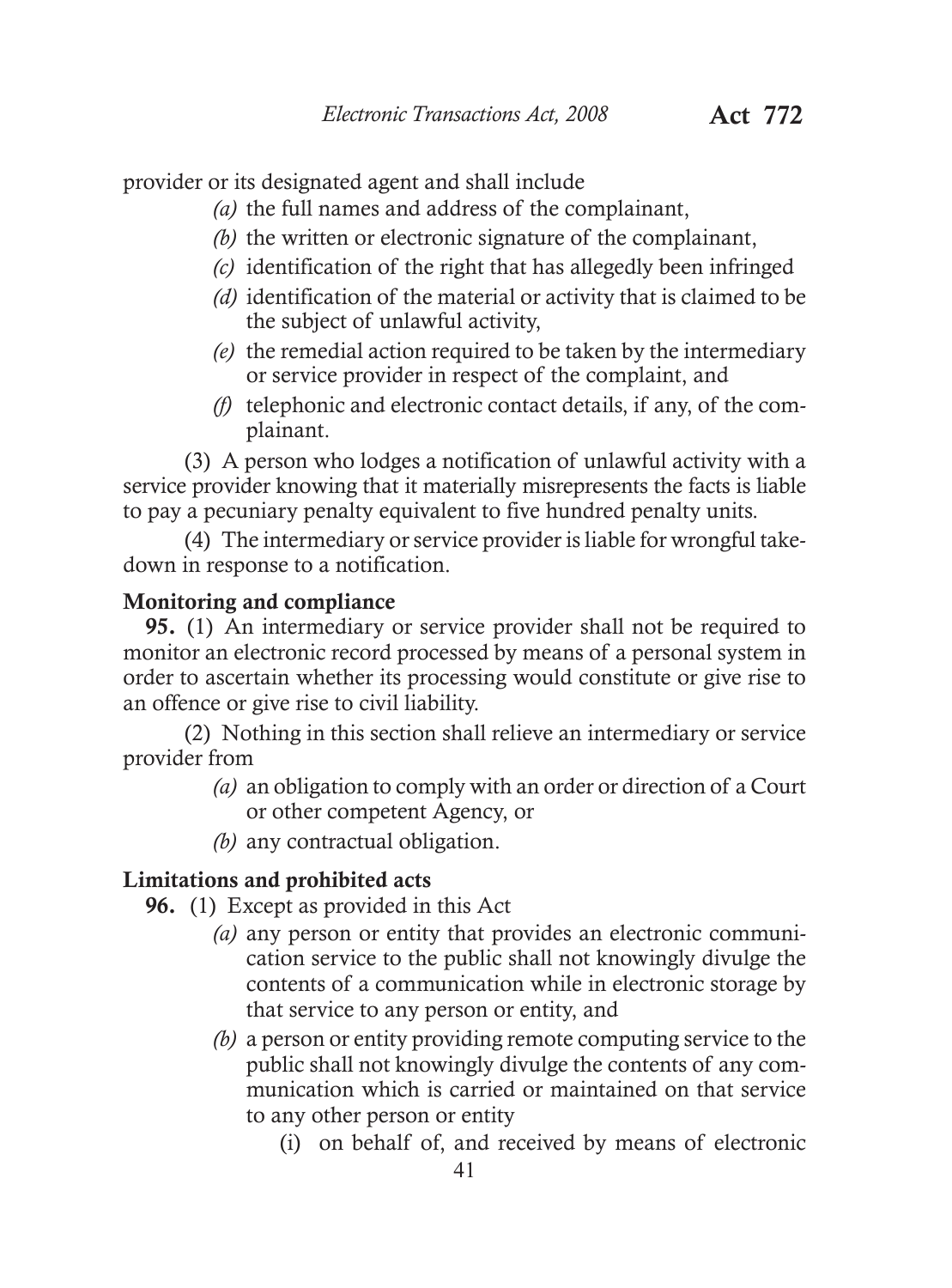provider or its designated agent and shall include

*(a)* the full names and address of the complainant,

*(b)* the written or electronic signature of the complainant,

*(c)* identification of the right that has allegedly been infringed

*(d)* identification of the material or activity that is claimed to be the subject of unlawful activity,

*(e)* the remedial action required to be taken by the intermediary or service provider in respect of the complaint, and

*(f)* telephonic and electronic contact details, if any, of the complainant.

(3) A person who lodges a notification of unlawful activity with a service provider knowing that it materially misrepresents the facts is liable to pay a pecuniary penalty equivalent to five hundred penalty units.

(4) The intermediary or service provider is liable for wrongful take-down in response to a notification.

**Monitoring and compliance**

**95.** (1) An intermediary or service provider shall not be required to monitor an electronic record processed by means of a personal system in order to ascertain whether its processing would constitute or give rise to an offence or give rise to civil liability.

(2) Nothing in this section shall relieve an intermediary or service provider from

*(a)* an obligation to comply with an order or direction of a Court or other competent Agency, or

*(b)* any contractual obligation.

**Limitations and prohibited acts**

**96.** (1) Except as provided in this Act

*(a)* any person or entity that provides an electronic communication service to the public shall not knowingly divulge the contents of a communication while in electronic storage by that service to any person or entity, and

*(b)* a person or entity providing remote computing service to the public shall not knowingly divulge the contents of any communication which is carried or maintained on that service to any other person or entity

(i) on behalf of, and received by means of electronic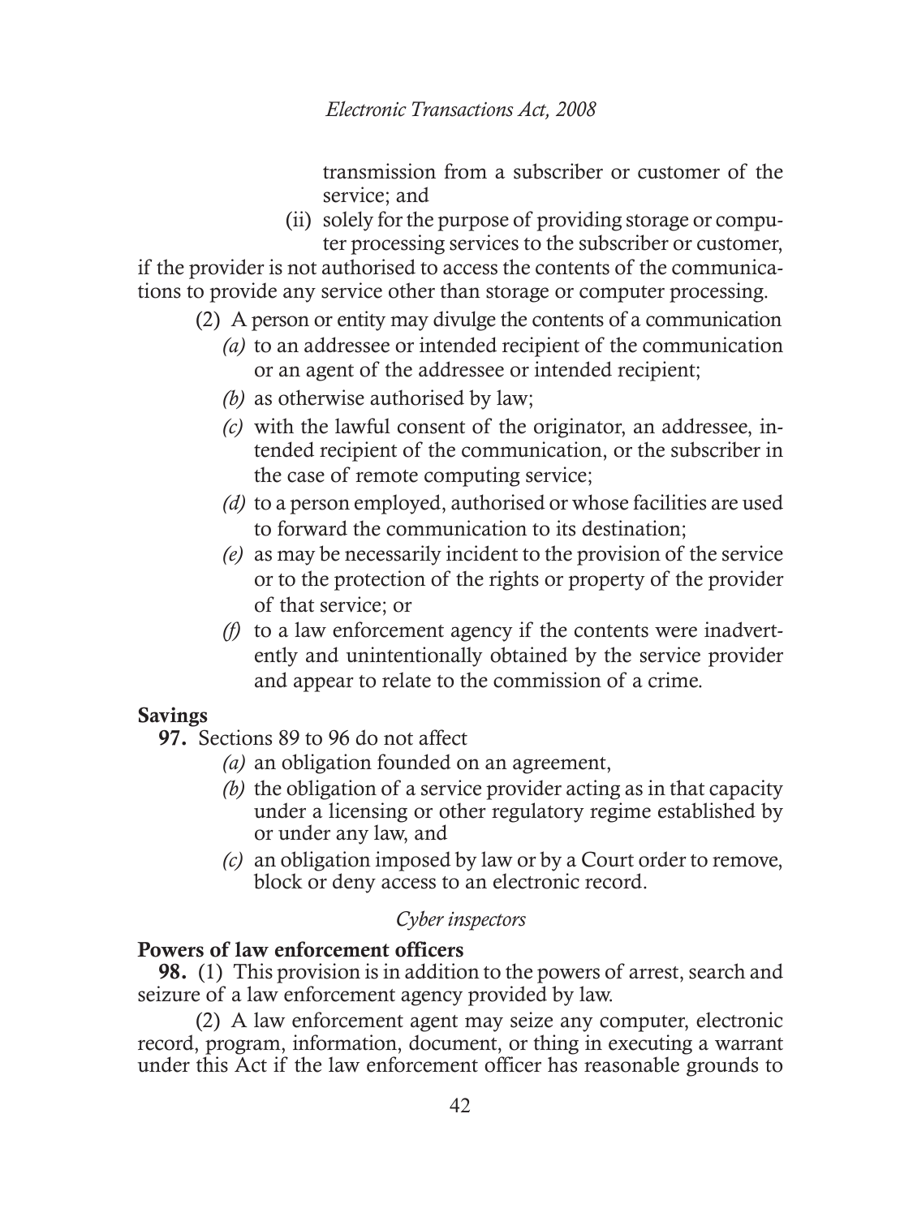transmission from a subscriber or customer of the service; and

(ii) solely for the purpose of providing storage or computer processing services to the subscriber or customer,

if the provider is not authorised to access the contents of the communications to provide any service other than storage or computer processing.

(2) A person or entity may divulge the contents of a communication

*(a)* to an addressee or intended recipient of the communication or an agent of the addressee or intended recipient;

*(b)* as otherwise authorised by law;

*(c)* with the lawful consent of the originator, an addressee, intended recipient of the communication, or the subscriber in the case of remote computing service;

*(d)* to a person employed, authorised or whose facilities are used to forward the communication to its destination;

*(e)* as may be necessarily incident to the provision of the service or to the protection of the rights or property of the provider of that service; or

*(f)* to a law enforcement agency if the contents were inadvertently and unintentionally obtained by the service provider and appear to relate to the commission of a crime.

**Savings**

**97.** Sections 89 to 96 do not affect

*(a)* an obligation founded on an agreement,

*(b)* the obligation of a service provider acting as in that capacity under a licensing or other regulatory regime established by or under any law, and

*(c)* an obligation imposed by law or by a Court order to remove, block or deny access to an electronic record.

*Cyber inspectors*

**Powers of law enforcement officers**

**98.** (1) This provision is in addition to the powers of arrest, search and seizure of a law enforcement agency provided by law.

(2) A law enforcement agent may seize any computer, electronic record, program, information, document, or thing in executing a warrant under this Act if the law enforcement officer has reasonable grounds to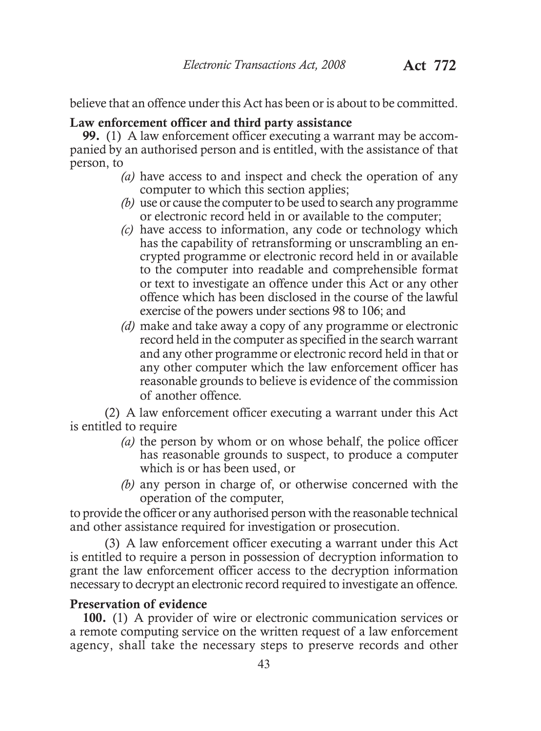believe that an offence under this Act has been or is about to be committed.

**Law enforcement officer and third party assistance**

**99.** (1) A law enforcement officer executing a warrant may be accompanied by an authorised person and is entitled, with the assistance of that person, to

*(a)* have access to and inspect and check the operation of any computer to which this section applies;

*(b)* use or cause the computer to be used to search any programme or electronic record held in or available to the computer;

*(c)* have access to information, any code or technology which has the capability of retransforming or unscrambling an encrypted programme or electronic record held in or available to the computer into readable and comprehensible format or text to investigate an offence under this Act or any other offence which has been disclosed in the course of the lawful exercise of the powers under sections 98 to 106; and

*(d)* make and take away a copy of any programme or electronic record held in the computer as specified in the search warrant and any other programme or electronic record held in that or any other computer which the law enforcement officer has reasonable grounds to believe is evidence of the commission of another offence.

(2) A law enforcement officer executing a warrant under this Act is entitled to require

*(a)* the person by whom or on whose behalf, the police officer has reasonable grounds to suspect, to produce a computer which is or has been used, or

*(b)* any person in charge of, or otherwise concerned with the operation of the computer,

to provide the officer or any authorised person with the reasonable technical and other assistance required for investigation or prosecution.

(3) A law enforcement officer executing a warrant under this Act is entitled to require a person in possession of decryption information to grant the law enforcement officer access to the decryption information necessary to decrypt an electronic record required to investigate an offence.

**Preservation of evidence**

**100.** (1) A provider of wire or electronic communication services or a remote computing service on the written request of a law enforcement agency, shall take the necessary steps to preserve records and other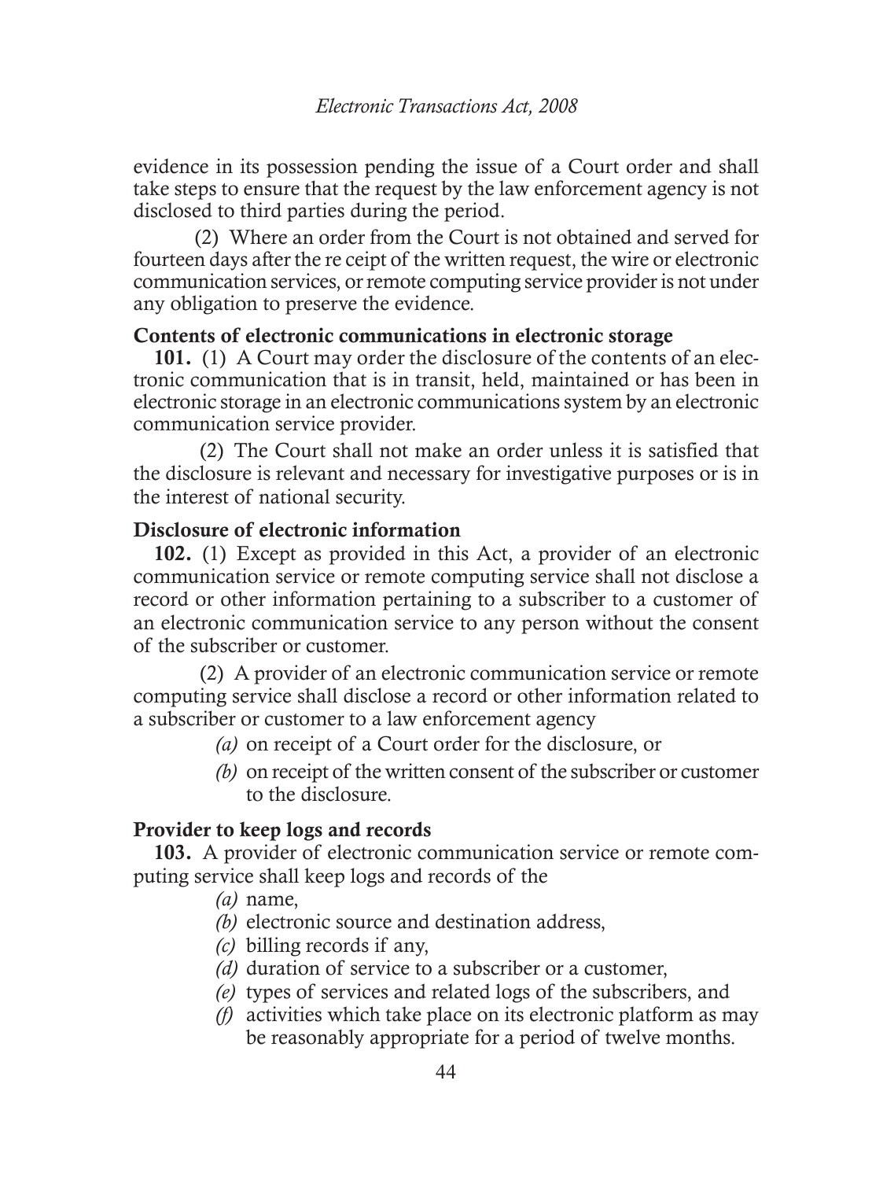evidence in its possession pending the issue of a Court order and shall take steps to ensure that the request by the law enforcement agency is not disclosed to third parties during the period.

(2) Where an order from the Court is not obtained and served for fourteen days after the re ceipt of the written request, the wire or electronic communication services, or remote computing service provider is not under any obligation to preserve the evidence.

**Contents of electronic communications in electronic storage**

**101.** (1) A Court may order the disclosure of the contents of an electronic communication that is in transit, held, maintained or has been in electronic storage in an electronic communications system by an electronic communication service provider.

(2) The Court shall not make an order unless it is satisfied that the disclosure is relevant and necessary for investigative purposes or is in the interest of national security.

**Disclosure of electronic information**

**102.** (1) Except as provided in this Act, a provider of an electronic communication service or remote computing service shall not disclose a record or other information pertaining to a subscriber to a customer of an electronic communication service to any person without the consent of the subscriber or customer.

(2) A provider of an electronic communication service or remote computing service shall disclose a record or other information related to a subscriber or customer to a law enforcement agency

*(a)* on receipt of a Court order for the disclosure, or

*(b)* on receipt of the written consent of the subscriber or customer to the disclosure.

**Provider to keep logs and records**

**103.** A provider of electronic communication service or remote computing service shall keep logs and records of the

*(a)* name,

*(b)* electronic source and destination address,

*(c)* billing records if any,

*(d)* duration of service to a subscriber or a customer,

*(e)* types of services and related logs of the subscribers, and

*(f)* activities which take place on its electronic platform as may be reasonably appropriate for a period of twelve months.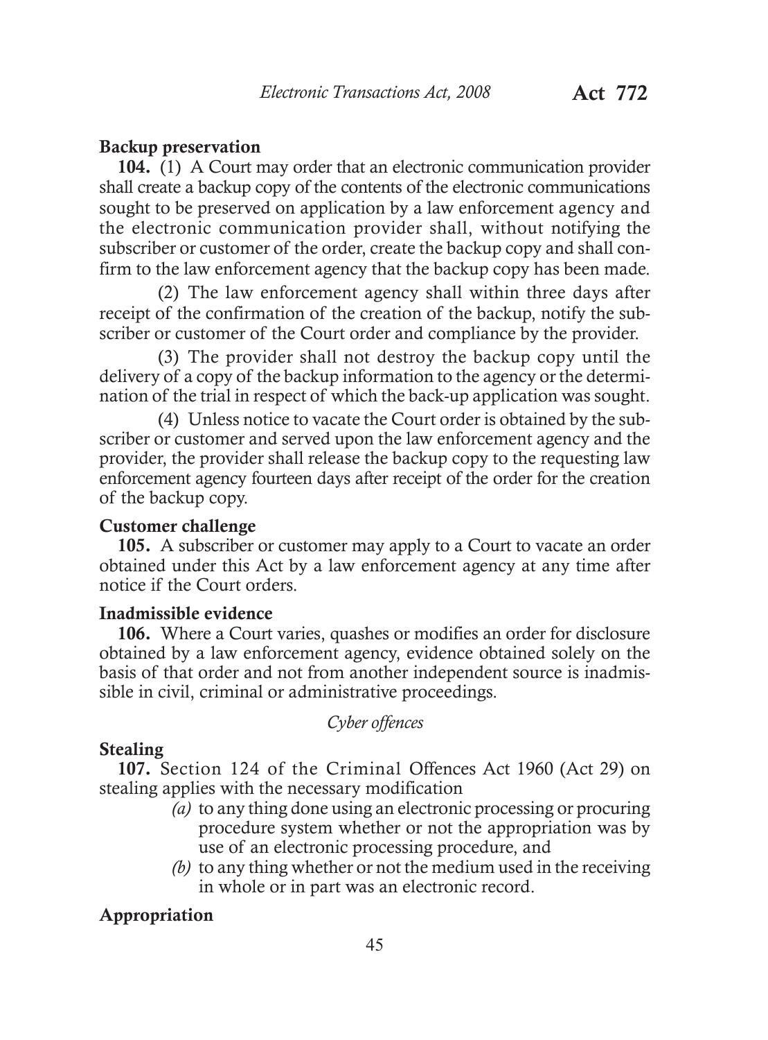**Backup preservation**

**104.** (1) A Court may order that an electronic communication provider shall create a backup copy of the contents of the electronic communications sought to be preserved on application by a law enforcement agency and the electronic communication provider shall, without notifying the subscriber or customer of the order, create the backup copy and shall confirm to the law enforcement agency that the backup copy has been made.

(2) The law enforcement agency shall within three days after receipt of the confirmation of the creation of the backup, notify the subscriber or customer of the Court order and compliance by the provider.

(3) The provider shall not destroy the backup copy until the delivery of a copy of the backup information to the agency or the determination of the trial in respect of which the back-up application was sought.

(4) Unless notice to vacate the Court order is obtained by the subscriber or customer and served upon the law enforcement agency and the provider, the provider shall release the backup copy to the requesting law enforcement agency fourteen days after receipt of the order for the creation of the backup copy.

**Customer challenge**

**105.** A subscriber or customer may apply to a Court to vacate an order obtained under this Act by a law enforcement agency at any time after notice if the Court orders.

**Inadmissible evidence**

**106.** Where a Court varies, quashes or modifies an order for disclosure obtained by a law enforcement agency, evidence obtained solely on the basis of that order and not from another independent source is inadmissible in civil, criminal or administrative proceedings.

*Cyber offences*

**Stealing**

**107.** Section 124 of the Criminal Offences Act 1960 (Act 29) on stealing applies with the necessary modification

*(a)* to any thing done using an electronic processing or procuring procedure system whether or not the appropriation was by use of an electronic processing procedure, and

*(b)* to any thing whether or not the medium used in the receiving in whole or in part was an electronic record.

**Appropriation**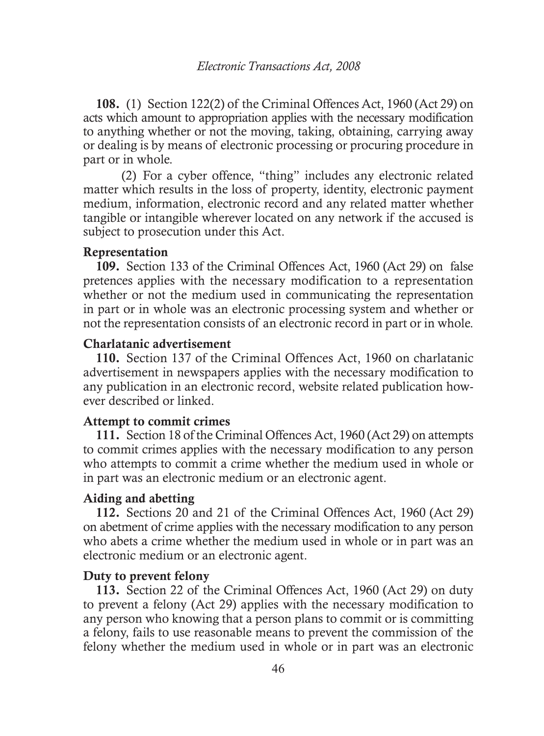**108.** (1) Section 122(2) of the Criminal Offences Act, 1960 (Act 29) on acts which amount to appropriation applies with the necessary modification to anything whether or not the moving, taking, obtaining, carrying away or dealing is by means of electronic processing or procuring procedure in part or in whole.

(2) For a cyber offence, "thing" includes any electronic related matter which results in the loss of property, identity, electronic payment medium, information, electronic record and any related matter whether tangible or intangible wherever located on any network if the accused is subject to prosecution under this Act.

**Representation**

**109.** Section 133 of the Criminal Offences Act, 1960 (Act 29) on false pretences applies with the necessary modification to a representation whether or not the medium used in communicating the representation in part or in whole was an electronic processing system and whether or not the representation consists of an electronic record in part or in whole.

**Charlatanic advertisement**

**110.** Section 137 of the Criminal Offences Act, 1960 on charlatanic advertisement in newspapers applies with the necessary modification to any publication in an electronic record, website related publication however described or linked.

**Attempt to commit crimes**

**111.** Section 18 of the Criminal Offences Act, 1960 (Act 29) on attempts to commit crimes applies with the necessary modification to any person who attempts to commit a crime whether the medium used in whole or in part was an electronic medium or an electronic agent.

**Aiding and abetting**

**112.** Sections 20 and 21 of the Criminal Offences Act, 1960 (Act 29) on abetment of crime applies with the necessary modification to any person who abets a crime whether the medium used in whole or in part was an electronic medium or an electronic agent.

**Duty to prevent felony**

**113.** Section 22 of the Criminal Offences Act, 1960 (Act 29) on duty to prevent a felony (Act 29) applies with the necessary modification to any person who knowing that a person plans to commit or is committing a felony, fails to use reasonable means to prevent the commission of the felony whether the medium used in whole or in part was an electronic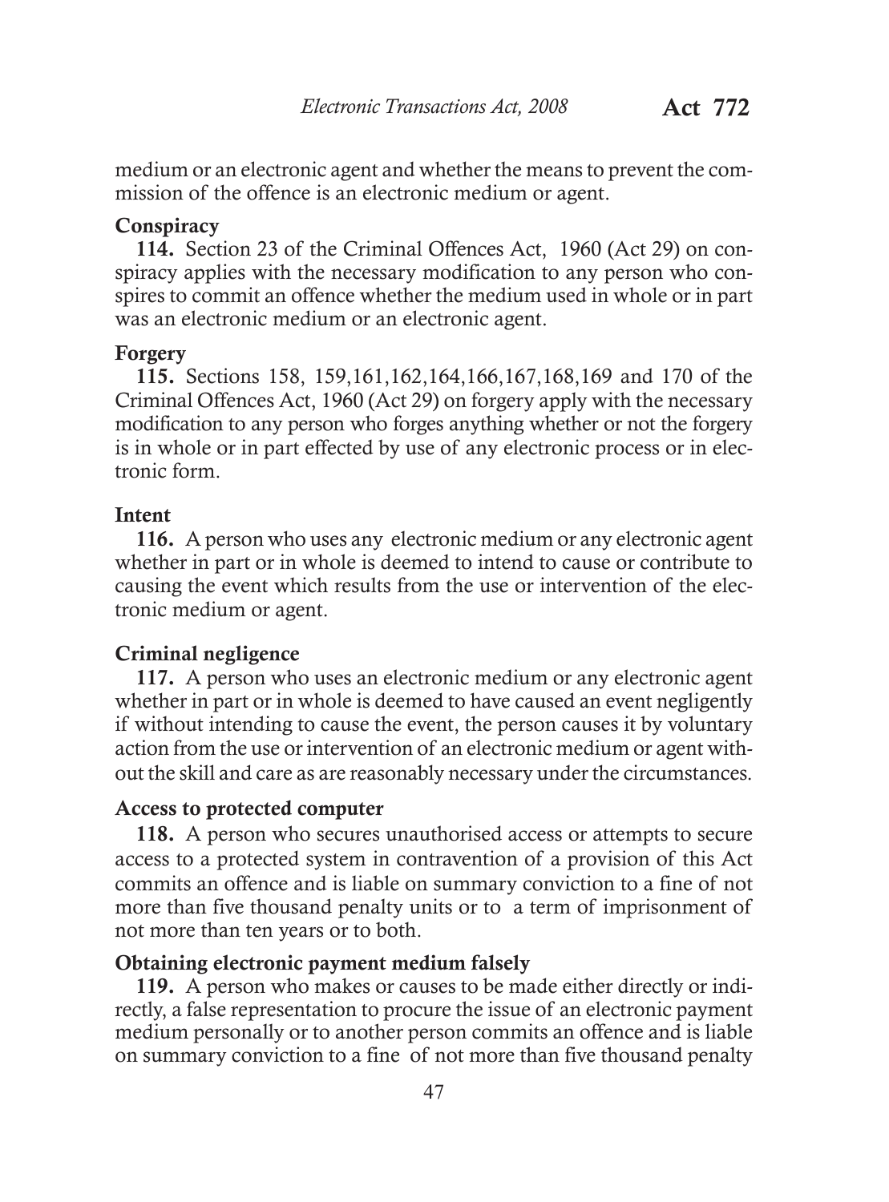medium or an electronic agent and whether the means to prevent the commission of the offence is an electronic medium or agent.

**Conspiracy**

**114.** Section 23 of the Criminal Offences Act, 1960 (Act 29) on conspiracy applies with the necessary modification to any person who conspires to commit an offence whether the medium used in whole or in part was an electronic medium or an electronic agent.

**Forgery**

**115.** Sections 158, 159,161,162,164,166,167,168,169 and 170 of the Criminal Offences Act, 1960 (Act 29) on forgery apply with the necessary modification to any person who forges anything whether or not the forgery is in whole or in part effected by use of any electronic process or in electronic form.

**Intent**

**116.** A person who uses any electronic medium or any electronic agent whether in part or in whole is deemed to intend to cause or contribute to causing the event which results from the use or intervention of the electronic medium or agent.

**Criminal negligence**

**117.** A person who uses an electronic medium or any electronic agent whether in part or in whole is deemed to have caused an event negligently if without intending to cause the event, the person causes it by voluntary action from the use or intervention of an electronic medium or agent without the skill and care as are reasonably necessary under the circumstances.

**Access to protected computer**

**118.** A person who secures unauthorised access or attempts to secure access to a protected system in contravention of a provision of this Act commits an offence and is liable on summary conviction to a fine of not more than five thousand penalty units or to a term of imprisonment of not more than ten years or to both.

**Obtaining electronic payment medium falsely**

**119.** A person who makes or causes to be made either directly or indirectly, a false representation to procure the issue of an electronic payment medium personally or to another person commits an offence and is liable on summary conviction to a fine of not more than five thousand penalty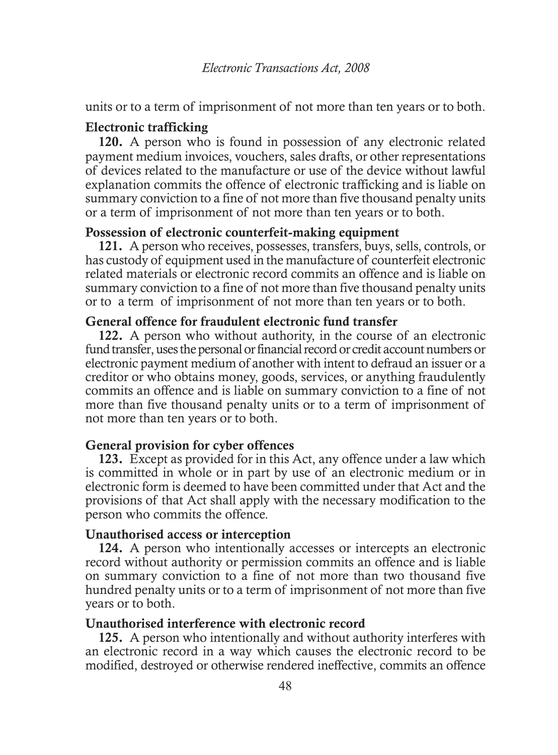units or to a term of imprisonment of not more than ten years or to both.

**Electronic trafficking**

**120.** A person who is found in possession of any electronic related payment medium invoices, vouchers, sales drafts, or other representations of devices related to the manufacture or use of the device without lawful explanation commits the offence of electronic trafficking and is liable on summary conviction to a fine of not more than five thousand penalty units or a term of imprisonment of not more than ten years or to both.

**Possession of electronic counterfeit-making equipment**

**121.** A person who receives, possesses, transfers, buys, sells, controls, or has custody of equipment used in the manufacture of counterfeit electronic related materials or electronic record commits an offence and is liable on summary conviction to a fine of not more than five thousand penalty units or to a term of imprisonment of not more than ten years or to both.

**General offence for fraudulent electronic fund transfer**

**122.** A person who without authority, in the course of an electronic fund transfer, uses the personal or financial record or credit account numbers or electronic payment medium of another with intent to defraud an issuer or a creditor or who obtains money, goods, services, or anything fraudulently commits an offence and is liable on summary conviction to a fine of not more than five thousand penalty units or to a term of imprisonment of not more than ten years or to both.

**General provision for cyber offences**

**123.** Except as provided for in this Act, any offence under a law which is committed in whole or in part by use of an electronic medium or in electronic form is deemed to have been committed under that Act and the provisions of that Act shall apply with the necessary modification to the person who commits the offence.

**Unauthorised access or interception**

**124.** A person who intentionally accesses or intercepts an electronic record without authority or permission commits an offence and is liable on summary conviction to a fine of not more than two thousand five hundred penalty units or to a term of imprisonment of not more than five years or to both.

**Unauthorised interference with electronic record**

**125.** A person who intentionally and without authority interferes with an electronic record in a way which causes the electronic record to be modified, destroyed or otherwise rendered ineffective, commits an offence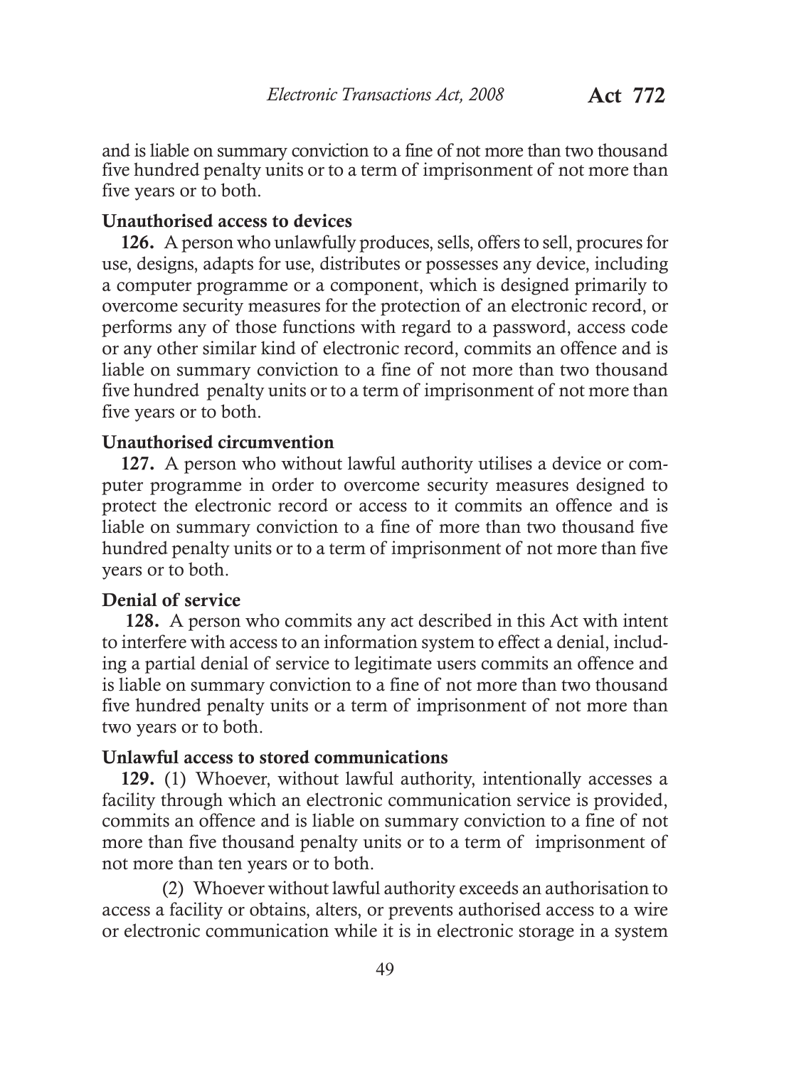and is liable on summary conviction to a fine of not more than two thousand five hundred penalty units or to a term of imprisonment of not more than five years or to both.

**Unauthorised access to devices**

**126.** A person who unlawfully produces, sells, offers to sell, procures for use, designs, adapts for use, distributes or possesses any device, including a computer programme or a component, which is designed primarily to overcome security measures for the protection of an electronic record, or performs any of those functions with regard to a password, access code or any other similar kind of electronic record, commits an offence and is liable on summary conviction to a fine of not more than two thousand five hundred penalty units or to a term of imprisonment of not more than five years or to both.

**Unauthorised circumvention**

**127.** A person who without lawful authority utilises a device or computer programme in order to overcome security measures designed to protect the electronic record or access to it commits an offence and is liable on summary conviction to a fine of more than two thousand five hundred penalty units or to a term of imprisonment of not more than five years or to both.

**Denial of service**

**128.** A person who commits any act described in this Act with intent to interfere with access to an information system to effect a denial, including a partial denial of service to legitimate users commits an offence and is liable on summary conviction to a fine of not more than two thousand five hundred penalty units or a term of imprisonment of not more than two years or to both.

**Unlawful access to stored communications**

**129.** (1) Whoever, without lawful authority, intentionally accesses a facility through which an electronic communication service is provided, commits an offence and is liable on summary conviction to a fine of not more than five thousand penalty units or to a term of imprisonment of not more than ten years or to both.

(2) Whoever without lawful authority exceeds an authorisation to access a facility or obtains, alters, or prevents authorised access to a wire or electronic communication while it is in electronic storage in a system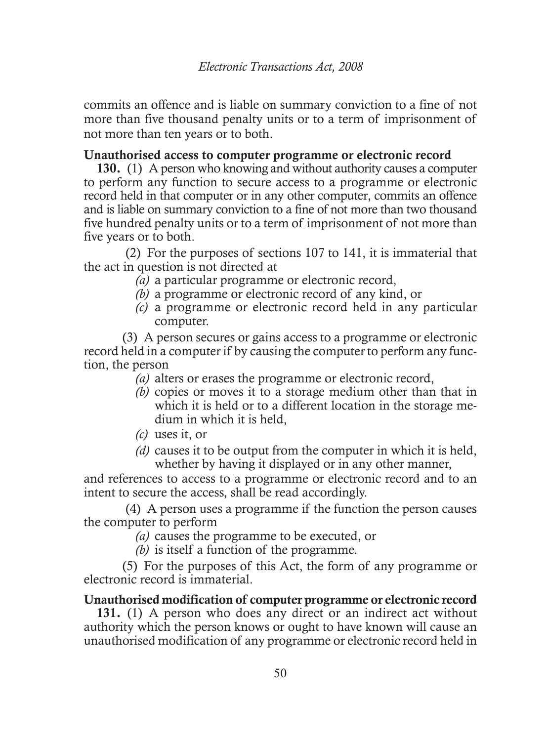commits an offence and is liable on summary conviction to a fine of not more than five thousand penalty units or to a term of imprisonment of not more than ten years or to both.

**Unauthorised access to computer programme or electronic record**

**130.** (1) A person who knowing and without authority causes a computer to perform any function to secure access to a programme or electronic record held in that computer or in any other computer, commits an offence and is liable on summary conviction to a fine of not more than two thousand five hundred penalty units or to a term of imprisonment of not more than five years or to both.

(2) For the purposes of sections 107 to 141, it is immaterial that the act in question is not directed at

*(a)* a particular programme or electronic record,

*(b)* a programme or electronic record of any kind, or

*(c)* a programme or electronic record held in any particular computer.

(3) A person secures or gains access to a programme or electronic record held in a computer if by causing the computer to perform any function, the person

*(a)* alters or erases the programme or electronic record,

*(b)* copies or moves it to a storage medium other than that in which it is held or to a different location in the storage medium in which it is held,

*(c)* uses it, or

*(d)* causes it to be output from the computer in which it is held, whether by having it displayed or in any other manner,

and references to access to a programme or electronic record and to an intent to secure the access, shall be read accordingly.

(4) A person uses a programme if the function the person causes the computer to perform

*(a)* causes the programme to be executed, or

*(b)* is itself a function of the programme.

(5) For the purposes of this Act, the form of any programme or electronic record is immaterial.

**Unauthorised modification of computer programme or electronic record**

**131.** (1) A person who does any direct or an indirect act without authority which the person knows or ought to have known will cause an unauthorised modification of any programme or electronic record held in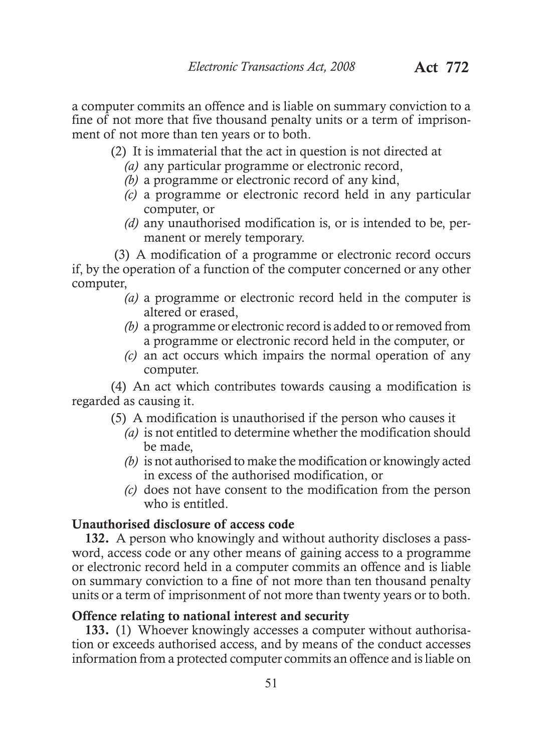a computer commits an offence and is liable on summary conviction to a fine of not more that five thousand penalty units or a term of imprisonment of not more than ten years or to both.

(2) It is immaterial that the act in question is not directed at

*(a)* any particular programme or electronic record,

*(b)* a programme or electronic record of any kind,

*(c)* a programme or electronic record held in any particular computer, or

*(d)* any unauthorised modification is, or is intended to be, permanent or merely temporary.

(3) A modification of a programme or electronic record occurs if, by the operation of a function of the computer concerned or any other computer,

*(a)* a programme or electronic record held in the computer is altered or erased,

*(b)* a programme or electronic record is added to or removed from a programme or electronic record held in the computer, or

*(c)* an act occurs which impairs the normal operation of any computer.

(4) An act which contributes towards causing a modification is regarded as causing it.

(5) A modification is unauthorised if the person who causes it

*(a)* is not entitled to determine whether the modification should be made,

*(b)* is not authorised to make the modification or knowingly acted in excess of the authorised modification, or

*(c)* does not have consent to the modification from the person who is entitled.

**Unauthorised disclosure of access code**

**132.** A person who knowingly and without authority discloses a password, access code or any other means of gaining access to a programme or electronic record held in a computer commits an offence and is liable on summary conviction to a fine of not more than ten thousand penalty units or a term of imprisonment of not more than twenty years or to both.

**Offence relating to national interest and security**

**133.** (1) Whoever knowingly accesses a computer without authorisation or exceeds authorised access, and by means of the conduct accesses information from a protected computer commits an offence and is liable on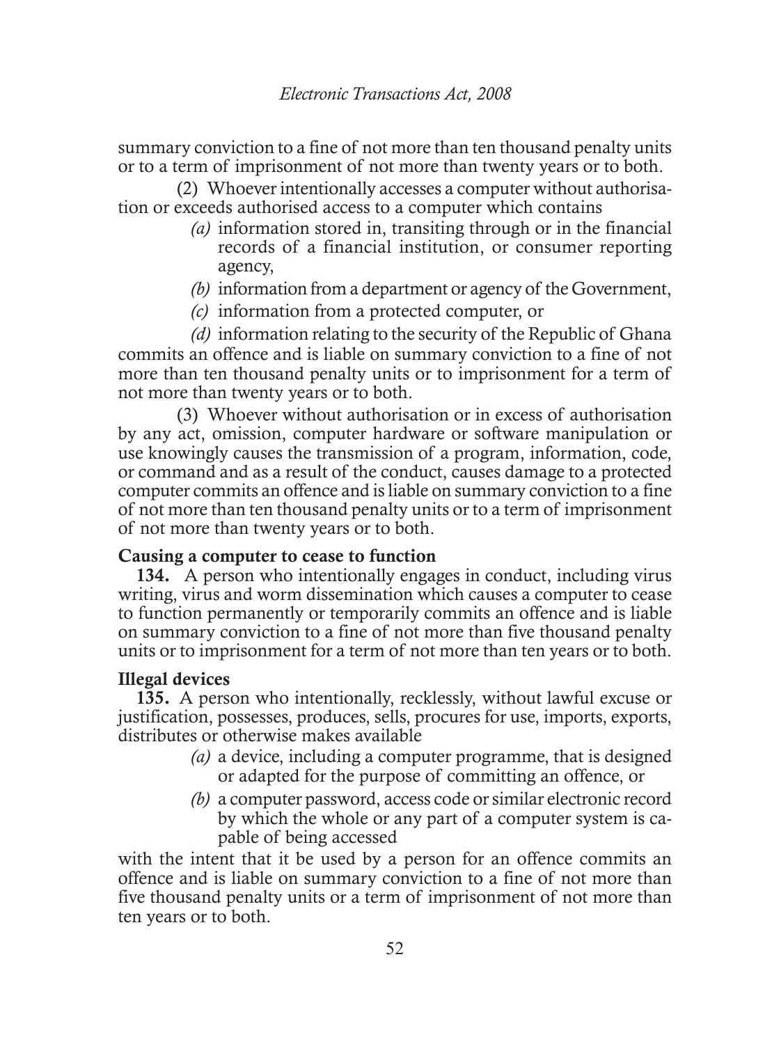summary conviction to a fine of not more than ten thousand penalty units or to a term of imprisonment of not more than twenty years or to both.

(2) Whoever intentionally accesses a computer without authorisation or exceeds authorised access to a computer which contains

*(a)* information stored in, transiting through or in the financial records of a financial institution, or consumer reporting agency,

*(b)* information from a department or agency of the Government,

*(c)* information from a protected computer, or

*(d)* information relating to the security of the Republic of Ghana

commits an offence and is liable on summary conviction to a fine of not more than ten thousand penalty units or to imprisonment for a term of not more than twenty years or to both.

(3) Whoever without authorisation or in excess of authorisation by any act, omission, computer hardware or software manipulation or use knowingly causes the transmission of a program, information, code, or command and as a result of the conduct, causes damage to a protected computer commits an offence and is liable on summary conviction to a fine of not more than ten thousand penalty units or to a term of imprisonment of not more than twenty years or to both.

**Causing a computer to cease to function**

**134.** A person who intentionally engages in conduct, including virus writing, virus and worm dissemination which causes a computer to cease to function permanently or temporarily commits an offence and is liable on summary conviction to a fine of not more than five thousand penalty units or to imprisonment for a term of not more than ten years or to both.

**Illegal devices**

**135.** A person who intentionally, recklessly, without lawful excuse or justification, possesses, produces, sells, procures for use, imports, exports, distributes or otherwise makes available

*(a)* a device, including a computer programme, that is designed or adapted for the purpose of committing an offence, or

*(b)* a computer password, access code or similar electronic record by which the whole or any part of a computer system is capable of being accessed

with the intent that it be used by a person for an offence commits an offence and is liable on summary conviction to a fine of not more than five thousand penalty units or a term of imprisonment of not more than ten years or to both.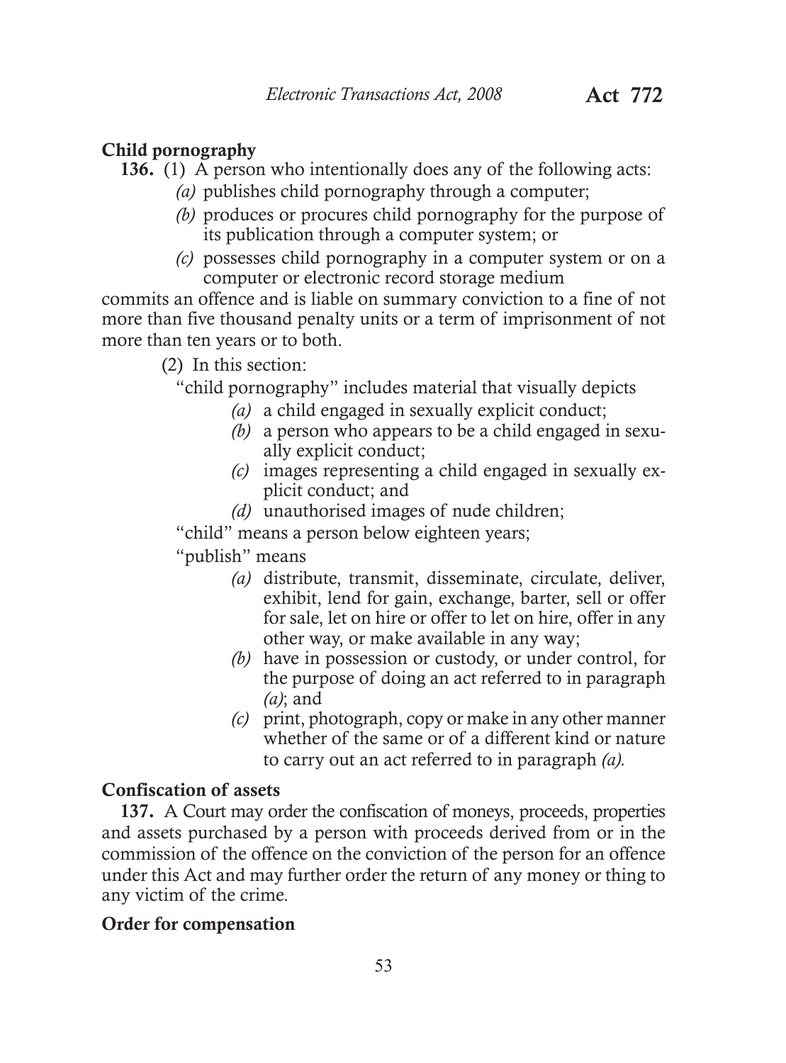**Child pornography**

**136.** (1) A person who intentionally does any of the following acts:

*(a)* publishes child pornography through a computer;

*(b)* produces or procures child pornography for the purpose of its publication through a computer system; or

*(c)* possesses child pornography in a computer system or on a computer or electronic record storage medium

commits an offence and is liable on summary conviction to a fine of not more than five thousand penalty units or a term of imprisonment of not more than ten years or to both.

(2) In this section:

"child pornography" includes material that visually depicts

*(a)* a child engaged in sexually explicit conduct;

*(b)* a person who appears to be a child engaged in sexually explicit conduct;

*(c)* images representing a child engaged in sexually explicit conduct; and

*(d)* unauthorised images of nude children;

"child" means a person below eighteen years;

"publish" means

*(a)* distribute, transmit, disseminate, circulate, deliver, exhibit, lend for gain, exchange, barter, sell or offer for sale, let on hire or offer to let on hire, offer in any other way, or make available in any way;

*(b)* have in possession or custody, or under control, for the purpose of doing an act referred to in paragraph *(a)*; and

*(c)* print, photograph, copy or make in any other manner whether of the same or of a different kind or nature to carry out an act referred to in paragraph *(a).*

**Confiscation of assets**

**137.** A Court may order the confiscation of moneys, proceeds, properties and assets purchased by a person with proceeds derived from or in the commission of the offence on the conviction of the person for an offence under this Act and may further order the return of any money or thing to any victim of the crime.

**Order for compensation**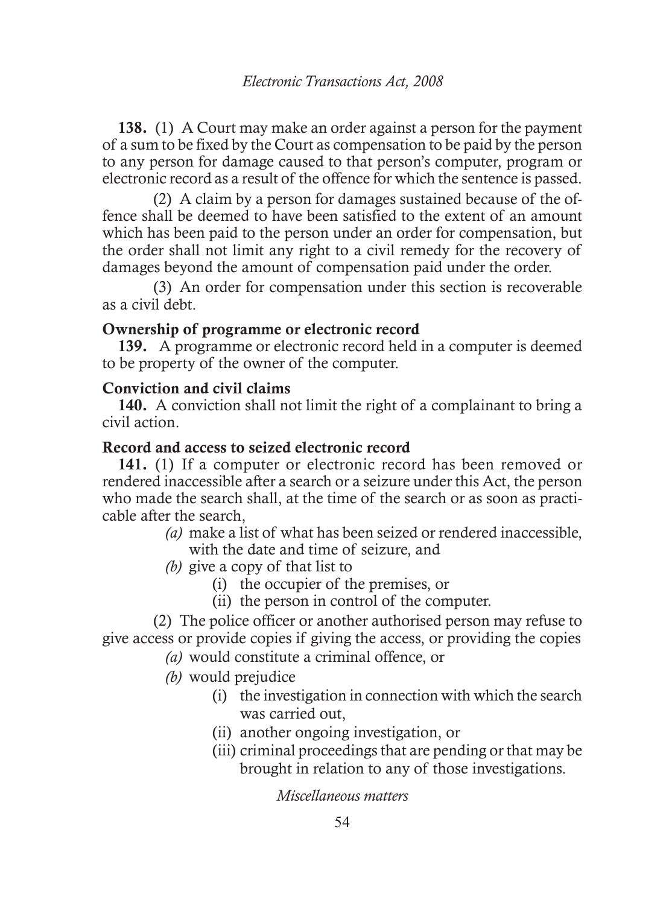**138.** (1) A Court may make an order against a person for the payment of a sum to be fixed by the Court as compensation to be paid by the person to any person for damage caused to that person's computer, program or electronic record as a result of the offence for which the sentence is passed.

(2) A claim by a person for damages sustained because of the offence shall be deemed to have been satisfied to the extent of an amount which has been paid to the person under an order for compensation, but the order shall not limit any right to a civil remedy for the recovery of damages beyond the amount of compensation paid under the order.

(3) An order for compensation under this section is recoverable as a civil debt.

**Ownership of programme or electronic record**

**139.** A programme or electronic record held in a computer is deemed to be property of the owner of the computer.

**Conviction and civil claims**

**140.** A conviction shall not limit the right of a complainant to bring a civil action.

**Record and access to seized electronic record**

**141.** (1) If a computer or electronic record has been removed or rendered inaccessible after a search or a seizure under this Act, the person who made the search shall, at the time of the search or as soon as practicable after the search,

- *(a)* make a list of what has been seized or rendered inaccessible, with the date and time of seizure, and
- *(b)* give a copy of that list to
  - (i) the occupier of the premises, or
  - (ii) the person in control of the computer.

(2) The police officer or another authorised person may refuse to give access or provide copies if giving the access, or providing the copies

- *(a)* would constitute a criminal offence, or
- *(b)* would prejudice
  - (i) the investigation in connection with which the search was carried out,
  - (ii) another ongoing investigation, or
  - (iii) criminal proceedings that are pending or that may be brought in relation to any of those investigations.

*Miscellaneous matters*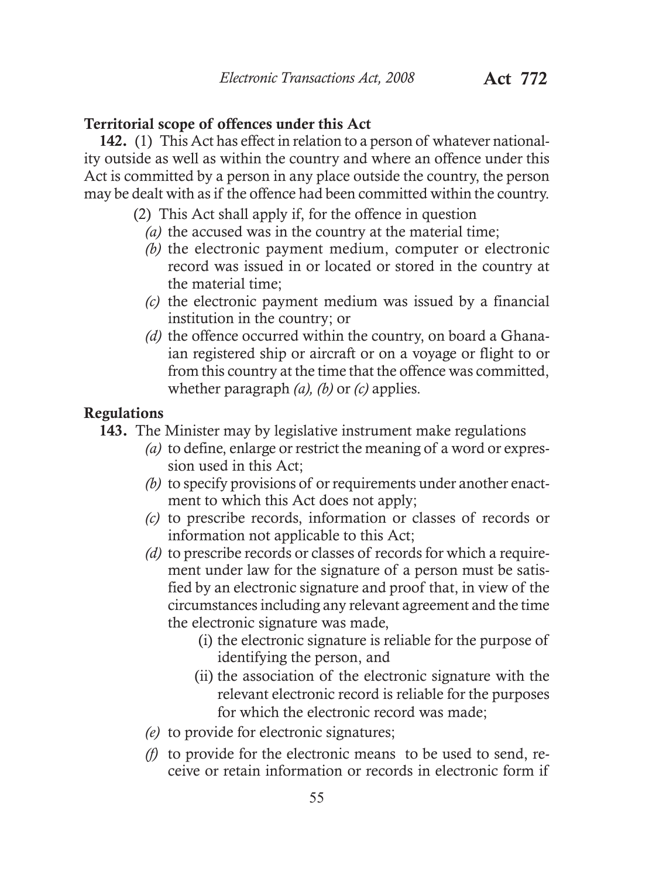**Territorial scope of offences under this Act**

**142.** (1) This Act has effect in relation to a person of whatever nationality outside as well as within the country and where an offence under this Act is committed by a person in any place outside the country, the person may be dealt with as if the offence had been committed within the country.

(2) This Act shall apply if, for the offence in question

*(a)* the accused was in the country at the material time;

*(b)* the electronic payment medium, computer or electronic record was issued in or located or stored in the country at the material time;

*(c)* the electronic payment medium was issued by a financial institution in the country; or

*(d)* the offence occurred within the country, on board a Ghanaian registered ship or aircraft or on a voyage or flight to or from this country at the time that the offence was committed, whether paragraph *(a)*, *(b)* or *(c)* applies.

**Regulations**

**143.** The Minister may by legislative instrument make regulations

*(a)* to define, enlarge or restrict the meaning of a word or expression used in this Act;

*(b)* to specify provisions of or requirements under another enactment to which this Act does not apply;

*(c)* to prescribe records, information or classes of records or information not applicable to this Act;

*(d)* to prescribe records or classes of records for which a requirement under law for the signature of a person must be satisfied by an electronic signature and proof that, in view of the circumstances including any relevant agreement and the time the electronic signature was made,

(i) the electronic signature is reliable for the purpose of identifying the person, and

(ii) the association of the electronic signature with the relevant electronic record is reliable for the purposes for which the electronic record was made;

*(e)* to provide for electronic signatures;

*(f)* to provide for the electronic means to be used to send, receive or retain information or records in electronic form if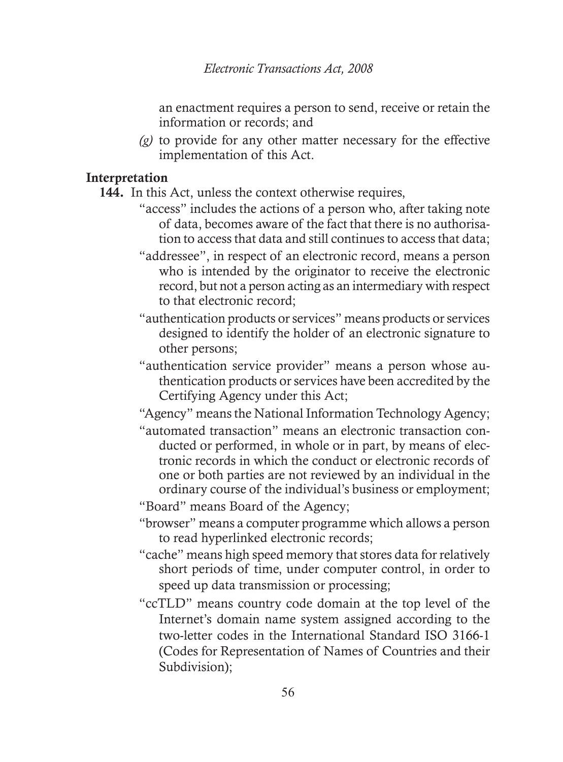an enactment requires a person to send, receive or retain the information or records; and

*(g)* to provide for any other matter necessary for the effective implementation of this Act.

**Interpretation**

**144.** In this Act, unless the context otherwise requires,

"access" includes the actions of a person who, after taking note of data, becomes aware of the fact that there is no authorisation to access that data and still continues to access that data;

"addressee", in respect of an electronic record, means a person who is intended by the originator to receive the electronic record, but not a person acting as an intermediary with respect to that electronic record;

"authentication products or services" means products or services designed to identify the holder of an electronic signature to other persons;

"authentication service provider" means a person whose authentication products or services have been accredited by the Certifying Agency under this Act;

"Agency" means the National Information Technology Agency;

"automated transaction" means an electronic transaction conducted or performed, in whole or in part, by means of electronic records in which the conduct or electronic records of one or both parties are not reviewed by an individual in the ordinary course of the individual's business or employment;

"Board" means Board of the Agency;

"browser" means a computer programme which allows a person to read hyperlinked electronic records;

"cache" means high speed memory that stores data for relatively short periods of time, under computer control, in order to speed up data transmission or processing;

"ccTLD" means country code domain at the top level of the Internet's domain name system assigned according to the two-letter codes in the International Standard ISO 3166-1 (Codes for Representation of Names of Countries and their Subdivision);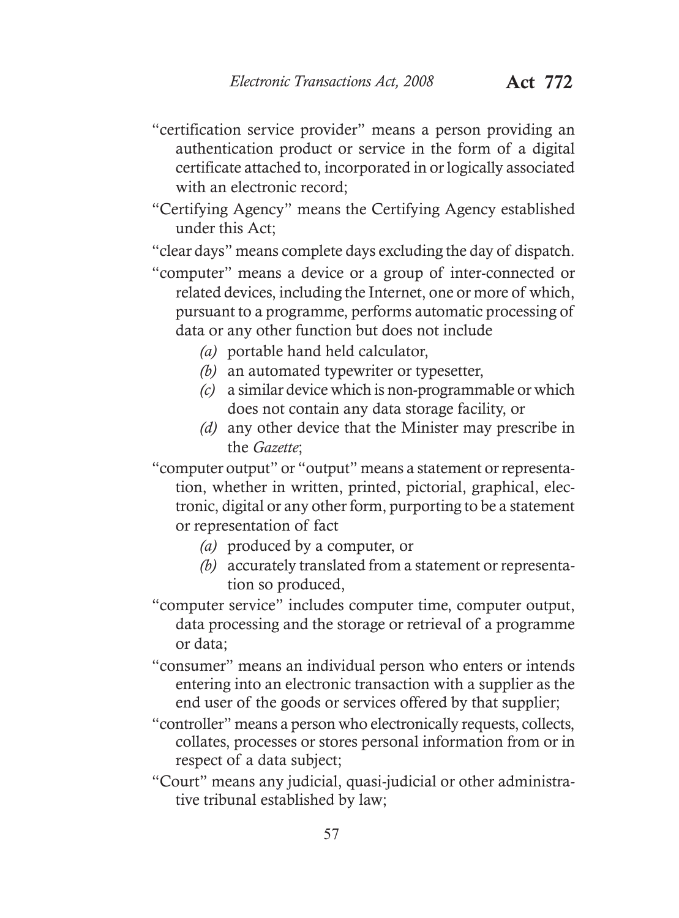"certification service provider" means a person providing an authentication product or service in the form of a digital certificate attached to, incorporated in or logically associated with an electronic record;

"Certifying Agency" means the Certifying Agency established under this Act;

"clear days" means complete days excluding the day of dispatch.

"computer" means a device or a group of inter-connected or related devices, including the Internet, one or more of which, pursuant to a programme, performs automatic processing of data or any other function but does not include

- *(a)* portable hand held calculator,
- *(b)* an automated typewriter or typesetter,
- *(c)* a similar device which is non-programmable or which does not contain any data storage facility, or
- *(d)* any other device that the Minister may prescribe in the *Gazette*;

"computer output" or "output" means a statement or representation, whether in written, printed, pictorial, graphical, electronic, digital or any other form, purporting to be a statement or representation of fact

- *(a)* produced by a computer, or
- *(b)* accurately translated from a statement or representation so produced,

"computer service" includes computer time, computer output, data processing and the storage or retrieval of a programme or data;

"consumer" means an individual person who enters or intends entering into an electronic transaction with a supplier as the end user of the goods or services offered by that supplier;

"controller" means a person who electronically requests, collects, collates, processes or stores personal information from or in respect of a data subject;

"Court" means any judicial, quasi-judicial or other administrative tribunal established by law;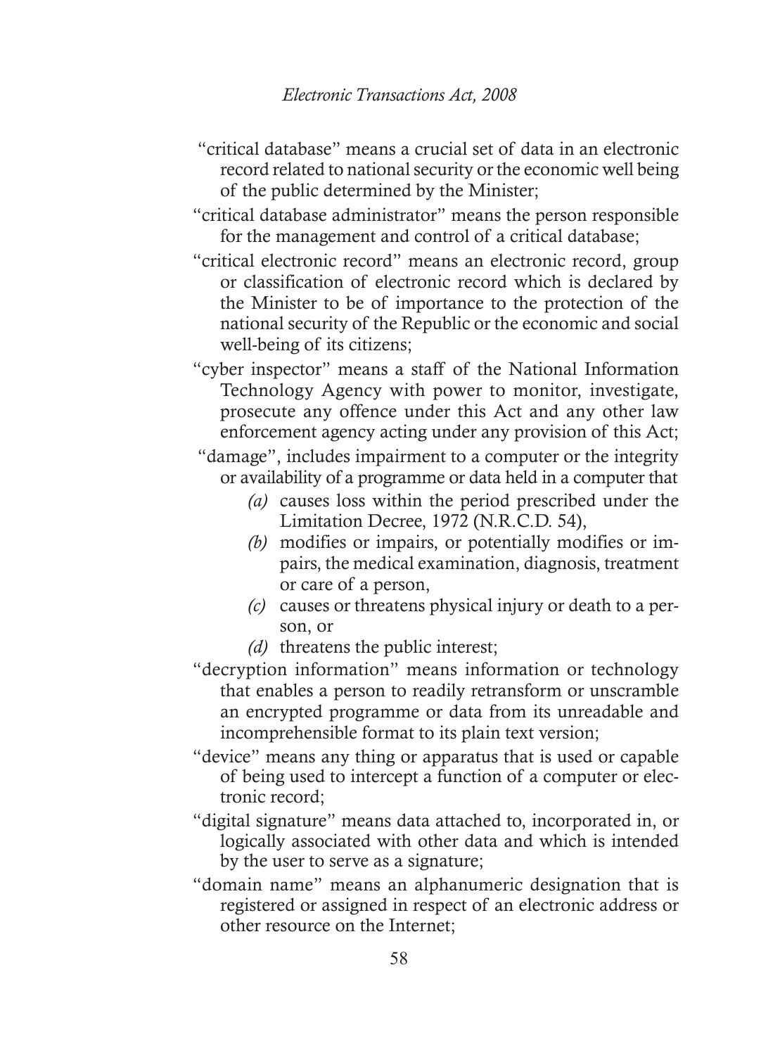"critical database" means a crucial set of data in an electronic record related to national security or the economic well being of the public determined by the Minister;

"critical database administrator" means the person responsible for the management and control of a critical database;

"critical electronic record" means an electronic record, group or classification of electronic record which is declared by the Minister to be of importance to the protection of the national security of the Republic or the economic and social well-being of its citizens;

"cyber inspector" means a staff of the National Information Technology Agency with power to monitor, investigate, prosecute any offence under this Act and any other law enforcement agency acting under any provision of this Act;

"damage", includes impairment to a computer or the integrity or availability of a programme or data held in a computer that

- *(a)* causes loss within the period prescribed under the Limitation Decree, 1972 (N.R.C.D. 54),
- *(b)* modifies or impairs, or potentially modifies or impairs, the medical examination, diagnosis, treatment or care of a person,
- *(c)* causes or threatens physical injury or death to a person, or
- *(d)* threatens the public interest;

"decryption information" means information or technology that enables a person to readily retransform or unscramble an encrypted programme or data from its unreadable and incomprehensible format to its plain text version;

"device" means any thing or apparatus that is used or capable of being used to intercept a function of a computer or electronic record;

"digital signature" means data attached to, incorporated in, or logically associated with other data and which is intended by the user to serve as a signature;

"domain name" means an alphanumeric designation that is registered or assigned in respect of an electronic address or other resource on the Internet;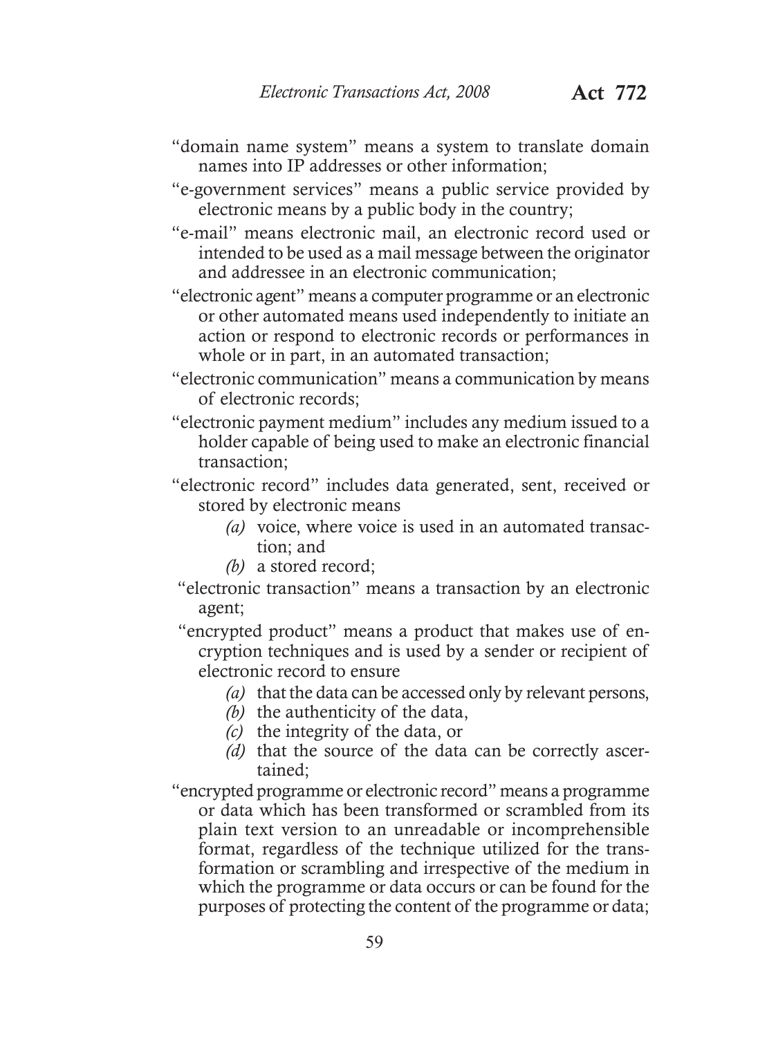"domain name system" means a system to translate domain names into IP addresses or other information;

"e-government services" means a public service provided by electronic means by a public body in the country;

"e-mail" means electronic mail, an electronic record used or intended to be used as a mail message between the originator and addressee in an electronic communication;

"electronic agent" means a computer programme or an electronic or other automated means used independently to initiate an action or respond to electronic records or performances in whole or in part, in an automated transaction;

"electronic communication" means a communication by means of electronic records;

"electronic payment medium" includes any medium issued to a holder capable of being used to make an electronic financial transaction;

"electronic record" includes data generated, sent, received or stored by electronic means

- *(a)* voice, where voice is used in an automated transaction; and
- *(b)* a stored record;

"electronic transaction" means a transaction by an electronic agent;

"encrypted product" means a product that makes use of encryption techniques and is used by a sender or recipient of electronic record to ensure

- *(a)* that the data can be accessed only by relevant persons,
- *(b)* the authenticity of the data,
- *(c)* the integrity of the data, or
- *(d)* that the source of the data can be correctly ascertained;

"encrypted programme or electronic record" means a programme or data which has been transformed or scrambled from its plain text version to an unreadable or incomprehensible format, regardless of the technique utilized for the transformation or scrambling and irrespective of the medium in which the programme or data occurs or can be found for the purposes of protecting the content of the programme or data;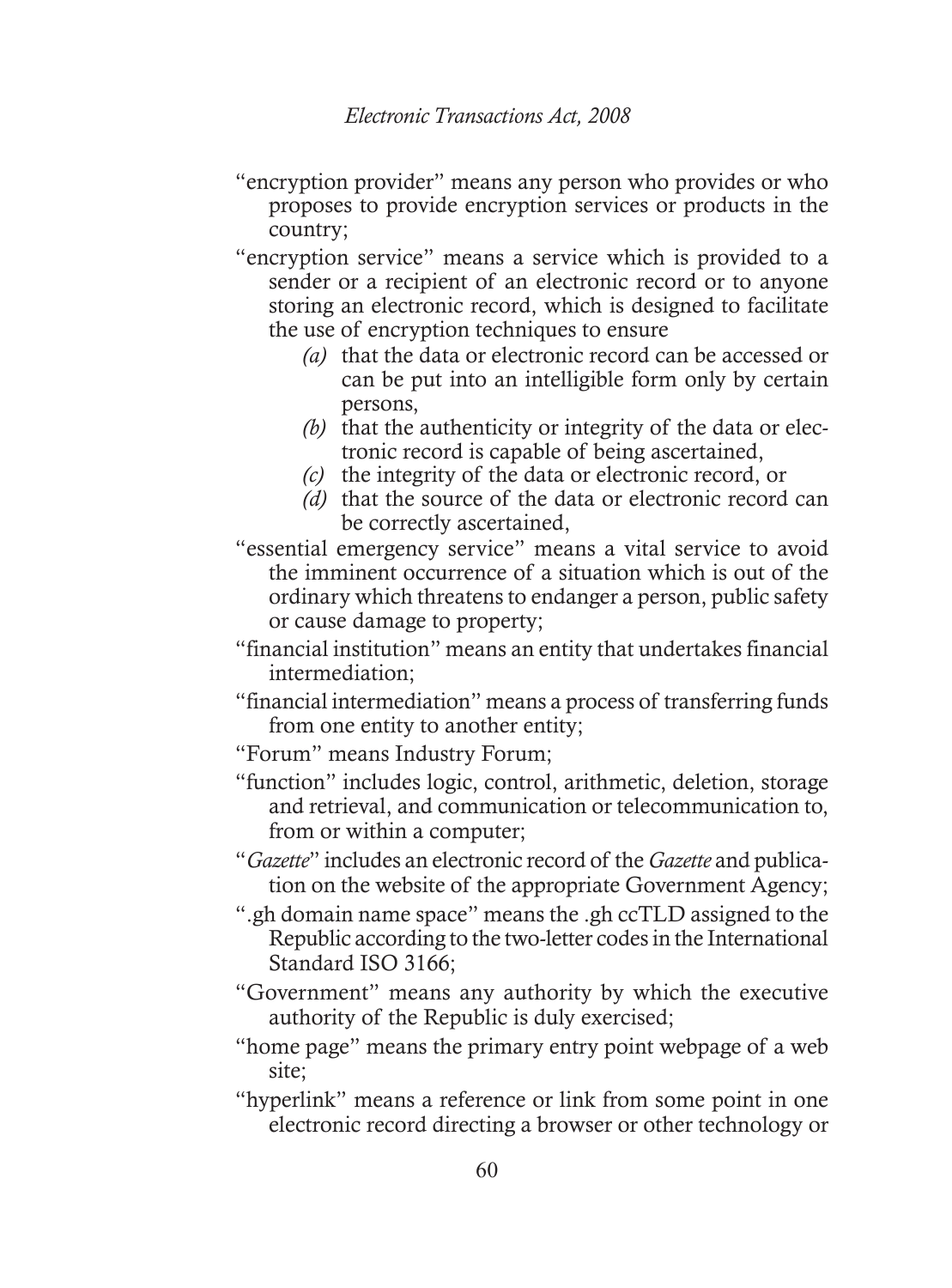"encryption provider" means any person who provides or who proposes to provide encryption services or products in the country;

"encryption service" means a service which is provided to a sender or a recipient of an electronic record or to anyone storing an electronic record, which is designed to facilitate the use of encryption techniques to ensure

- *(a)* that the data or electronic record can be accessed or can be put into an intelligible form only by certain persons,
- *(b)* that the authenticity or integrity of the data or electronic record is capable of being ascertained,
- *(c)* the integrity of the data or electronic record, or
- *(d)* that the source of the data or electronic record can be correctly ascertained,

"essential emergency service" means a vital service to avoid the imminent occurrence of a situation which is out of the ordinary which threatens to endanger a person, public safety or cause damage to property;

"financial institution" means an entity that undertakes financial intermediation;

"financial intermediation" means a process of transferring funds from one entity to another entity;

"Forum" means Industry Forum;

"function" includes logic, control, arithmetic, deletion, storage and retrieval, and communication or telecommunication to, from or within a computer;

"*Gazette*" includes an electronic record of the *Gazette* and publication on the website of the appropriate Government Agency;

".gh domain name space" means the .gh ccTLD assigned to the Republic according to the two-letter codes in the International Standard ISO 3166;

"Government" means any authority by which the executive authority of the Republic is duly exercised;

"home page" means the primary entry point webpage of a web site;

"hyperlink" means a reference or link from some point in one electronic record directing a browser or other technology or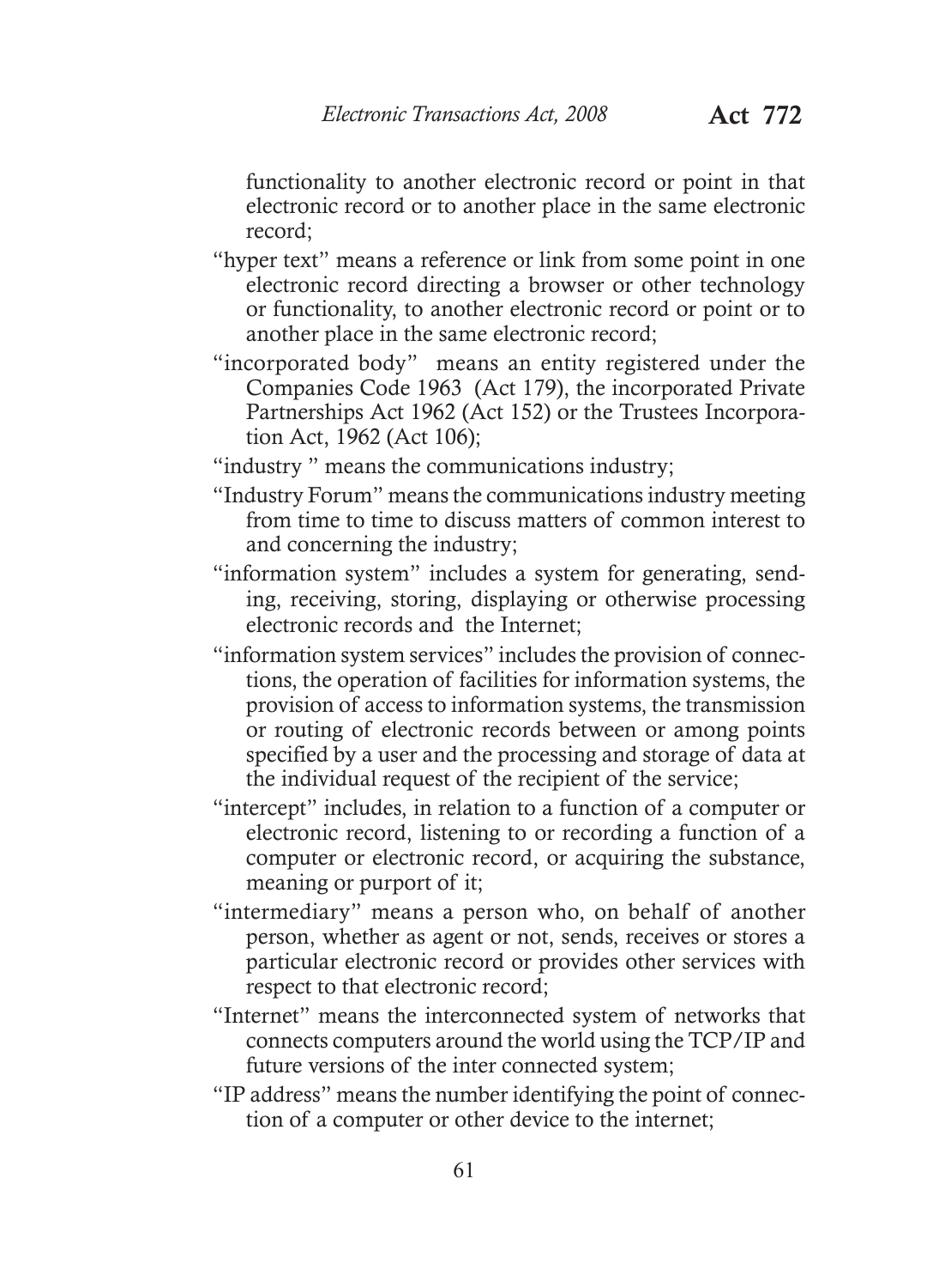functionality to another electronic record or point in that electronic record or to another place in the same electronic record;

"hyper text" means a reference or link from some point in one electronic record directing a browser or other technology or functionality, to another electronic record or point or to another place in the same electronic record;

"incorporated body" means an entity registered under the Companies Code 1963 (Act 179), the incorporated Private Partnerships Act 1962 (Act 152) or the Trustees Incorporation Act, 1962 (Act 106);

"industry " means the communications industry;

"Industry Forum" means the communications industry meeting from time to time to discuss matters of common interest to and concerning the industry;

"information system" includes a system for generating, sending, receiving, storing, displaying or otherwise processing electronic records and the Internet;

"information system services" includes the provision of connections, the operation of facilities for information systems, the provision of access to information systems, the transmission or routing of electronic records between or among points specified by a user and the processing and storage of data at the individual request of the recipient of the service;

"intercept" includes, in relation to a function of a computer or electronic record, listening to or recording a function of a computer or electronic record, or acquiring the substance, meaning or purport of it;

"intermediary" means a person who, on behalf of another person, whether as agent or not, sends, receives or stores a particular electronic record or provides other services with respect to that electronic record;

"Internet" means the interconnected system of networks that connects computers around the world using the TCP/IP and future versions of the inter connected system;

"IP address" means the number identifying the point of connection of a computer or other device to the internet;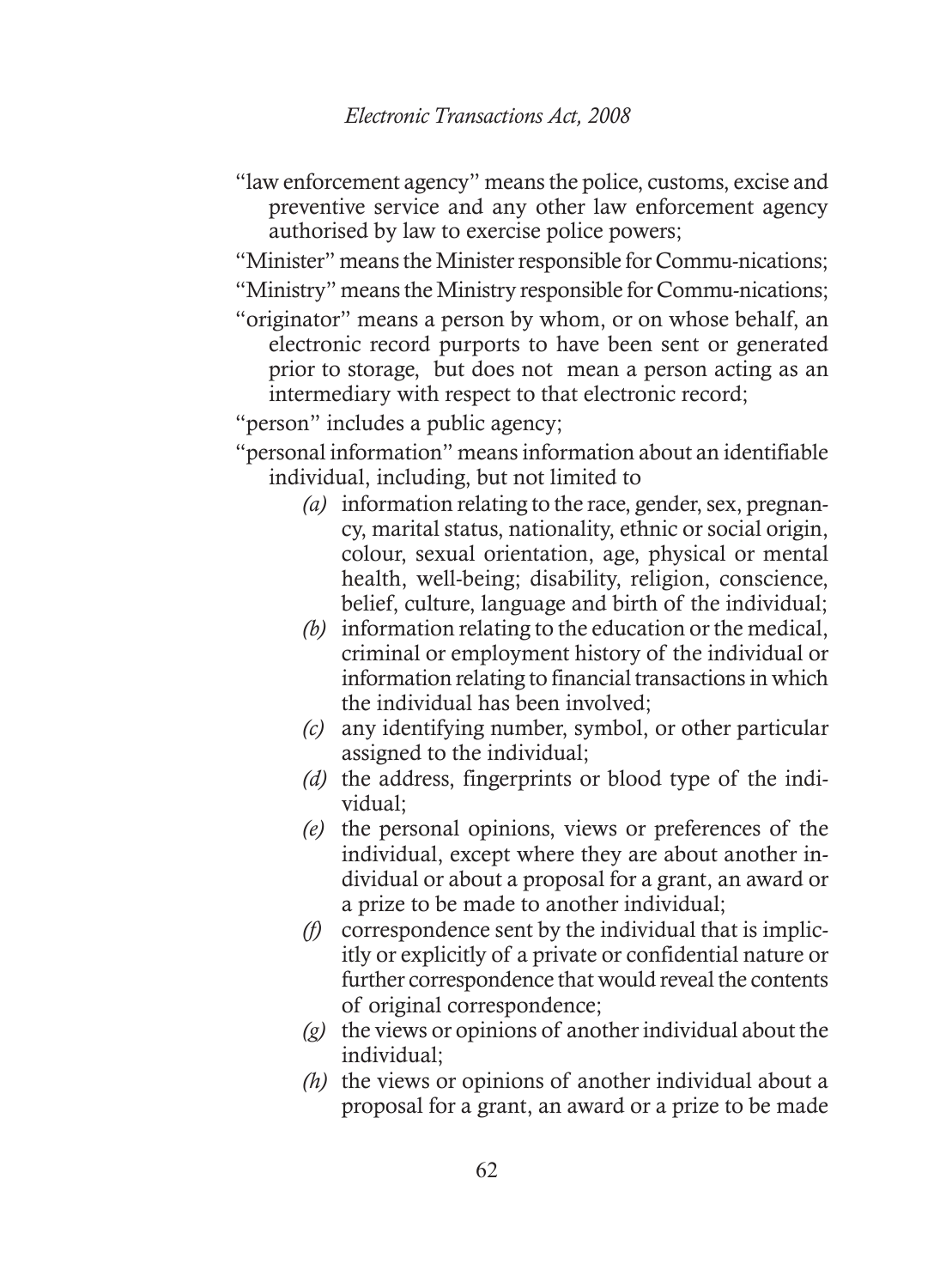"law enforcement agency" means the police, customs, excise and preventive service and any other law enforcement agency authorised by law to exercise police powers;

"Minister" means the Minister responsible for Commu-nications;

"Ministry" means the Ministry responsible for Commu-nications;

"originator" means a person by whom, or on whose behalf, an electronic record purports to have been sent or generated prior to storage, but does not mean a person acting as an intermediary with respect to that electronic record;

"person" includes a public agency;

"personal information" means information about an identifiable individual, including, but not limited to

*(a)* information relating to the race, gender, sex, pregnancy, marital status, nationality, ethnic or social origin, colour, sexual orientation, age, physical or mental health, well-being; disability, religion, conscience, belief, culture, language and birth of the individual;

*(b)* information relating to the education or the medical, criminal or employment history of the individual or information relating to financial transactions in which the individual has been involved;

*(c)* any identifying number, symbol, or other particular assigned to the individual;

*(d)* the address, fingerprints or blood type of the individual;

*(e)* the personal opinions, views or preferences of the individual, except where they are about another individual or about a proposal for a grant, an award or a prize to be made to another individual;

*(f)* correspondence sent by the individual that is implicitly or explicitly of a private or confidential nature or further correspondence that would reveal the contents of original correspondence;

*(g)* the views or opinions of another individual about the individual;

*(h)* the views or opinions of another individual about a proposal for a grant, an award or a prize to be made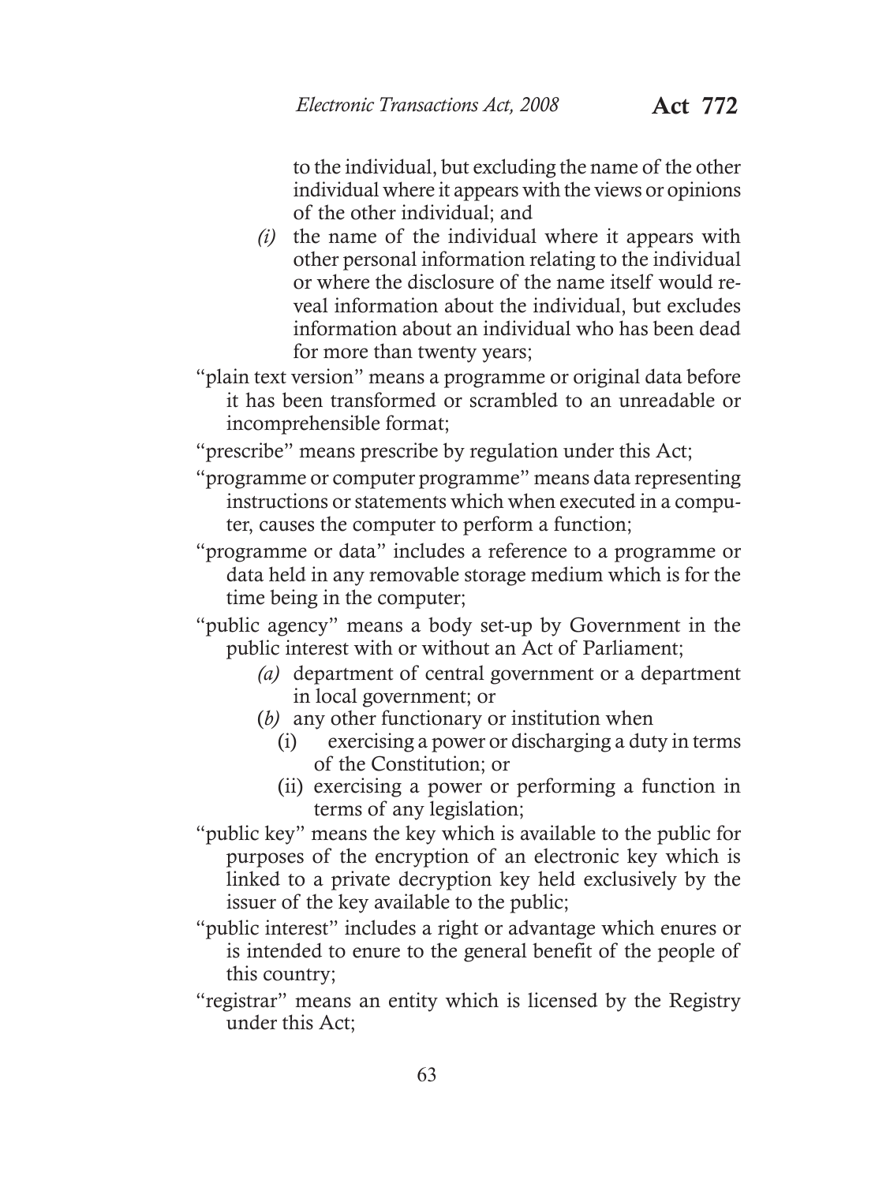to the individual, but excluding the name of the other individual where it appears with the views or opinions of the other individual; and

*(i)* the name of the individual where it appears with other personal information relating to the individual or where the disclosure of the name itself would reveal information about the individual, but excludes information about an individual who has been dead for more than twenty years;

"plain text version" means a programme or original data before it has been transformed or scrambled to an unreadable or incomprehensible format;

"prescribe" means prescribe by regulation under this Act;

"programme or computer programme" means data representing instructions or statements which when executed in a computer, causes the computer to perform a function;

"programme or data" includes a reference to a programme or data held in any removable storage medium which is for the time being in the computer;

"public agency" means a body set-up by Government in the public interest with or without an Act of Parliament;

*(a)* department of central government or a department in local government; or

(*b*) any other functionary or institution when

(i) exercising a power or discharging a duty in terms of the Constitution; or

(ii) exercising a power or performing a function in terms of any legislation;

"public key" means the key which is available to the public for purposes of the encryption of an electronic key which is linked to a private decryption key held exclusively by the issuer of the key available to the public;

"public interest" includes a right or advantage which enures or is intended to enure to the general benefit of the people of this country;

"registrar" means an entity which is licensed by the Registry under this Act;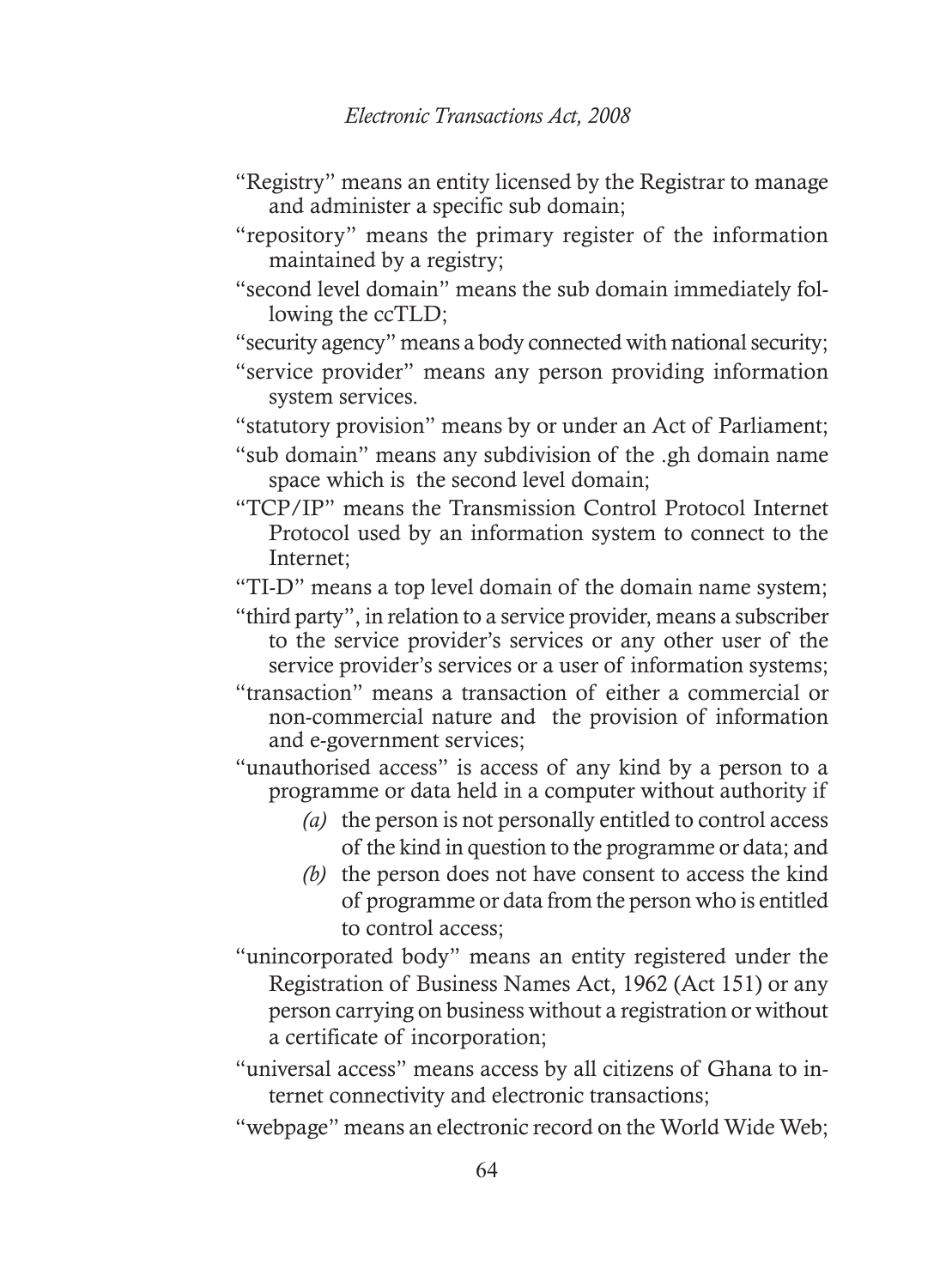"Registry" means an entity licensed by the Registrar to manage and administer a specific sub domain;

"repository" means the primary register of the information maintained by a registry;

"second level domain" means the sub domain immediately following the ccTLD;

"security agency" means a body connected with national security;

"service provider" means any person providing information system services.

"statutory provision" means by or under an Act of Parliament;

"sub domain" means any subdivision of the .gh domain name space which is the second level domain;

"TCP/IP" means the Transmission Control Protocol Internet Protocol used by an information system to connect to the Internet;

"TI-D" means a top level domain of the domain name system;

"third party", in relation to a service provider, means a subscriber to the service provider's services or any other user of the service provider's services or a user of information systems;

"transaction" means a transaction of either a commercial or non-commercial nature and the provision of information and e-government services;

"unauthorised access" is access of any kind by a person to a programme or data held in a computer without authority if

*(a)* the person is not personally entitled to control access of the kind in question to the programme or data; and

*(b)* the person does not have consent to access the kind of programme or data from the person who is entitled to control access;

"unincorporated body" means an entity registered under the Registration of Business Names Act, 1962 (Act 151) or any person carrying on business without a registration or without a certificate of incorporation;

"universal access" means access by all citizens of Ghana to internet connectivity and electronic transactions;

"webpage" means an electronic record on the World Wide Web;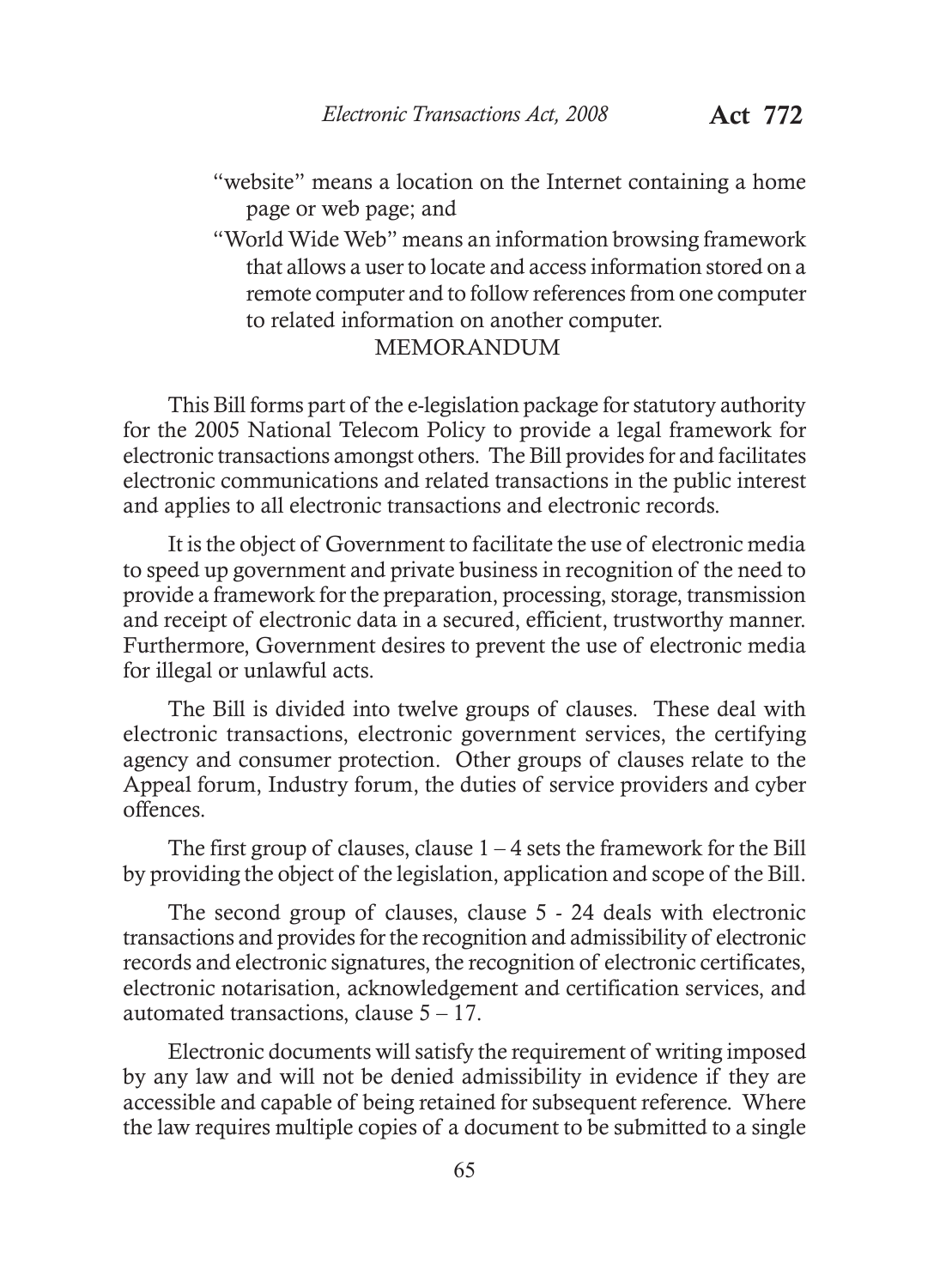"website" means a location on the Internet containing a home page or web page; and

"World Wide Web" means an information browsing framework that allows a user to locate and access information stored on a remote computer and to follow references from one computer to related information on another computer.

## MEMORANDUM

This Bill forms part of the e-legislation package for statutory authority for the 2005 National Telecom Policy to provide a legal framework for electronic transactions amongst others. The Bill provides for and facilitates electronic communications and related transactions in the public interest and applies to all electronic transactions and electronic records.

It is the object of Government to facilitate the use of electronic media to speed up government and private business in recognition of the need to provide a framework for the preparation, processing, storage, transmission and receipt of electronic data in a secured, efficient, trustworthy manner. Furthermore, Government desires to prevent the use of electronic media for illegal or unlawful acts.

The Bill is divided into twelve groups of clauses. These deal with electronic transactions, electronic government services, the certifying agency and consumer protection. Other groups of clauses relate to the Appeal forum, Industry forum, the duties of service providers and cyber offences.

The first group of clauses, clause 1 – 4 sets the framework for the Bill by providing the object of the legislation, application and scope of the Bill.

The second group of clauses, clause 5 - 24 deals with electronic transactions and provides for the recognition and admissibility of electronic records and electronic signatures, the recognition of electronic certificates, electronic notarisation, acknowledgement and certification services, and automated transactions, clause 5 – 17.

Electronic documents will satisfy the requirement of writing imposed by any law and will not be denied admissibility in evidence if they are accessible and capable of being retained for subsequent reference. Where the law requires multiple copies of a document to be submitted to a single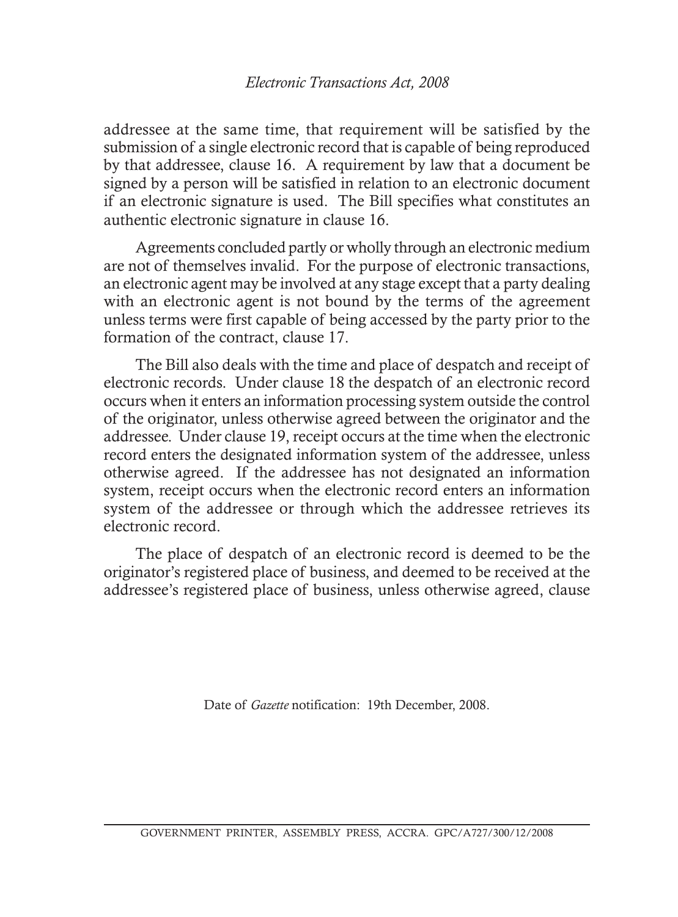addressee at the same time, that requirement will be satisfied by the submission of a single electronic record that is capable of being reproduced by that addressee, clause 16. A requirement by law that a document be signed by a person will be satisfied in relation to an electronic document if an electronic signature is used. The Bill specifies what constitutes an authentic electronic signature in clause 16.

Agreements concluded partly or wholly through an electronic medium are not of themselves invalid. For the purpose of electronic transactions, an electronic agent may be involved at any stage except that a party dealing with an electronic agent is not bound by the terms of the agreement unless terms were first capable of being accessed by the party prior to the formation of the contract, clause 17.

The Bill also deals with the time and place of despatch and receipt of electronic records. Under clause 18 the despatch of an electronic record occurs when it enters an information processing system outside the control of the originator, unless otherwise agreed between the originator and the addressee. Under clause 19, receipt occurs at the time when the electronic record enters the designated information system of the addressee, unless otherwise agreed. If the addressee has not designated an information system, receipt occurs when the electronic record enters an information system of the addressee or through which the addressee retrieves its electronic record.

The place of despatch of an electronic record is deemed to be the originator's registered place of business, and deemed to be received at the addressee's registered place of business, unless otherwise agreed, clause

Date of *Gazette* notification: 19th December, 2008.

GOVERNMENT PRINTER, ASSEMBLY PRESS, ACCRA. GPC/A727/300/12/2008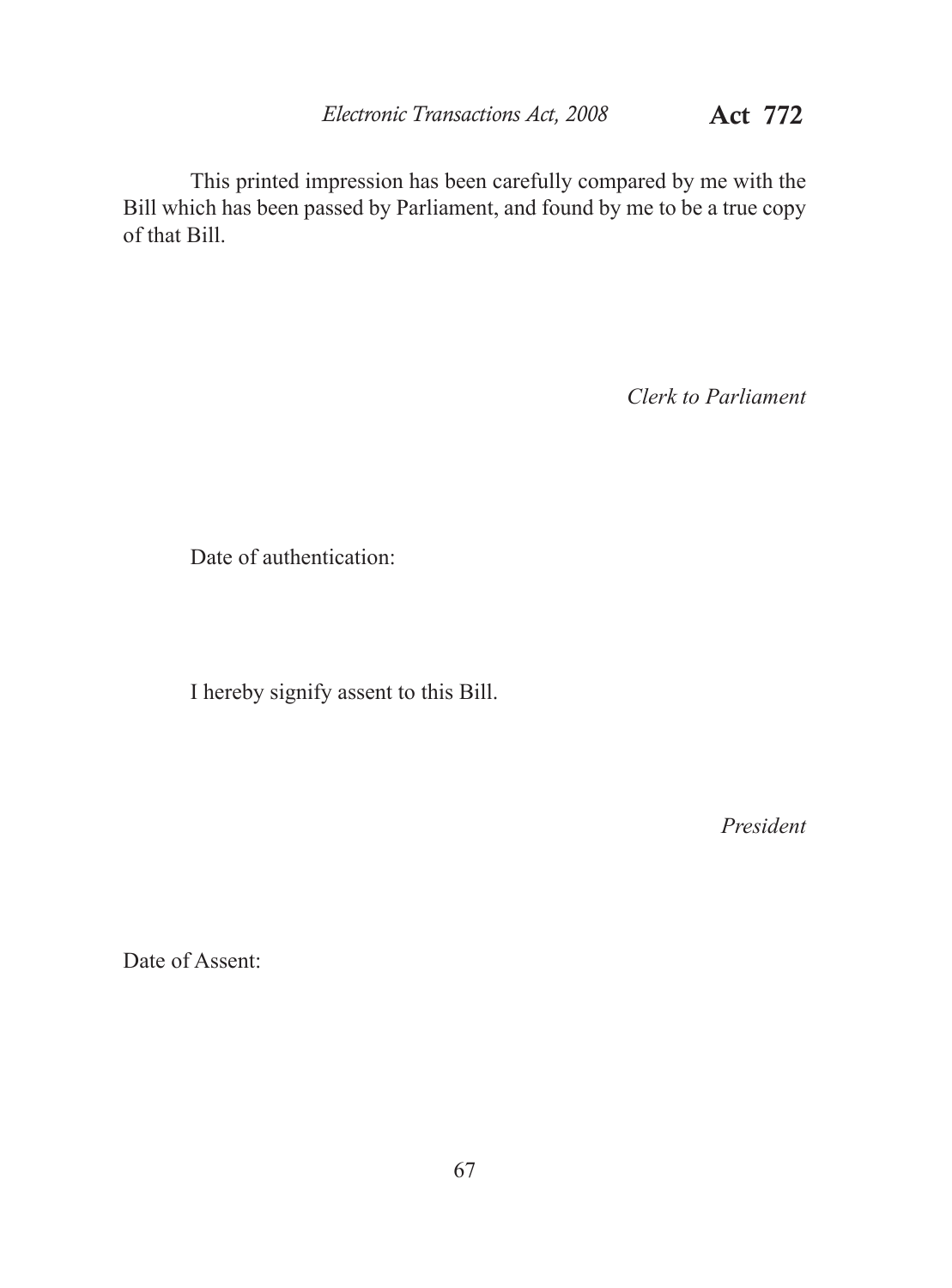This printed impression has been carefully compared by me with the Bill which has been passed by Parliament, and found by me to be a true copy of that Bill.

*Clerk to Parliament*

Date of authentication:

I hereby signify assent to this Bill.

*President*

Date of Assent: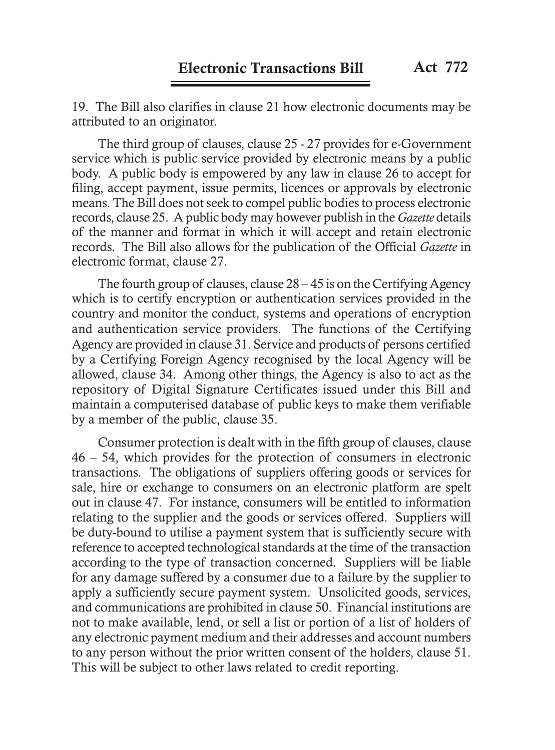19. The Bill also clarifies in clause 21 how electronic documents may be attributed to an originator.

The third group of clauses, clause 25 - 27 provides for e-Government service which is public service provided by electronic means by a public body. A public body is empowered by any law in clause 26 to accept for filing, accept payment, issue permits, licences or approvals by electronic means. The Bill does not seek to compel public bodies to process electronic records, clause 25. A public body may however publish in the *Gazette* details of the manner and format in which it will accept and retain electronic records. The Bill also allows for the publication of the Official *Gazette* in electronic format, clause 27.

The fourth group of clauses, clause 28 – 45 is on the Certifying Agency which is to certify encryption or authentication services provided in the country and monitor the conduct, systems and operations of encryption and authentication service providers. The functions of the Certifying Agency are provided in clause 31. Service and products of persons certified by a Certifying Foreign Agency recognised by the local Agency will be allowed, clause 34. Among other things, the Agency is also to act as the repository of Digital Signature Certificates issued under this Bill and maintain a computerised database of public keys to make them verifiable by a member of the public, clause 35.

Consumer protection is dealt with in the fifth group of clauses, clause 46 – 54, which provides for the protection of consumers in electronic transactions. The obligations of suppliers offering goods or services for sale, hire or exchange to consumers on an electronic platform are spelt out in clause 47. For instance, consumers will be entitled to information relating to the supplier and the goods or services offered. Suppliers will be duty-bound to utilise a payment system that is sufficiently secure with reference to accepted technological standards at the time of the transaction according to the type of transaction concerned. Suppliers will be liable for any damage suffered by a consumer due to a failure by the supplier to apply a sufficiently secure payment system. Unsolicited goods, services, and communications are prohibited in clause 50. Financial institutions are not to make available, lend, or sell a list or portion of a list of holders of any electronic payment medium and their addresses and account numbers to any person without the prior written consent of the holders, clause 51. This will be subject to other laws related to credit reporting.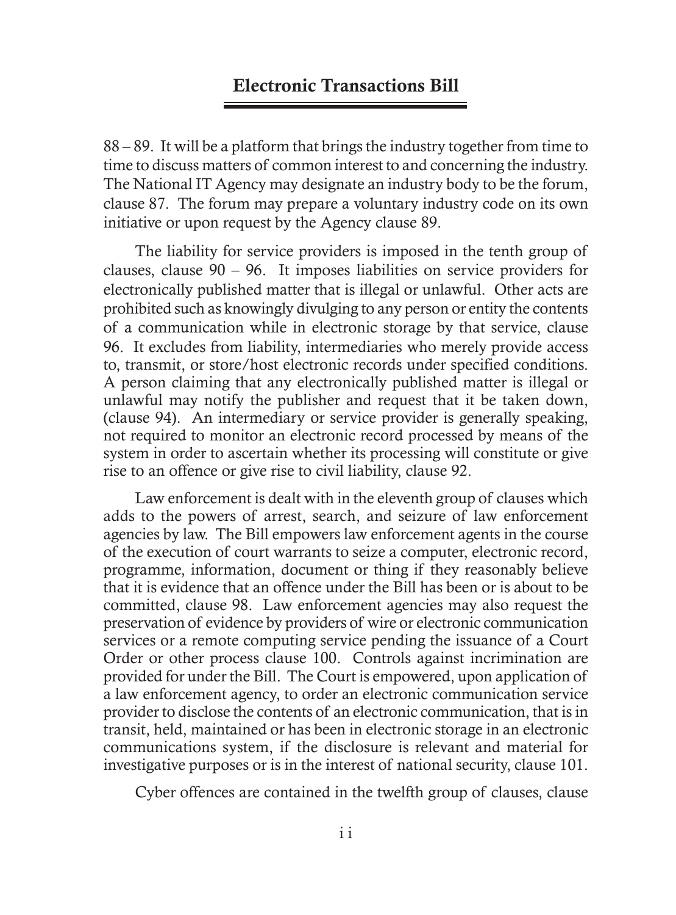88 – 89. It will be a platform that brings the industry together from time to time to discuss matters of common interest to and concerning the industry. The National IT Agency may designate an industry body to be the forum, clause 87. The forum may prepare a voluntary industry code on its own initiative or upon request by the Agency clause 89.

The liability for service providers is imposed in the tenth group of clauses, clause 90 – 96. It imposes liabilities on service providers for electronically published matter that is illegal or unlawful. Other acts are prohibited such as knowingly divulging to any person or entity the contents of a communication while in electronic storage by that service, clause 96. It excludes from liability, intermediaries who merely provide access to, transmit, or store/host electronic records under specified conditions. A person claiming that any electronically published matter is illegal or unlawful may notify the publisher and request that it be taken down, (clause 94). An intermediary or service provider is generally speaking, not required to monitor an electronic record processed by means of the system in order to ascertain whether its processing will constitute or give rise to an offence or give rise to civil liability, clause 92.

Law enforcement is dealt with in the eleventh group of clauses which adds to the powers of arrest, search, and seizure of law enforcement agencies by law. The Bill empowers law enforcement agents in the course of the execution of court warrants to seize a computer, electronic record, programme, information, document or thing if they reasonably believe that it is evidence that an offence under the Bill has been or is about to be committed, clause 98. Law enforcement agencies may also request the preservation of evidence by providers of wire or electronic communication services or a remote computing service pending the issuance of a Court Order or other process clause 100. Controls against incrimination are provided for under the Bill. The Court is empowered, upon application of a law enforcement agency, to order an electronic communication service provider to disclose the contents of an electronic communication, that is in transit, held, maintained or has been in electronic storage in an electronic communications system, if the disclosure is relevant and material for investigative purposes or is in the interest of national security, clause 101.

Cyber offences are contained in the twelfth group of clauses, clause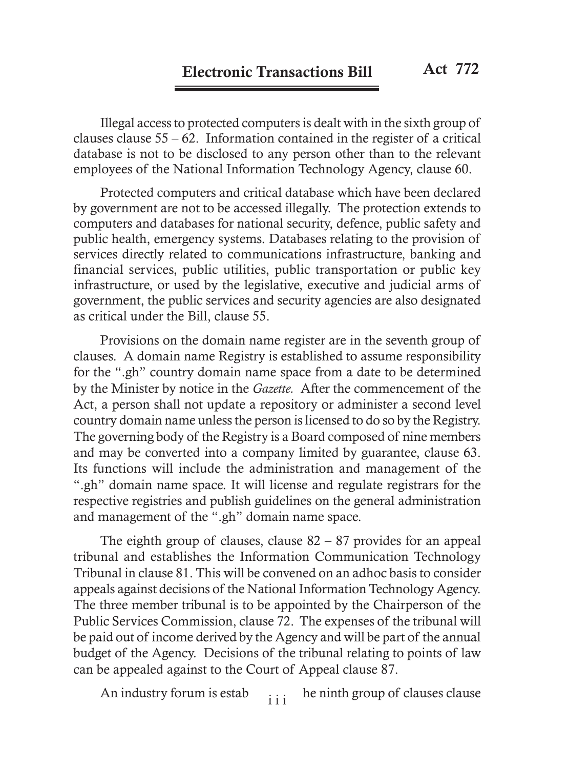Illegal access to protected computers is dealt with in the sixth group of clauses clause 55 – 62. Information contained in the register of a critical database is not to be disclosed to any person other than to the relevant employees of the National Information Technology Agency, clause 60.

Protected computers and critical database which have been declared by government are not to be accessed illegally. The protection extends to computers and databases for national security, defence, public safety and public health, emergency systems. Databases relating to the provision of services directly related to communications infrastructure, banking and financial services, public utilities, public transportation or public key infrastructure, or used by the legislative, executive and judicial arms of government, the public services and security agencies are also designated as critical under the Bill, clause 55.

Provisions on the domain name register are in the seventh group of clauses. A domain name Registry is established to assume responsibility for the ".gh" country domain name space from a date to be determined by the Minister by notice in the *Gazette.* After the commencement of the Act, a person shall not update a repository or administer a second level country domain name unless the person is licensed to do so by the Registry. The governing body of the Registry is a Board composed of nine members and may be converted into a company limited by guarantee, clause 63. Its functions will include the administration and management of the ".gh" domain name space. It will license and regulate registrars for the respective registries and publish guidelines on the general administration and management of the ".gh" domain name space.

The eighth group of clauses, clause 82 – 87 provides for an appeal tribunal and establishes the Information Communication Technology Tribunal in clause 81. This will be convened on an adhoc basis to consider appeals against decisions of the National Information Technology Agency. The three member tribunal is to be appointed by the Chairperson of the Public Services Commission, clause 72. The expenses of the tribunal will be paid out of income derived by the Agency and will be part of the annual budget of the Agency. Decisions of the tribunal relating to points of law can be appealed against to the Court of Appeal clause 87.

An industry forum is estab he ninth group of clauses clause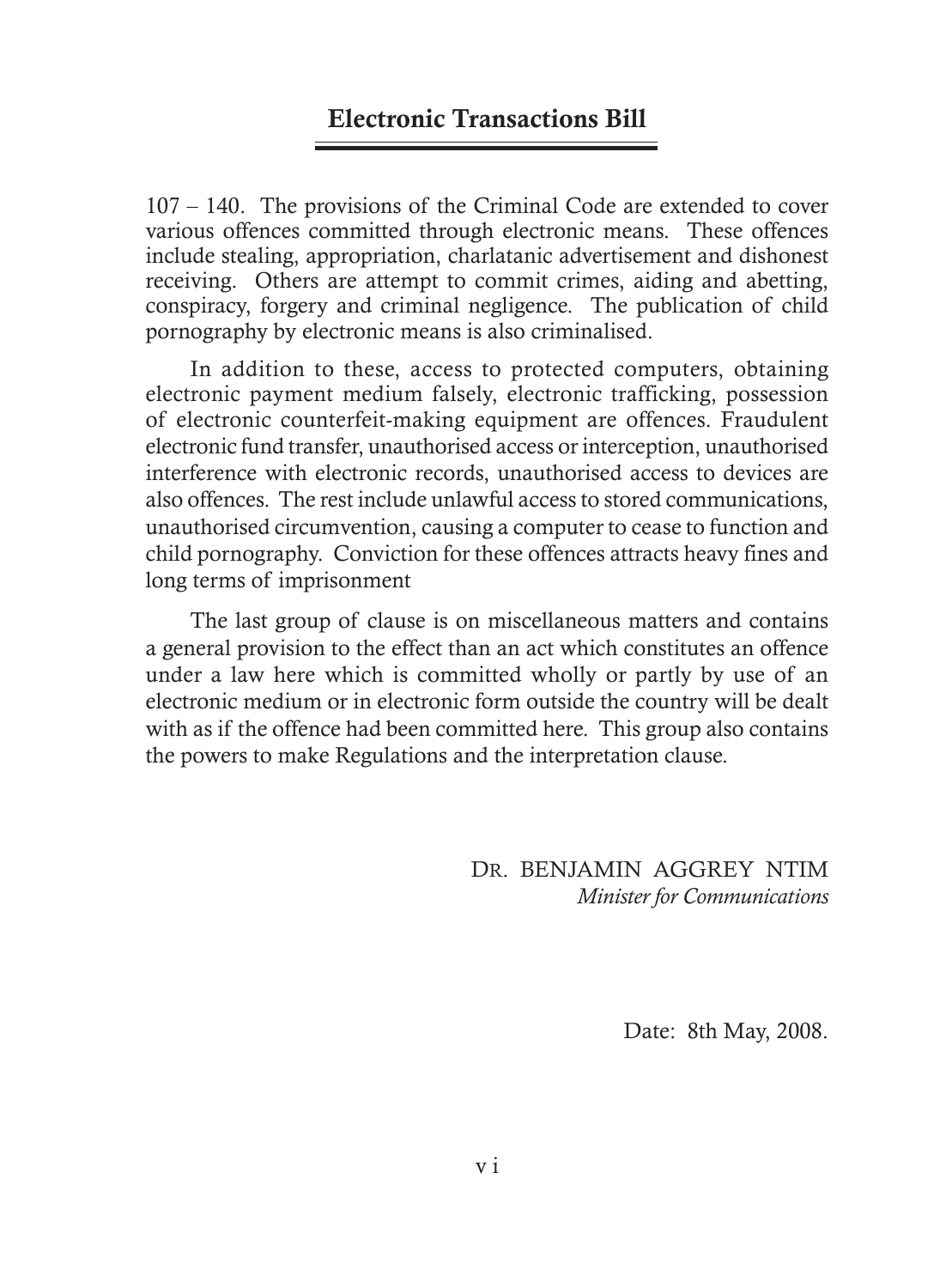107 – 140. The provisions of the Criminal Code are extended to cover various offences committed through electronic means. These offences include stealing, appropriation, charlatanic advertisement and dishonest receiving. Others are attempt to commit crimes, aiding and abetting, conspiracy, forgery and criminal negligence. The publication of child pornography by electronic means is also criminalised.

In addition to these, access to protected computers, obtaining electronic payment medium falsely, electronic trafficking, possession of electronic counterfeit-making equipment are offences. Fraudulent electronic fund transfer, unauthorised access or interception, unauthorised interference with electronic records, unauthorised access to devices are also offences. The rest include unlawful access to stored communications, unauthorised circumvention, causing a computer to cease to function and child pornography. Conviction for these offences attracts heavy fines and long terms of imprisonment

The last group of clause is on miscellaneous matters and contains a general provision to the effect than an act which constitutes an offence under a law here which is committed wholly or partly by use of an electronic medium or in electronic form outside the country will be dealt with as if the offence had been committed here. This group also contains the powers to make Regulations and the interpretation clause.

DR. BENJAMIN AGGREY NTIM
*Minister for Communications*

Date: 8th May, 2008.